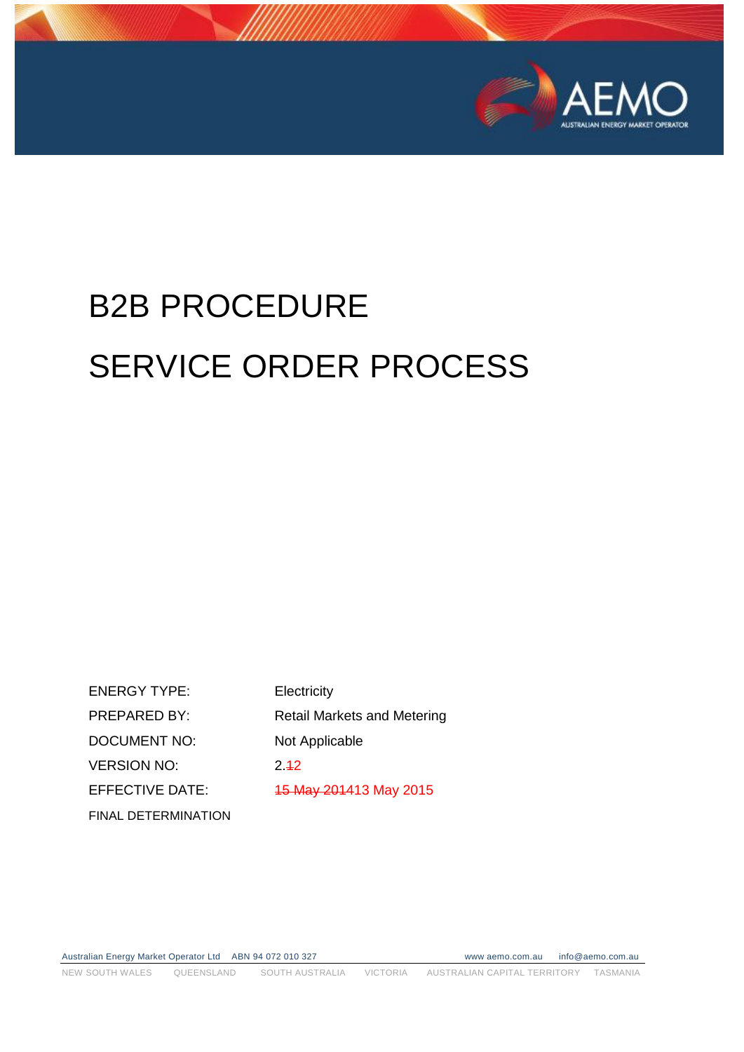# B2B PROCEDURE

# SERVICE ORDER PROCESS

| | |
|---|---|
| ENERGY TYPE: | Electricity |
| PREPARED BY: | Retail Markets and Metering |
| DOCUMENT NO: | Not Applicable |
| VERSION NO: | 2.~~1~~2 |
| EFFECTIVE DATE: | ~~15 May 2014~~13 May 2015 |
| FINAL DETERMINATION | |

Australian Energy Market Operator Ltd ABN 94 072 010 327 www.aemo.com.au info@aemo.com.au

NEW SOUTH WALES QUEENSLAND SOUTH AUSTRALIA VICTORIA AUSTRALIAN CAPITAL TERRITORY TASMANIA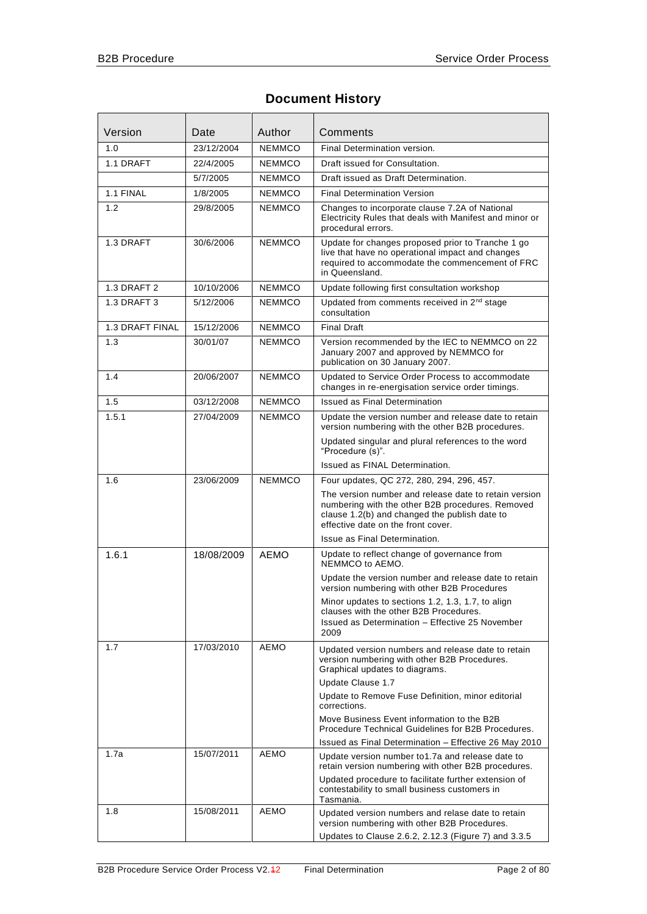# Document History

| Version | Date | Author | Comments |
|---|---|---|---|
| 1.0 | 23/12/2004 | NEMMCO | Final Determination version. |
| 1.1 DRAFT | 22/4/2005 | NEMMCO | Draft issued for Consultation. |
| | 5/7/2005 | NEMMCO | Draft issued as Draft Determination. |
| 1.1 FINAL | 1/8/2005 | NEMMCO | Final Determination Version |
| 1.2 | 29/8/2005 | NEMMCO | Changes to incorporate clause 7.2A of National Electricity Rules that deals with Manifest and minor or procedural errors. |
| 1.3 DRAFT | 30/6/2006 | NEMMCO | Update for changes proposed prior to Tranche 1 go live that have no operational impact and changes required to accommodate the commencement of FRC in Queensland. |
| 1.3 DRAFT 2 | 10/10/2006 | NEMMCO | Update following first consultation workshop |
| 1.3 DRAFT 3 | 5/12/2006 | NEMMCO | Updated from comments received in 2nd stage consultation |
| 1.3 DRAFT FINAL | 15/12/2006 | NEMMCO | Final Draft |
| 1.3 | 30/01/07 | NEMMCO | Version recommended by the IEC to NEMMCO on 22 January 2007 and approved by NEMMCO for publication on 30 January 2007. |
| 1.4 | 20/06/2007 | NEMMCO | Updated to Service Order Process to accommodate changes in re-energisation service order timings. |
| 1.5 | 03/12/2008 | NEMMCO | Issued as Final Determination |
| 1.5.1 | 27/04/2009 | NEMMCO | Update the version number and release date to retain version numbering with the other B2B procedures.<br><br>Updated singular and plural references to the word “Procedure (s)”.<br><br>Issued as FINAL Determination. |
| 1.6 | 23/06/2009 | NEMMCO | Four updates, QC 272, 280, 294, 296, 457.<br><br>The version number and release date to retain version numbering with the other B2B procedures. Removed clause 1.2(b) and changed the publish date to effective date on the front cover.<br><br>Issue as Final Determination. |
| 1.6.1 | 18/08/2009 | AEMO | Update to reflect change of governance from NEMMCO to AEMO.<br><br>Update the version number and release date to retain version numbering with other B2B Procedures<br><br>Minor updates to sections 1.2, 1.3, 1.7, to align clauses with the other B2B Procedures.<br>Issued as Determination – Effective 25 November 2009 |
| 1.7 | 17/03/2010 | AEMO | Updated version numbers and release date to retain version numbering with other B2B Procedures. Graphical updates to diagrams.<br><br>Update Clause 1.7<br><br>Update to Remove Fuse Definition, minor editorial corrections.<br><br>Move Business Event information to the B2B Procedure Technical Guidelines for B2B Procedures.<br><br>Issued as Final Determination – Effective 26 May 2010 |
| 1.7a | 15/07/2011 | AEMO | Update version number to1.7a and release date to retain version numbering with other B2B procedures.<br><br>Updated procedure to facilitate further extension of contestability to small business customers in Tasmania. |
| 1.8 | 15/08/2011 | AEMO | Updated version numbers and relase date to retain version numbering with other B2B Procedures.<br><br>Updates to Clause 2.6.2, 2.12.3 (Figure 7) and 3.3.5 |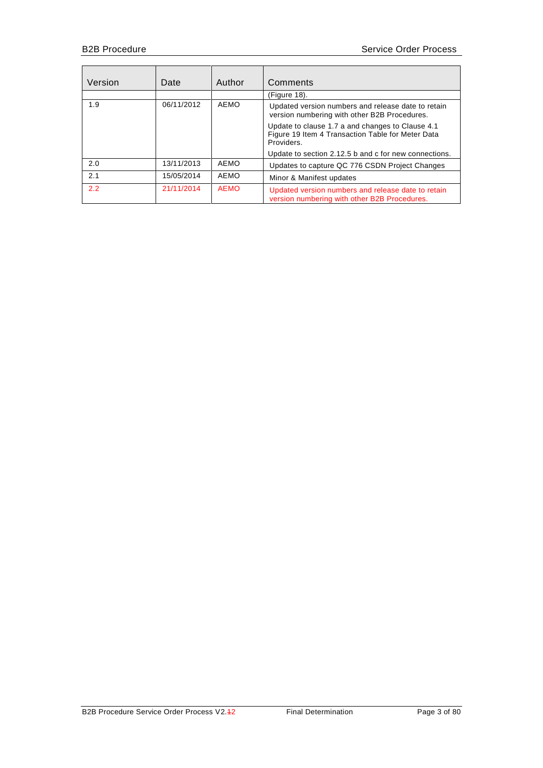| Version | Date | Author | Comments |
| --- | --- | --- | --- |
| | | | (Figure 18). |
| 1.9 | 06/11/2012 | AEMO | Updated version numbers and release date to retain version numbering with other B2B Procedures.<br><br>Update to clause 1.7 a and changes to Clause 4.1 Figure 19 Item 4 Transaction Table for Meter Data Providers.<br><br>Update to section 2.12.5 b and c for new connections. |
| 2.0 | 13/11/2013 | AEMO | Updates to capture QC 776 CSDN Project Changes |
| 2.1 | 15/05/2014 | AEMO | Minor & Manifest updates |
| 2.2 | 21/11/2014 | AEMO | Updated version numbers and release date to retain version numbering with other B2B Procedures. |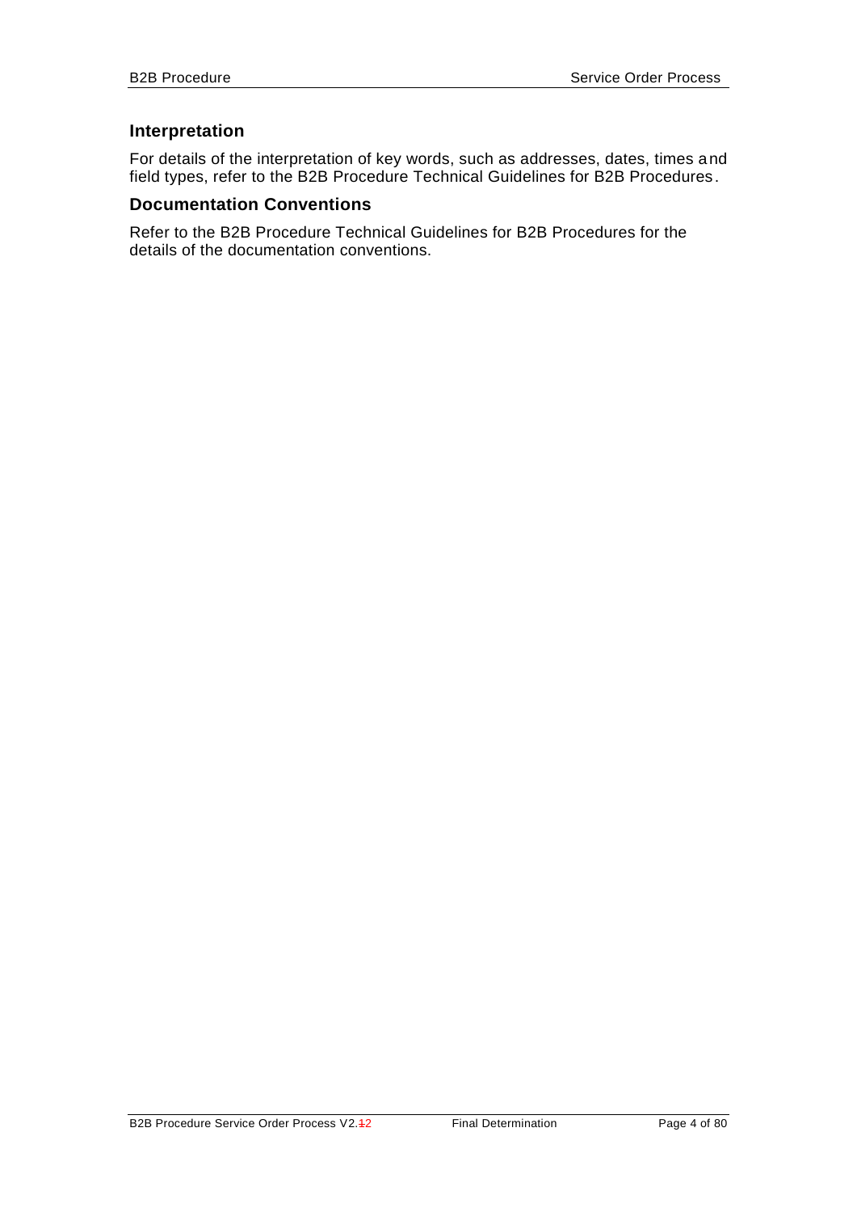## Interpretation

For details of the interpretation of key words, such as addresses, dates, times and field types, refer to the B2B Procedure Technical Guidelines for B2B Procedures.

## Documentation Conventions

Refer to the B2B Procedure Technical Guidelines for B2B Procedures for the details of the documentation conventions.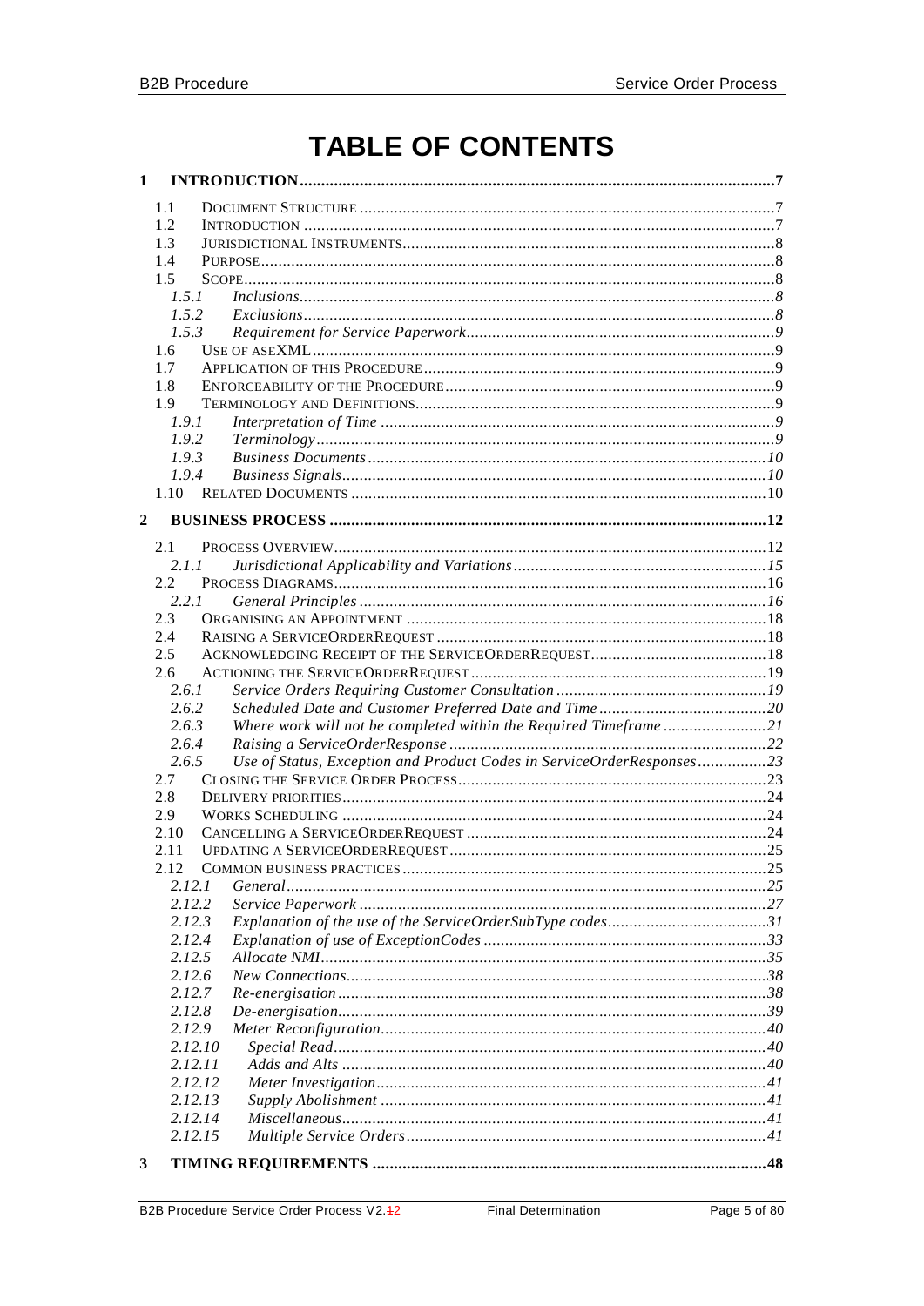# TABLE OF CONTENTS

**1 INTRODUCTION** .......... 7

- 1.1 DOCUMENT STRUCTURE .......... 7
- 1.2 INTRODUCTION .......... 7
- 1.3 JURISDICTIONAL INSTRUMENTS .......... 8
- 1.4 PURPOSE .......... 8
- 1.5 SCOPE .......... 8
  - *1.5.1 Inclusions* .......... 8
  - *1.5.2 Exclusions* .......... 8
  - *1.5.3 Requirement for Service Paperwork* .......... 9
- 1.6 USE OF ASEXML .......... 9
- 1.7 APPLICATION OF THIS PROCEDURE .......... 9
- 1.8 ENFORCEABILITY OF THE PROCEDURE .......... 9
- 1.9 TERMINOLOGY AND DEFINITIONS .......... 9
  - *1.9.1 Interpretation of Time* .......... 9
  - *1.9.2 Terminology* .......... 9
  - *1.9.3 Business Documents* .......... 10
  - *1.9.4 Business Signals* .......... 10
- 1.10 RELATED DOCUMENTS .......... 10

**2 BUSINESS PROCESS** .......... 12

- 2.1 PROCESS OVERVIEW .......... 12
  - *2.1.1 Jurisdictional Applicability and Variations* .......... 15
- 2.2 PROCESS DIAGRAMS .......... 16
  - *2.2.1 General Principles* .......... 16
- 2.3 ORGANISING AN APPOINTMENT .......... 18
- 2.4 RAISING A SERVICEORDERREQUEST .......... 18
- 2.5 ACKNOWLEDGING RECEIPT OF THE SERVICEORDERREQUEST .......... 18
- 2.6 ACTIONING THE SERVICEORDERREQUEST .......... 19
  - *2.6.1 Service Orders Requiring Customer Consultation* .......... 19
  - *2.6.2 Scheduled Date and Customer Preferred Date and Time* .......... 20
  - *2.6.3 Where work will not be completed within the Required Timeframe* .......... 21
  - *2.6.4 Raising a ServiceOrderResponse* .......... 22
  - *2.6.5 Use of Status, Exception and Product Codes in ServiceOrderResponses* .......... 23
- 2.7 CLOSING THE SERVICE ORDER PROCESS .......... 23
- 2.8 DELIVERY PRIORITIES .......... 24
- 2.9 WORKS SCHEDULING .......... 24
- 2.10 CANCELLING A SERVICEORDERREQUEST .......... 24
- 2.11 UPDATING A SERVICEORDERREQUEST .......... 25
- 2.12 COMMON BUSINESS PRACTICES .......... 25
  - *2.12.1 General* .......... 25
  - *2.12.2 Service Paperwork* .......... 27
  - *2.12.3 Explanation of the use of the ServiceOrderSubType codes* .......... 31
  - *2.12.4 Explanation of use of ExceptionCodes* .......... 33
  - *2.12.5 Allocate NMI* .......... 35
  - *2.12.6 New Connections* .......... 38
  - *2.12.7 Re-energisation* .......... 38
  - *2.12.8 De-energisation* .......... 39
  - *2.12.9 Meter Reconfiguration* .......... 40
  - *2.12.10 Special Read* .......... 40
  - *2.12.11 Adds and Alts* .......... 40
  - *2.12.12 Meter Investigation* .......... 41
  - *2.12.13 Supply Abolishment* .......... 41
  - *2.12.14 Miscellaneous* .......... 41
  - *2.12.15 Multiple Service Orders* .......... 41

**3 TIMING REQUIREMENTS** .......... 48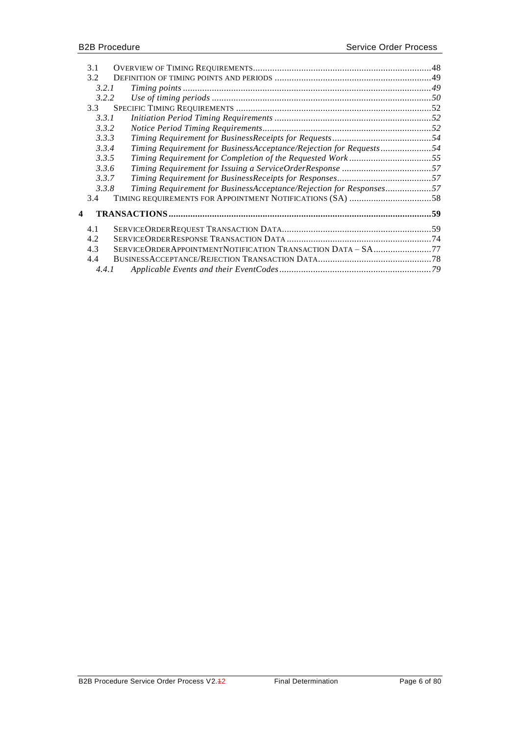3.1 OVERVIEW OF TIMING REQUIREMENTS....48
3.2 DEFINITION OF TIMING POINTS AND PERIODS ....49
*3.2.1 Timing points ....49*
*3.2.2 Use of timing periods ....50*
3.3 SPECIFIC TIMING REQUIREMENTS ....52
*3.3.1 Initiation Period Timing Requirements ....52*
*3.3.2 Notice Period Timing Requirements....52*
*3.3.3 Timing Requirement for BusinessReceipts for Requests....54*
*3.3.4 Timing Requirement for BusinessAcceptance/Rejection for Requests....54*
*3.3.5 Timing Requirement for Completion of the Requested Work ....55*
*3.3.6 Timing Requirement for Issuing a ServiceOrderResponse ....57*
*3.3.7 Timing Requirement for BusinessReceipts for Responses....57*
*3.3.8 Timing Requirement for BusinessAcceptance/Rejection for Responses....57*
3.4 TIMING REQUIREMENTS FOR APPOINTMENT NOTIFICATIONS (SA) ....58

**4 TRANSACTIONS....59**

4.1 SERVICEORDERREQUEST TRANSACTION DATA....59
4.2 SERVICEORDERRESPONSE TRANSACTION DATA ....74
4.3 SERVICEORDERAPPOINTMENTNOTIFICATION TRANSACTION DATA – SA....77
4.4 BUSINESSACCEPTANCE/REJECTION TRANSACTION DATA....78
*4.4.1 Applicable Events and their EventCodes....79*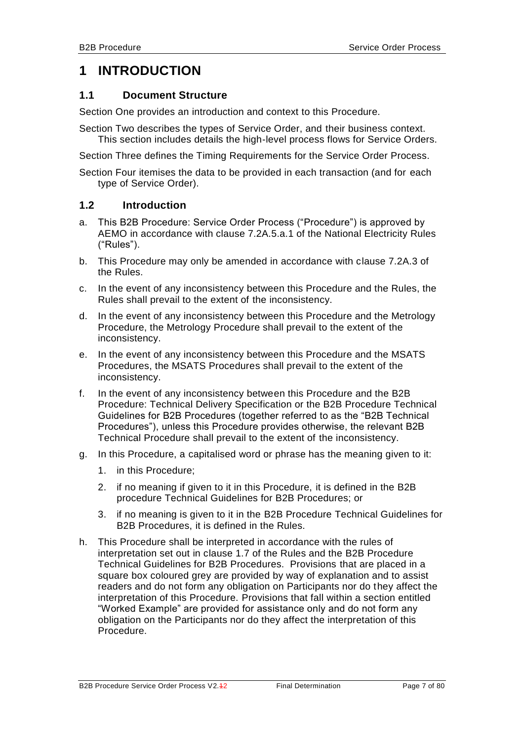# 1 INTRODUCTION

## 1.1 Document Structure

Section One provides an introduction and context to this Procedure.

Section Two describes the types of Service Order, and their business context. This section includes details the high-level process flows for Service Orders.

Section Three defines the Timing Requirements for the Service Order Process.

Section Four itemises the data to be provided in each transaction (and for each type of Service Order).

## 1.2 Introduction

a. This B2B Procedure: Service Order Process ("Procedure") is approved by AEMO in accordance with clause 7.2A.5.a.1 of the National Electricity Rules ("Rules").

b. This Procedure may only be amended in accordance with clause 7.2A.3 of the Rules.

c. In the event of any inconsistency between this Procedure and the Rules, the Rules shall prevail to the extent of the inconsistency.

d. In the event of any inconsistency between this Procedure and the Metrology Procedure, the Metrology Procedure shall prevail to the extent of the inconsistency.

e. In the event of any inconsistency between this Procedure and the MSATS Procedures, the MSATS Procedures shall prevail to the extent of the inconsistency.

f. In the event of any inconsistency between this Procedure and the B2B Procedure: Technical Delivery Specification or the B2B Procedure Technical Guidelines for B2B Procedures (together referred to as the "B2B Technical Procedures"), unless this Procedure provides otherwise, the relevant B2B Technical Procedure shall prevail to the extent of the inconsistency.

g. In this Procedure, a capitalised word or phrase has the meaning given to it:

   1. in this Procedure;

   2. if no meaning if given to it in this Procedure, it is defined in the B2B procedure Technical Guidelines for B2B Procedures; or

   3. if no meaning is given to it in the B2B Procedure Technical Guidelines for B2B Procedures, it is defined in the Rules.

h. This Procedure shall be interpreted in accordance with the rules of interpretation set out in clause 1.7 of the Rules and the B2B Procedure Technical Guidelines for B2B Procedures. Provisions that are placed in a square box coloured grey are provided by way of explanation and to assist readers and do not form any obligation on Participants nor do they affect the interpretation of this Procedure. Provisions that fall within a section entitled "Worked Example" are provided for assistance only and do not form any obligation on the Participants nor do they affect the interpretation of this Procedure.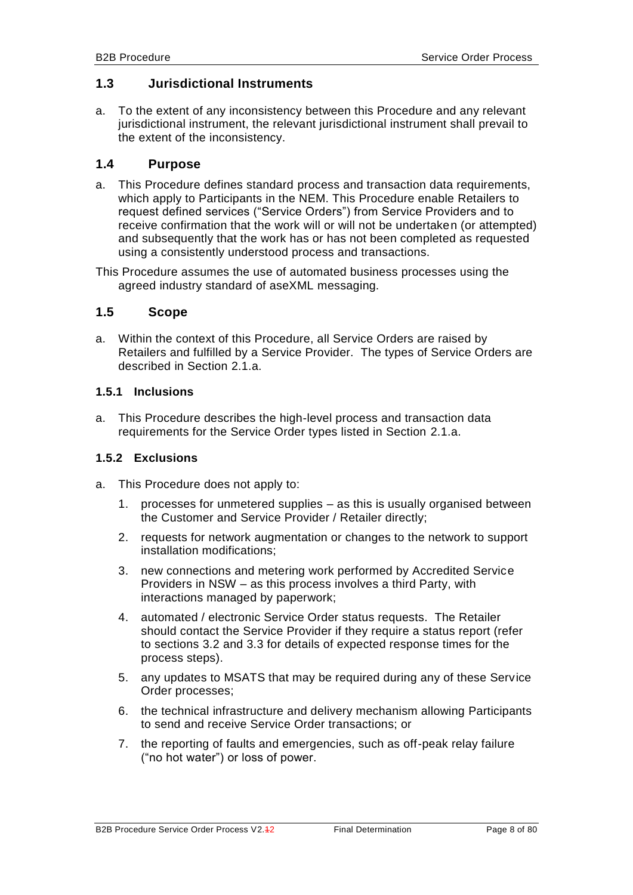## 1.3 Jurisdictional Instruments

a. To the extent of any inconsistency between this Procedure and any relevant jurisdictional instrument, the relevant jurisdictional instrument shall prevail to the extent of the inconsistency.

## 1.4 Purpose

a. This Procedure defines standard process and transaction data requirements, which apply to Participants in the NEM. This Procedure enable Retailers to request defined services ("Service Orders") from Service Providers and to receive confirmation that the work will or will not be undertaken (or attempted) and subsequently that the work has or has not been completed as requested using a consistently understood process and transactions.

This Procedure assumes the use of automated business processes using the agreed industry standard of aseXML messaging.

## 1.5 Scope

a. Within the context of this Procedure, all Service Orders are raised by Retailers and fulfilled by a Service Provider. The types of Service Orders are described in Section 2.1.a.

### 1.5.1 Inclusions

a. This Procedure describes the high-level process and transaction data requirements for the Service Order types listed in Section 2.1.a.

### 1.5.2 Exclusions

a. This Procedure does not apply to:

   1. processes for unmetered supplies – as this is usually organised between the Customer and Service Provider / Retailer directly;
   2. requests for network augmentation or changes to the network to support installation modifications;
   3. new connections and metering work performed by Accredited Service Providers in NSW – as this process involves a third Party, with interactions managed by paperwork;
   4. automated / electronic Service Order status requests. The Retailer should contact the Service Provider if they require a status report (refer to sections 3.2 and 3.3 for details of expected response times for the process steps).
   5. any updates to MSATS that may be required during any of these Service Order processes;
   6. the technical infrastructure and delivery mechanism allowing Participants to send and receive Service Order transactions; or
   7. the reporting of faults and emergencies, such as off-peak relay failure ("no hot water") or loss of power.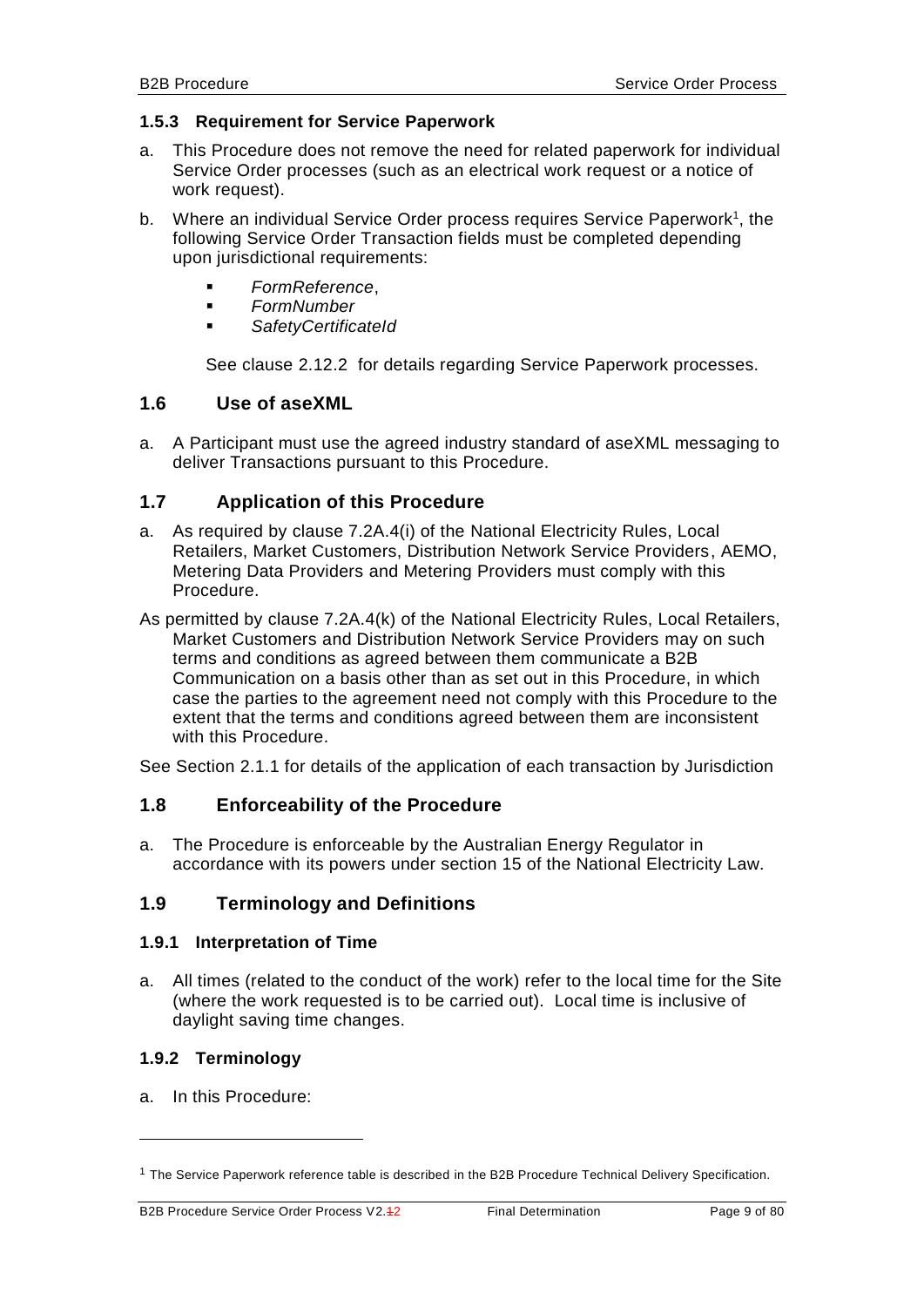### 1.5.3 Requirement for Service Paperwork

a. This Procedure does not remove the need for related paperwork for individual Service Order processes (such as an electrical work request or a notice of work request).

b. Where an individual Service Order process requires Service Paperwork[1], the following Service Order Transaction fields must be completed depending upon jurisdictional requirements:

- *FormReference*,
- *FormNumber*
- *SafetyCertificateId*

See clause 2.12.2 for details regarding Service Paperwork processes.

## 1.6 Use of aseXML

a. A Participant must use the agreed industry standard of aseXML messaging to deliver Transactions pursuant to this Procedure.

## 1.7 Application of this Procedure

a. As required by clause 7.2A.4(i) of the National Electricity Rules, Local Retailers, Market Customers, Distribution Network Service Providers, AEMO, Metering Data Providers and Metering Providers must comply with this Procedure.

As permitted by clause 7.2A.4(k) of the National Electricity Rules, Local Retailers, Market Customers and Distribution Network Service Providers may on such terms and conditions as agreed between them communicate a B2B Communication on a basis other than as set out in this Procedure, in which case the parties to the agreement need not comply with this Procedure to the extent that the terms and conditions agreed between them are inconsistent with this Procedure.

See Section 2.1.1 for details of the application of each transaction by Jurisdiction

## 1.8 Enforceability of the Procedure

a. The Procedure is enforceable by the Australian Energy Regulator in accordance with its powers under section 15 of the National Electricity Law.

## 1.9 Terminology and Definitions

### 1.9.1 Interpretation of Time

a. All times (related to the conduct of the work) refer to the local time for the Site (where the work requested is to be carried out). Local time is inclusive of daylight saving time changes.

### 1.9.2 Terminology

a. In this Procedure:

---

[1] The Service Paperwork reference table is described in the B2B Procedure Technical Delivery Specification.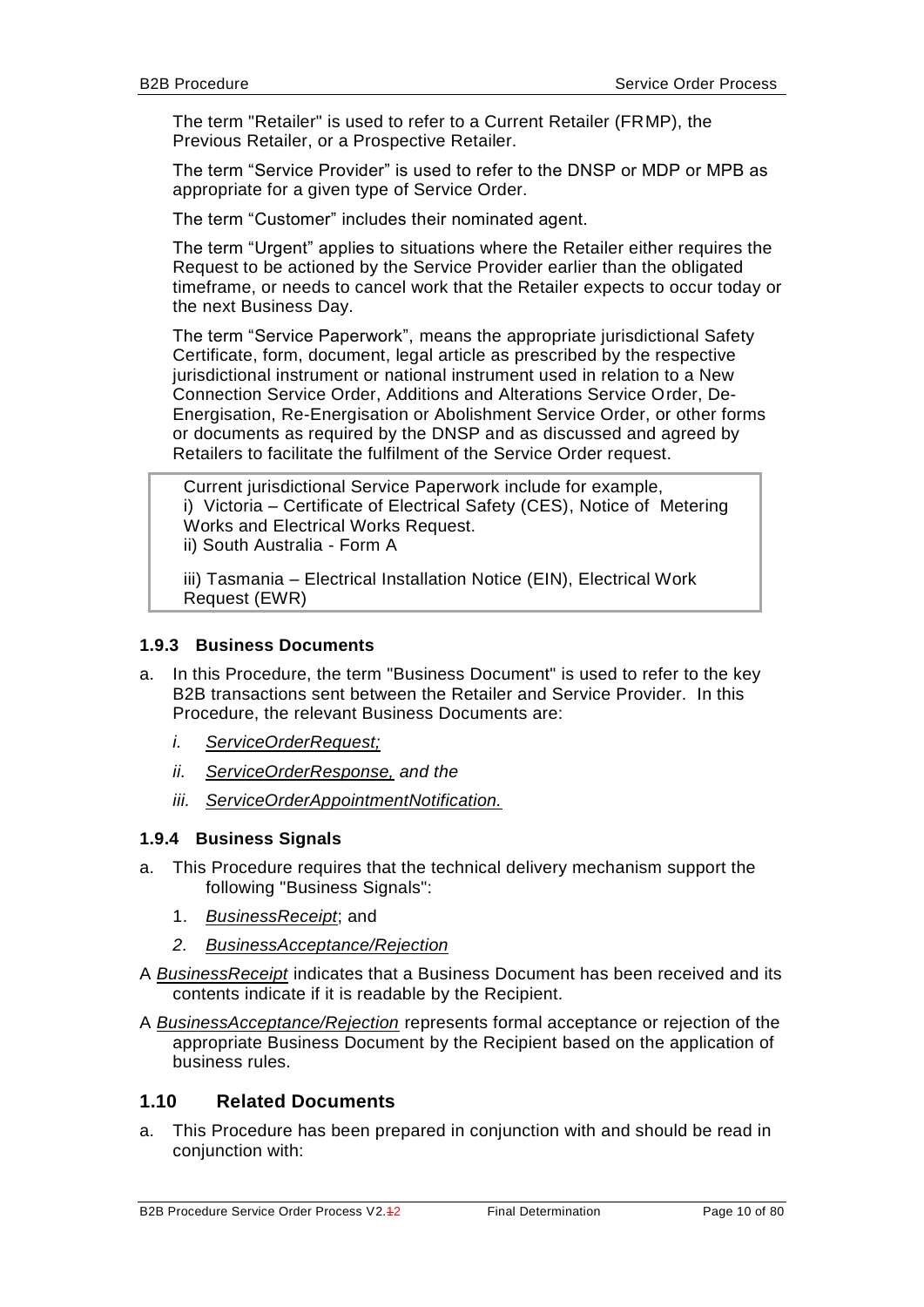The term "Retailer" is used to refer to a Current Retailer (FRMP), the Previous Retailer, or a Prospective Retailer.

The term "Service Provider" is used to refer to the DNSP or MDP or MPB as appropriate for a given type of Service Order.

The term "Customer" includes their nominated agent.

The term "Urgent" applies to situations where the Retailer either requires the Request to be actioned by the Service Provider earlier than the obligated timeframe, or needs to cancel work that the Retailer expects to occur today or the next Business Day.

The term "Service Paperwork", means the appropriate jurisdictional Safety Certificate, form, document, legal article as prescribed by the respective jurisdictional instrument or national instrument used in relation to a New Connection Service Order, Additions and Alterations Service Order, De-Energisation, Re-Energisation or Abolishment Service Order, or other forms or documents as required by the DNSP and as discussed and agreed by Retailers to facilitate the fulfilment of the Service Order request.

> Current jurisdictional Service Paperwork include for example,
> i) Victoria – Certificate of Electrical Safety (CES), Notice of Metering Works and Electrical Works Request.
> ii) South Australia - Form A
>
> iii) Tasmania – Electrical Installation Notice (EIN), Electrical Work Request (EWR)

### 1.9.3 Business Documents

a. In this Procedure, the term "Business Document" is used to refer to the key B2B transactions sent between the Retailer and Service Provider. In this Procedure, the relevant Business Documents are:

   *i.* *ServiceOrderRequest;*

   *ii.* *ServiceOrderResponse,* *and the*

   *iii.* *ServiceOrderAppointmentNotification.*

### 1.9.4 Business Signals

a. This Procedure requires that the technical delivery mechanism support the following "Business Signals":

   1. *BusinessReceipt*; and

   *2.* *BusinessAcceptance/Rejection*

A *BusinessReceipt* indicates that a Business Document has been received and its contents indicate if it is readable by the Recipient.

A *BusinessAcceptance/Rejection* represents formal acceptance or rejection of the appropriate Business Document by the Recipient based on the application of business rules.

## 1.10 Related Documents

a. This Procedure has been prepared in conjunction with and should be read in conjunction with: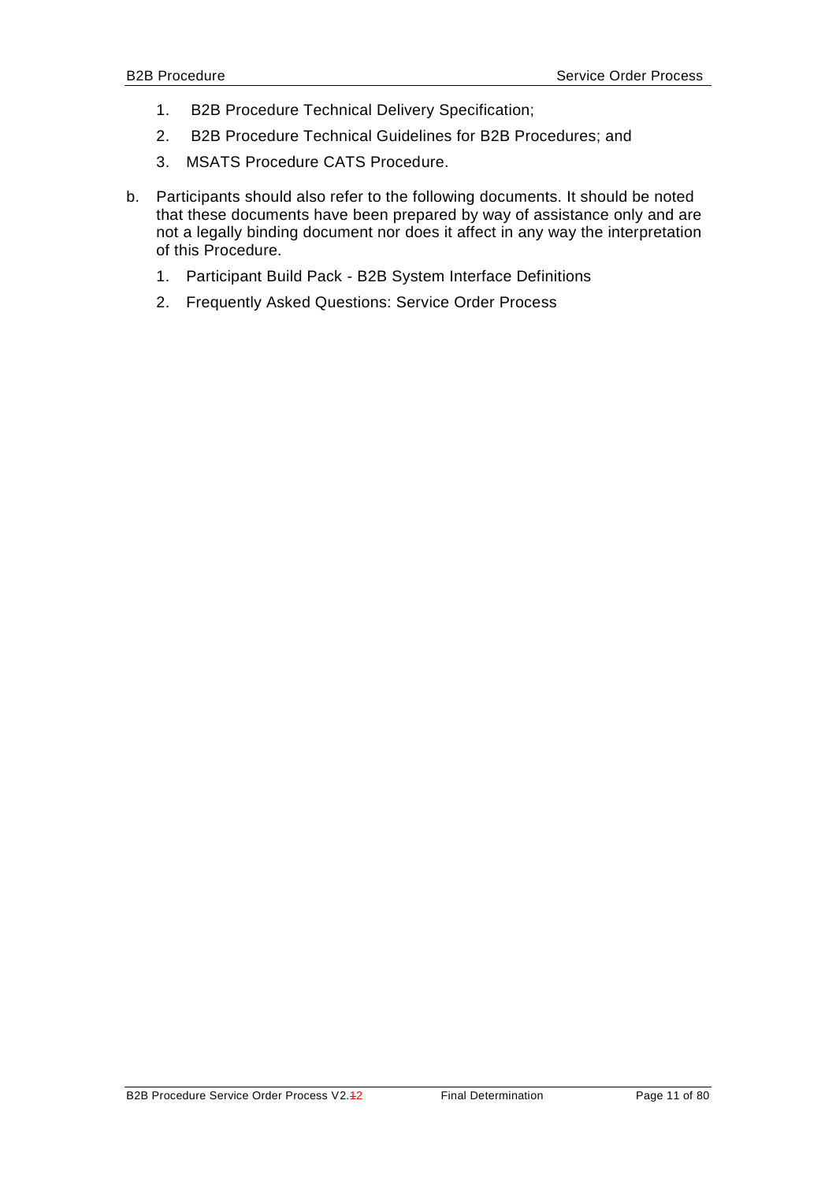1. B2B Procedure Technical Delivery Specification;
2. B2B Procedure Technical Guidelines for B2B Procedures; and
3. MSATS Procedure CATS Procedure.

b. Participants should also refer to the following documents. It should be noted that these documents have been prepared by way of assistance only and are not a legally binding document nor does it affect in any way the interpretation of this Procedure.

1. Participant Build Pack - B2B System Interface Definitions
2. Frequently Asked Questions: Service Order Process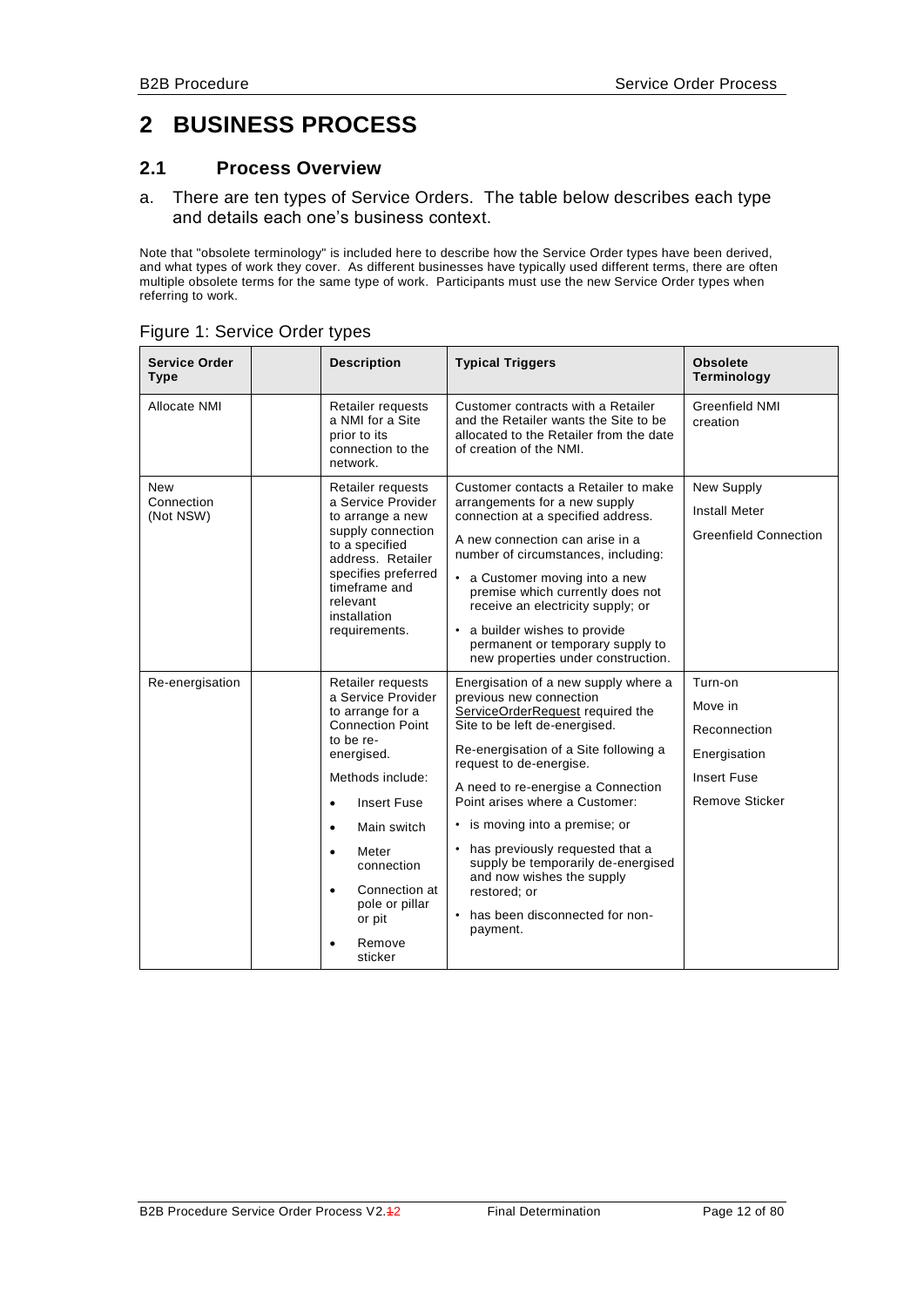# 2 BUSINESS PROCESS

## 2.1 Process Overview

a. There are ten types of Service Orders. The table below describes each type and details each one's business context.

Note that "obsolete terminology" is included here to describe how the Service Order types have been derived, and what types of work they cover. As different businesses have typically used different terms, there are often multiple obsolete terms for the same type of work. Participants must use the new Service Order types when referring to work.

Figure 1: Service Order types

| Service Order Type | | Description | Typical Triggers | Obsolete Terminology |
|---|---|---|---|---|
| Allocate NMI | | Retailer requests a NMI for a Site prior to its connection to the network. | Customer contracts with a Retailer and the Retailer wants the Site to be allocated to the Retailer from the date of creation of the NMI. | Greenfield NMI creation |
| New Connection (Not NSW) | | Retailer requests a Service Provider to arrange a new supply connection to a specified address. Retailer specifies preferred timeframe and relevant installation requirements. | Customer contacts a Retailer to make arrangements for a new supply connection at a specified address.<br><br>A new connection can arise in a number of circumstances, including:<br>• a Customer moving into a new premise which currently does not receive an electricity supply; or<br>• a builder wishes to provide permanent or temporary supply to new properties under construction. | New Supply<br><br>Install Meter<br><br>Greenfield Connection |
| Re-energisation | | Retailer requests a Service Provider to arrange for a Connection Point to be re-energised.<br><br>Methods include:<br>• Insert Fuse<br>• Main switch<br>• Meter connection<br>• Connection at pole or pillar or pit<br>• Remove sticker | Energisation of a new supply where a previous new connection ServiceOrderRequest required the Site to be left de-energised.<br><br>Re-energisation of a Site following a request to de-energise.<br><br>A need to re-energise a Connection Point arises where a Customer:<br>• is moving into a premise; or<br>• has previously requested that a supply be temporarily de-energised and now wishes the supply restored; or<br>• has been disconnected for non-payment. | Turn-on<br><br>Move in<br><br>Reconnection<br><br>Energisation<br><br>Insert Fuse<br><br>Remove Sticker |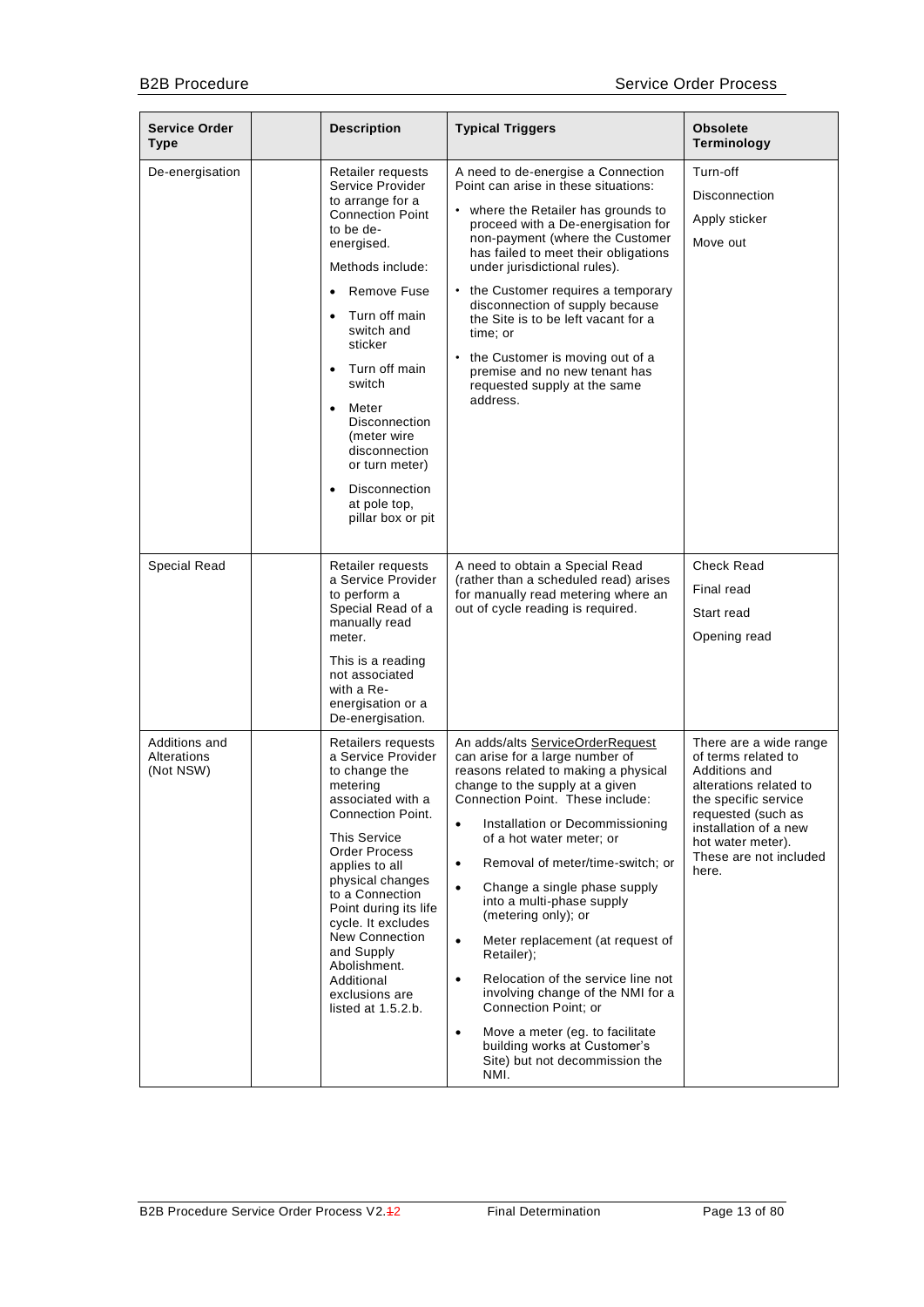| Service Order Type | | Description | Typical Triggers | Obsolete Terminology |
|---|---|---|---|---|
| De-energisation | | Retailer requests Service Provider to arrange for a Connection Point to be de-energised.<br><br>Methods include:<br>• Remove Fuse<br>• Turn off main switch and sticker<br>• Turn off main switch<br>• Meter Disconnection (meter wire disconnection or turn meter)<br>• Disconnection at pole top, pillar box or pit | A need to de-energise a Connection Point can arise in these situations:<br>• where the Retailer has grounds to proceed with a De-energisation for non-payment (where the Customer has failed to meet their obligations under jurisdictional rules).<br>• the Customer requires a temporary disconnection of supply because the Site is to be left vacant for a time; or<br>• the Customer is moving out of a premise and no new tenant has requested supply at the same address. | Turn-off<br><br>Disconnection<br><br>Apply sticker<br><br>Move out |
| Special Read | | Retailer requests a Service Provider to perform a Special Read of a manually read meter.<br><br>This is a reading not associated with a Re-energisation or a De-energisation. | A need to obtain a Special Read (rather than a scheduled read) arises for manually read metering where an out of cycle reading is required. | Check Read<br><br>Final read<br><br>Start read<br><br>Opening read |
| Additions and Alterations (Not NSW) | | Retailers requests a Service Provider to change the metering associated with a Connection Point.<br><br>This Service Order Process applies to all physical changes to a Connection Point during its life cycle. It excludes New Connection and Supply Abolishment. Additional exclusions are listed at 1.5.2.b. | An adds/alts ServiceOrderRequest can arise for a large number of reasons related to making a physical change to the supply at a given Connection Point. These include:<br>• Installation or Decommissioning of a hot water meter; or<br>• Removal of meter/time-switch; or<br>• Change a single phase supply into a multi-phase supply (metering only); or<br>• Meter replacement (at request of Retailer);<br>• Relocation of the service line not involving change of the NMI for a Connection Point; or<br>• Move a meter (eg. to facilitate building works at Customer's Site) but not decommission the NMI. | There are a wide range of terms related to Additions and alterations related to the specific service requested (such as installation of a new hot water meter). These are not included here. |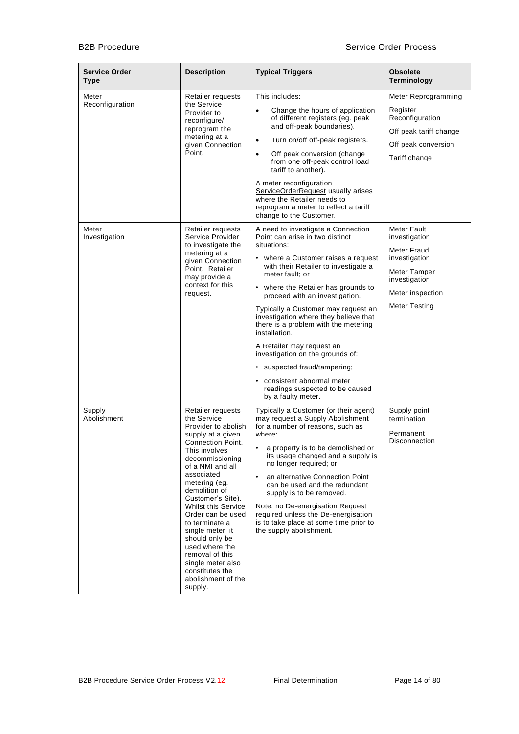| Service Order Type | | Description | Typical Triggers | Obsolete Terminology |
|---|---|---|---|---|
| Meter Reconfiguration | | Retailer requests the Service Provider to reconfigure/ reprogram the metering at a given Connection Point. | This includes: <br>• Change the hours of application of different registers (eg. peak and off-peak boundaries).<br>• Turn on/off off-peak registers.<br>• Off peak conversion (change from one off-peak control load tariff to another).<br>A meter reconfiguration ServiceOrderRequest usually arises where the Retailer needs to reprogram a meter to reflect a tariff change to the Customer. | Meter Reprogramming<br>Register Reconfiguration<br>Off peak tariff change<br>Off peak conversion<br>Tariff change |
| Meter Investigation | | Retailer requests Service Provider to investigate the metering at a given Connection Point. Retailer may provide a context for this request. | A need to investigate a Connection Point can arise in two distinct situations:<br>• where a Customer raises a request with their Retailer to investigate a meter fault; or<br>• where the Retailer has grounds to proceed with an investigation.<br>Typically a Customer may request an investigation where they believe that there is a problem with the metering installation.<br>A Retailer may request an investigation on the grounds of:<br>• suspected fraud/tampering;<br>• consistent abnormal meter readings suspected to be caused by a faulty meter. | Meter Fault investigation<br>Meter Fraud investigation<br>Meter Tamper investigation<br>Meter inspection<br>Meter Testing |
| Supply Abolishment | | Retailer requests the Service Provider to abolish supply at a given Connection Point. This involves decommissioning of a NMI and all associated metering (eg. demolition of Customer's Site). Whilst this Service Order can be used to terminate a single meter, it should only be used where the removal of this single meter also constitutes the abolishment of the supply. | Typically a Customer (or their agent) may request a Supply Abolishment for a number of reasons, such as where:<br>• a property is to be demolished or its usage changed and a supply is no longer required; or<br>• an alternative Connection Point can be used and the redundant supply is to be removed.<br>Note: no De-energisation Request required unless the De-energisation is to take place at some time prior to the supply abolishment. | Supply point termination<br>Permanent Disconnection |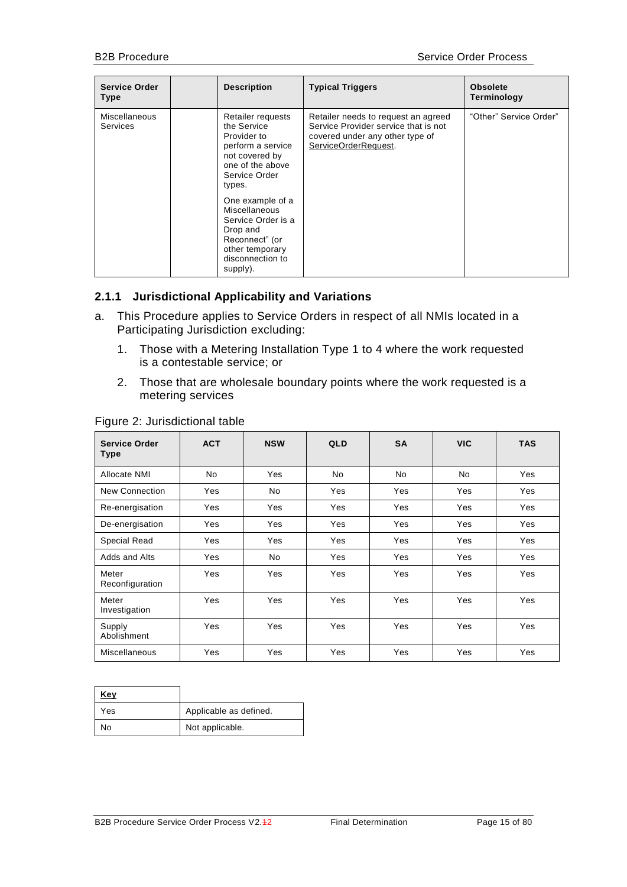| Service Order Type | | Description | Typical Triggers | Obsolete Terminology |
|---|---|---|---|---|
| Miscellaneous Services | | Retailer requests the Service Provider to perform a service not covered by one of the above Service Order types.<br><br>One example of a Miscellaneous Service Order is a Drop and Reconnect" (or other temporary disconnection to supply). | Retailer needs to request an agreed Service Provider service that is not covered under any other type of ServiceOrderRequest. | "Other" Service Order" |

### 2.1.1 Jurisdictional Applicability and Variations

a. This Procedure applies to Service Orders in respect of all NMIs located in a Participating Jurisdiction excluding:

   1. Those with a Metering Installation Type 1 to 4 where the work requested is a contestable service; or

   2. Those that are wholesale boundary points where the work requested is a metering services

Figure 2: Jurisdictional table

| Service Order Type | ACT | NSW | QLD | SA | VIC | TAS |
|---|---|---|---|---|---|---|
| Allocate NMI | No | Yes | No | No | No | Yes |
| New Connection | Yes | No | Yes | Yes | Yes | Yes |
| Re-energisation | Yes | Yes | Yes | Yes | Yes | Yes |
| De-energisation | Yes | Yes | Yes | Yes | Yes | Yes |
| Special Read | Yes | Yes | Yes | Yes | Yes | Yes |
| Adds and Alts | Yes | No | Yes | Yes | Yes | Yes |
| Meter Reconfiguration | Yes | Yes | Yes | Yes | Yes | Yes |
| Meter Investigation | Yes | Yes | Yes | Yes | Yes | Yes |
| Supply Abolishment | Yes | Yes | Yes | Yes | Yes | Yes |
| Miscellaneous | Yes | Yes | Yes | Yes | Yes | Yes |

| Key | |
|---|---|
| Yes | Applicable as defined. |
| No | Not applicable. |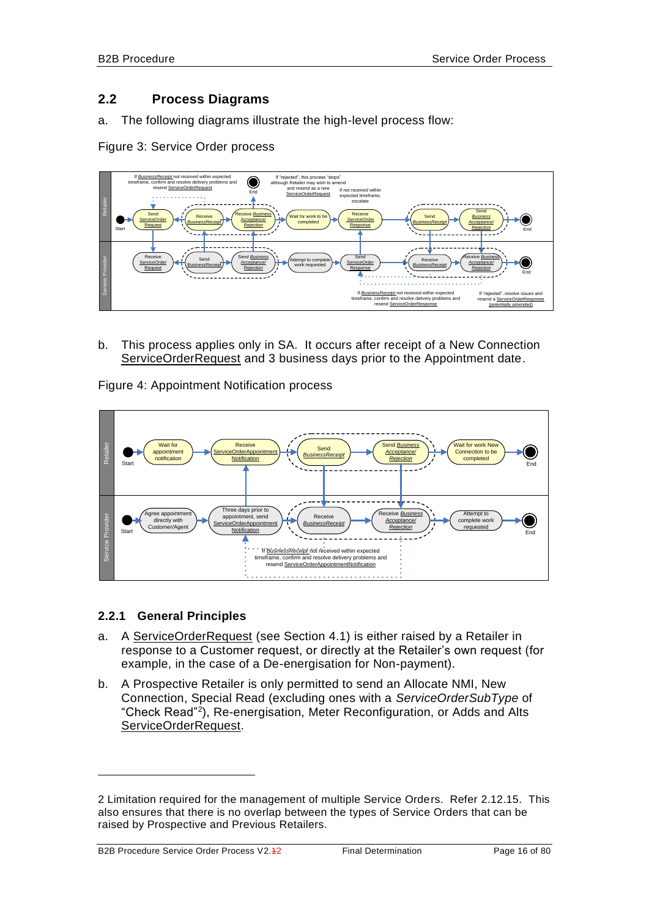## 2.2 Process Diagrams

a. The following diagrams illustrate the high-level process flow:

Figure 3: Service Order process

b. This process applies only in SA. It occurs after receipt of a New Connection ServiceOrderRequest and 3 business days prior to the Appointment date.

Figure 4: Appointment Notification process

### 2.2.1 General Principles

a. A ServiceOrderRequest (see Section 4.1) is either raised by a Retailer in response to a Customer request, or directly at the Retailer's own request (for example, in the case of a De-energisation for Non-payment).

b. A Prospective Retailer is only permitted to send an Allocate NMI, New Connection, Special Read (excluding ones with a *ServiceOrderSubType* of "Check Read"[2]), Re-energisation, Meter Reconfiguration, or Adds and Alts ServiceOrderRequest.

---

2 Limitation required for the management of multiple Service Orders. Refer 2.12.15. This also ensures that there is no overlap between the types of Service Orders that can be raised by Prospective and Previous Retailers.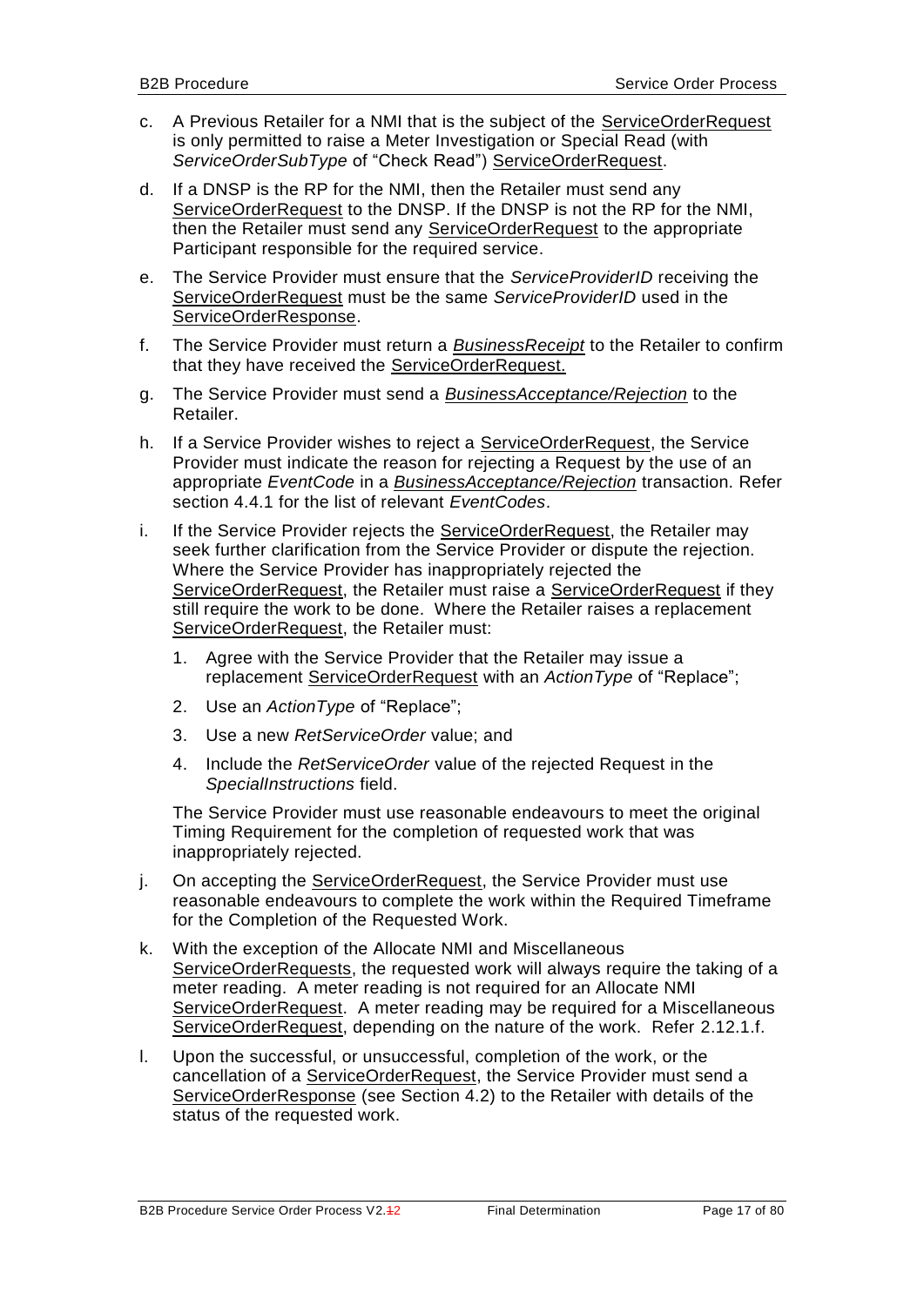c. A Previous Retailer for a NMI that is the subject of the ServiceOrderRequest is only permitted to raise a Meter Investigation or Special Read (with *ServiceOrderSubType* of "Check Read") ServiceOrderRequest.

d. If a DNSP is the RP for the NMI, then the Retailer must send any ServiceOrderRequest to the DNSP. If the DNSP is not the RP for the NMI, then the Retailer must send any ServiceOrderRequest to the appropriate Participant responsible for the required service.

e. The Service Provider must ensure that the *ServiceProviderID* receiving the ServiceOrderRequest must be the same *ServiceProviderID* used in the ServiceOrderResponse.

f. The Service Provider must return a *BusinessReceipt* to the Retailer to confirm that they have received the ServiceOrderRequest.

g. The Service Provider must send a *BusinessAcceptance/Rejection* to the Retailer.

h. If a Service Provider wishes to reject a ServiceOrderRequest, the Service Provider must indicate the reason for rejecting a Request by the use of an appropriate *EventCode* in a *BusinessAcceptance/Rejection* transaction. Refer section 4.4.1 for the list of relevant *EventCodes*.

i. If the Service Provider rejects the ServiceOrderRequest, the Retailer may seek further clarification from the Service Provider or dispute the rejection. Where the Service Provider has inappropriately rejected the ServiceOrderRequest, the Retailer must raise a ServiceOrderRequest if they still require the work to be done. Where the Retailer raises a replacement ServiceOrderRequest, the Retailer must:

   1. Agree with the Service Provider that the Retailer may issue a replacement ServiceOrderRequest with an *ActionType* of "Replace";
   2. Use an *ActionType* of "Replace";
   3. Use a new *RetServiceOrder* value; and
   4. Include the *RetServiceOrder* value of the rejected Request in the *SpecialInstructions* field.

   The Service Provider must use reasonable endeavours to meet the original Timing Requirement for the completion of requested work that was inappropriately rejected.

j. On accepting the ServiceOrderRequest, the Service Provider must use reasonable endeavours to complete the work within the Required Timeframe for the Completion of the Requested Work.

k. With the exception of the Allocate NMI and Miscellaneous ServiceOrderRequests, the requested work will always require the taking of a meter reading. A meter reading is not required for an Allocate NMI ServiceOrderRequest. A meter reading may be required for a Miscellaneous ServiceOrderRequest, depending on the nature of the work. Refer 2.12.1.f.

l. Upon the successful, or unsuccessful, completion of the work, or the cancellation of a ServiceOrderRequest, the Service Provider must send a ServiceOrderResponse (see Section 4.2) to the Retailer with details of the status of the requested work.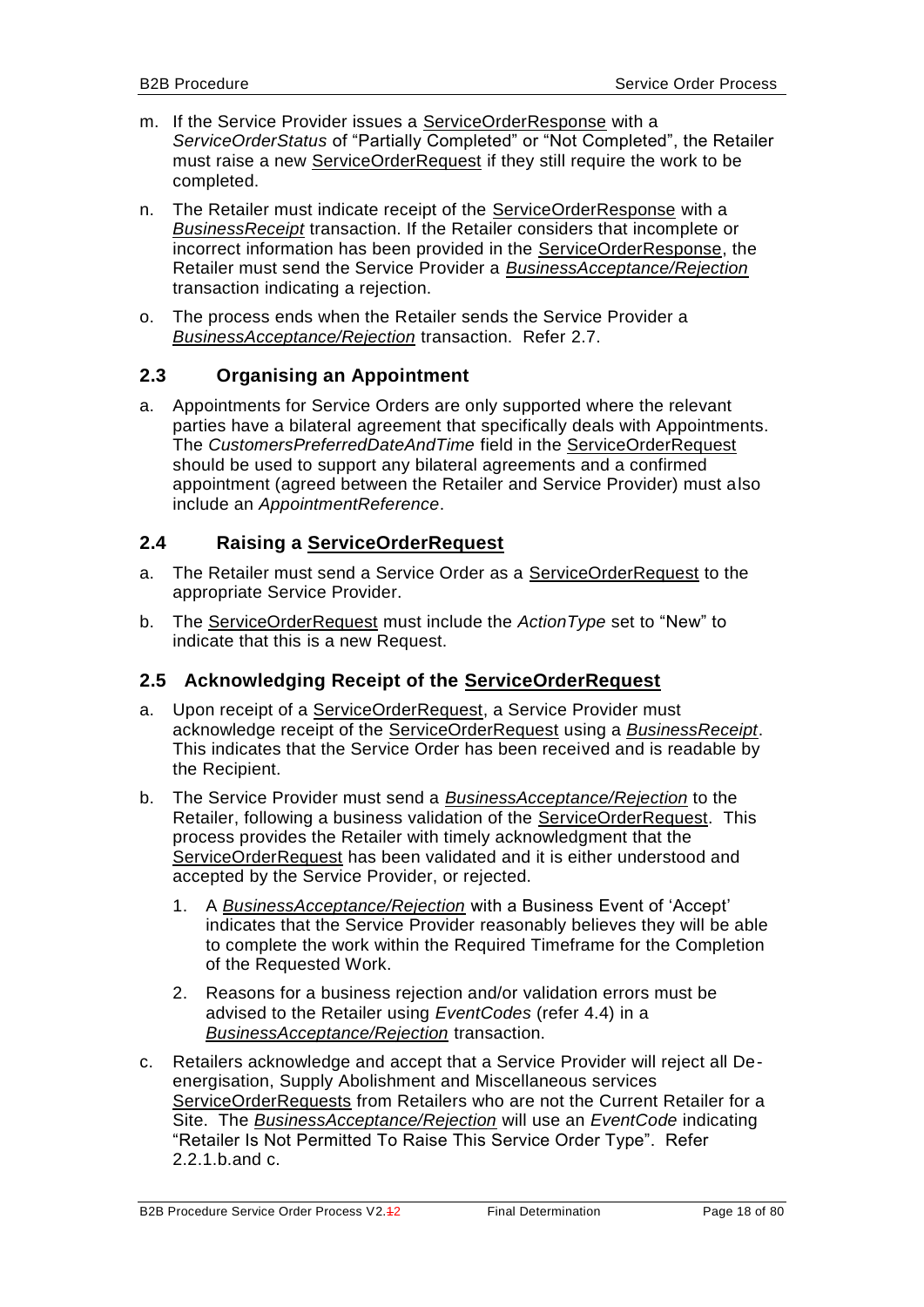m. If the Service Provider issues a ServiceOrderResponse with a *ServiceOrderStatus* of "Partially Completed" or "Not Completed", the Retailer must raise a new ServiceOrderRequest if they still require the work to be completed.

n. The Retailer must indicate receipt of the ServiceOrderResponse with a ***BusinessReceipt*** transaction. If the Retailer considers that incomplete or incorrect information has been provided in the ServiceOrderResponse, the Retailer must send the Service Provider a ***BusinessAcceptance/Rejection*** transaction indicating a rejection.

o. The process ends when the Retailer sends the Service Provider a ***BusinessAcceptance/Rejection*** transaction. Refer 2.7.

## 2.3 Organising an Appointment

a. Appointments for Service Orders are only supported where the relevant parties have a bilateral agreement that specifically deals with Appointments. The *CustomersPreferredDateAndTime* field in the ServiceOrderRequest should be used to support any bilateral agreements and a confirmed appointment (agreed between the Retailer and Service Provider) must also include an *AppointmentReference*.

## 2.4 Raising a ServiceOrderRequest

a. The Retailer must send a Service Order as a ServiceOrderRequest to the appropriate Service Provider.

b. The ServiceOrderRequest must include the *ActionType* set to "New" to indicate that this is a new Request.

## 2.5 Acknowledging Receipt of the ServiceOrderRequest

a. Upon receipt of a ServiceOrderRequest, a Service Provider must acknowledge receipt of the ServiceOrderRequest using a ***BusinessReceipt***. This indicates that the Service Order has been received and is readable by the Recipient.

b. The Service Provider must send a ***BusinessAcceptance/Rejection*** to the Retailer, following a business validation of the ServiceOrderRequest. This process provides the Retailer with timely acknowledgment that the ServiceOrderRequest has been validated and it is either understood and accepted by the Service Provider, or rejected.

   1. A ***BusinessAcceptance/Rejection*** with a Business Event of 'Accept' indicates that the Service Provider reasonably believes they will be able to complete the work within the Required Timeframe for the Completion of the Requested Work.

   2. Reasons for a business rejection and/or validation errors must be advised to the Retailer using *EventCodes* (refer 4.4) in a ***BusinessAcceptance/Rejection*** transaction.

c. Retailers acknowledge and accept that a Service Provider will reject all De-energisation, Supply Abolishment and Miscellaneous services ServiceOrderRequests from Retailers who are not the Current Retailer for a Site. The ***BusinessAcceptance/Rejection*** will use an *EventCode* indicating "Retailer Is Not Permitted To Raise This Service Order Type". Refer 2.2.1.b.and c.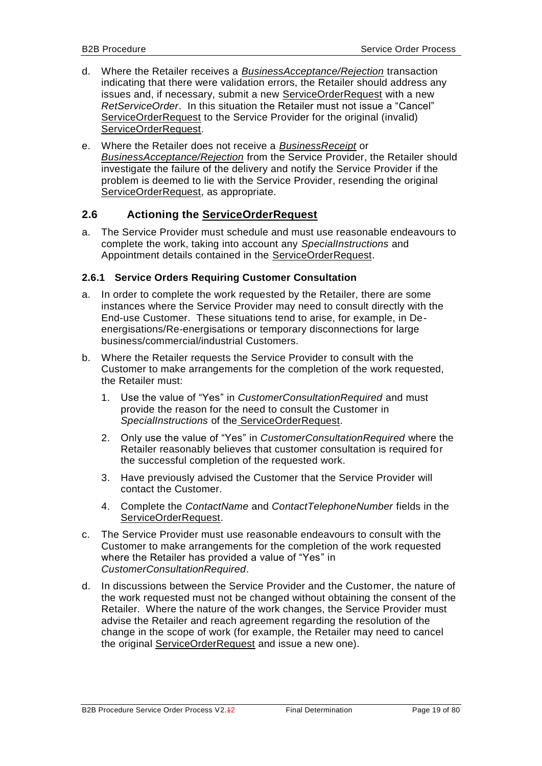d. Where the Retailer receives a *BusinessAcceptance/Rejection* transaction indicating that there were validation errors, the Retailer should address any issues and, if necessary, submit a new ServiceOrderRequest with a new *RetServiceOrder*. In this situation the Retailer must not issue a "Cancel" ServiceOrderRequest to the Service Provider for the original (invalid) ServiceOrderRequest.

e. Where the Retailer does not receive a *BusinessReceipt* or *BusinessAcceptance/Rejection* from the Service Provider, the Retailer should investigate the failure of the delivery and notify the Service Provider if the problem is deemed to lie with the Service Provider, resending the original ServiceOrderRequest, as appropriate.

## 2.6 Actioning the ServiceOrderRequest

a. The Service Provider must schedule and must use reasonable endeavours to complete the work, taking into account any *SpecialInstructions* and Appointment details contained in the ServiceOrderRequest.

### 2.6.1 Service Orders Requiring Customer Consultation

a. In order to complete the work requested by the Retailer, there are some instances where the Service Provider may need to consult directly with the End-use Customer. These situations tend to arise, for example, in De-energisations/Re-energisations or temporary disconnections for large business/commercial/industrial Customers.

b. Where the Retailer requests the Service Provider to consult with the Customer to make arrangements for the completion of the work requested, the Retailer must:

   1. Use the value of "Yes" in *CustomerConsultationRequired* and must provide the reason for the need to consult the Customer in *SpecialInstructions* of the ServiceOrderRequest.
   2. Only use the value of "Yes" in *CustomerConsultationRequired* where the Retailer reasonably believes that customer consultation is required for the successful completion of the requested work.
   3. Have previously advised the Customer that the Service Provider will contact the Customer.
   4. Complete the *ContactName* and *ContactTelephoneNumber* fields in the ServiceOrderRequest.

c. The Service Provider must use reasonable endeavours to consult with the Customer to make arrangements for the completion of the work requested where the Retailer has provided a value of "Yes" in *CustomerConsultationRequired*.

d. In discussions between the Service Provider and the Customer, the nature of the work requested must not be changed without obtaining the consent of the Retailer. Where the nature of the work changes, the Service Provider must advise the Retailer and reach agreement regarding the resolution of the change in the scope of work (for example, the Retailer may need to cancel the original ServiceOrderRequest and issue a new one).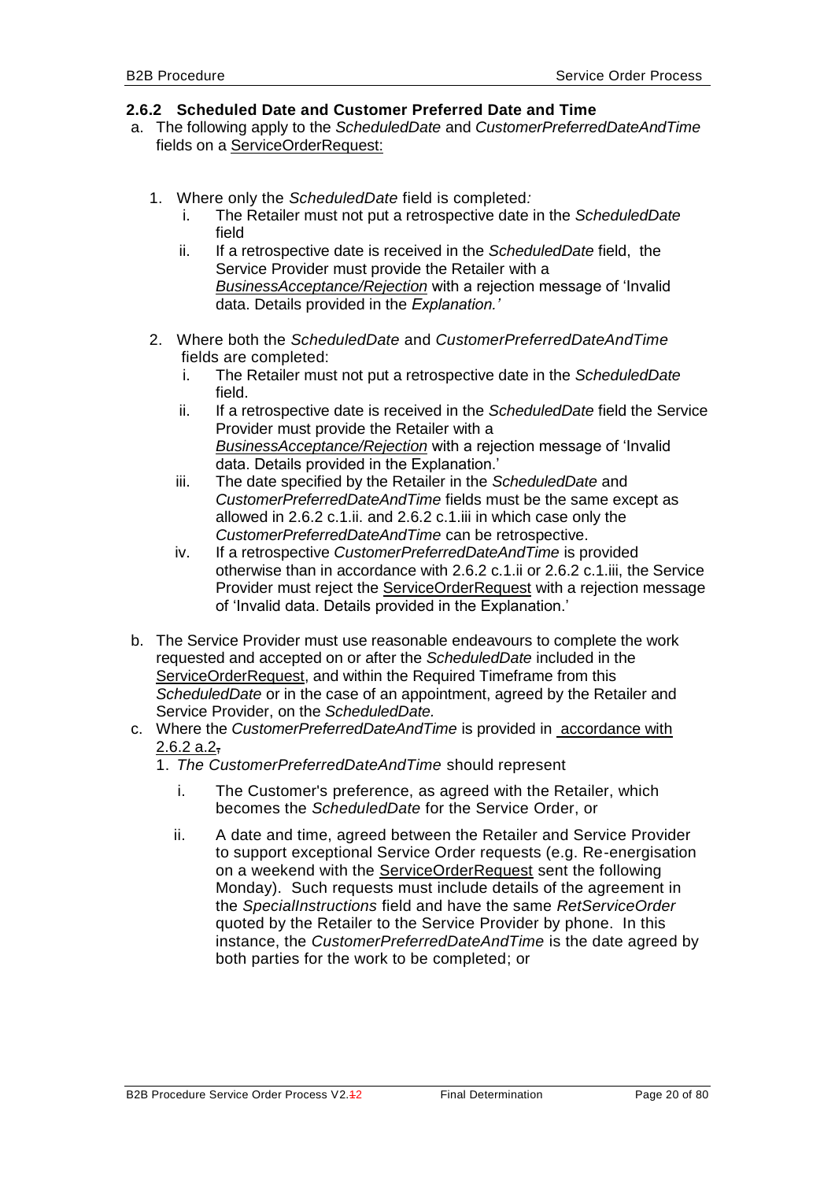### 2.6.2 Scheduled Date and Customer Preferred Date and Time

a. The following apply to the *ScheduledDate* and *CustomerPreferredDateAndTime* fields on a ServiceOrderRequest:

   1. Where only the *ScheduledDate* field is completed*:*
      i. The Retailer must not put a retrospective date in the *ScheduledDate* field
      ii. If a retrospective date is received in the *ScheduledDate* field, the Service Provider must provide the Retailer with a *BusinessAcceptance/Rejection* with a rejection message of 'Invalid data. Details provided in the *Explanation.'*

   2. Where both the *ScheduledDate* and *CustomerPreferredDateAndTime* fields are completed:
      i. The Retailer must not put a retrospective date in the *ScheduledDate* field.
      ii. If a retrospective date is received in the *ScheduledDate* field the Service Provider must provide the Retailer with a *BusinessAcceptance/Rejection* with a rejection message of 'Invalid data. Details provided in the Explanation.'
      iii. The date specified by the Retailer in the *ScheduledDate* and *CustomerPreferredDateAndTime* fields must be the same except as allowed in 2.6.2 c.1.ii. and 2.6.2 c.1.iii in which case only the *CustomerPreferredDateAndTime* can be retrospective.
      iv. If a retrospective *CustomerPreferredDateAndTime* is provided otherwise than in accordance with 2.6.2 c.1.ii or 2.6.2 c.1.iii, the Service Provider must reject the ServiceOrderRequest with a rejection message of 'Invalid data. Details provided in the Explanation.'

b. The Service Provider must use reasonable endeavours to complete the work requested and accepted on or after the *ScheduledDate* included in the ServiceOrderRequest, and within the Required Timeframe from this *ScheduledDate* or in the case of an appointment, agreed by the Retailer and Service Provider, on the *ScheduledDate.*

c. Where the *CustomerPreferredDateAndTime* is provided in accordance with 2.6.2 a.2,
   1. *The CustomerPreferredDateAndTime* should represent
      i. The Customer's preference, as agreed with the Retailer, which becomes the *ScheduledDate* for the Service Order, or
      ii. A date and time, agreed between the Retailer and Service Provider to support exceptional Service Order requests (e.g. Re-energisation on a weekend with the ServiceOrderRequest sent the following Monday). Such requests must include details of the agreement in the *SpecialInstructions* field and have the same *RetServiceOrder* quoted by the Retailer to the Service Provider by phone. In this instance, the *CustomerPreferredDateAndTime* is the date agreed by both parties for the work to be completed; or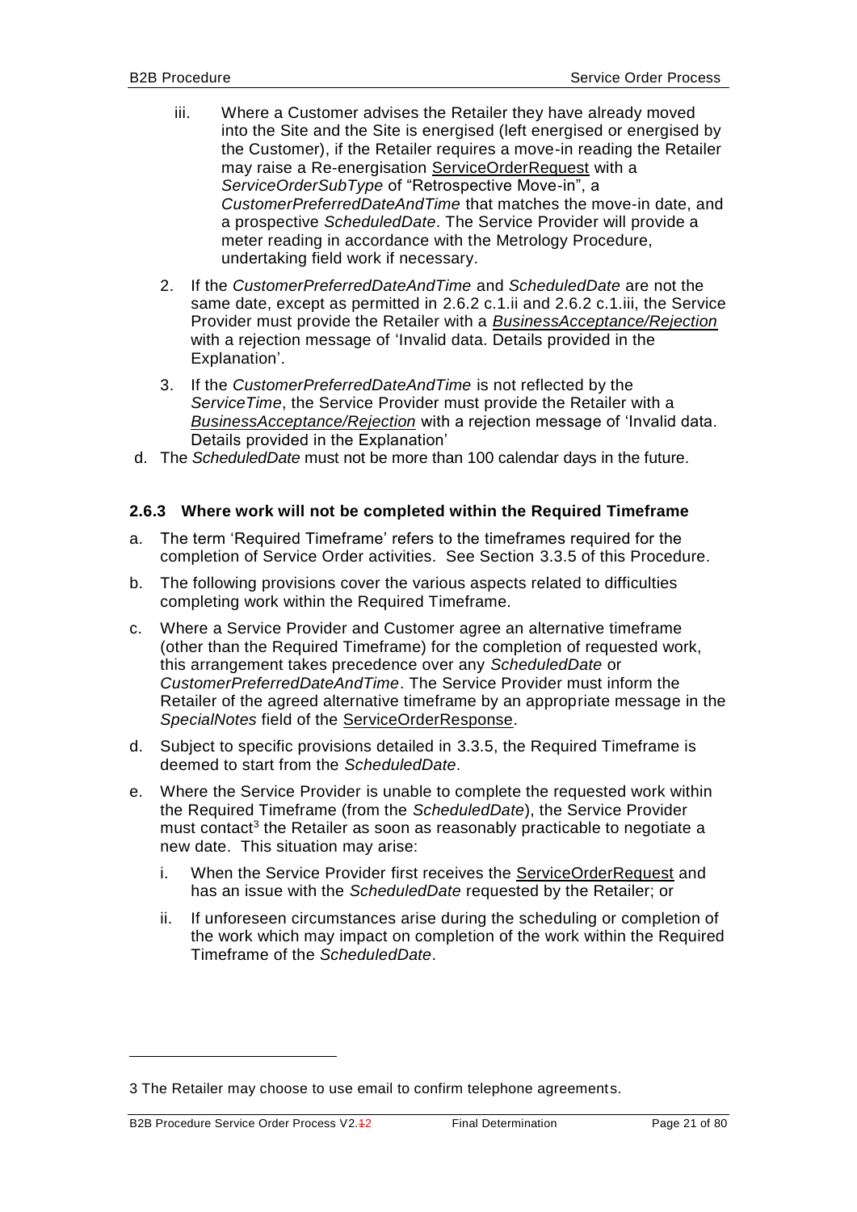iii. Where a Customer advises the Retailer they have already moved into the Site and the Site is energised (left energised or energised by the Customer), if the Retailer requires a move-in reading the Retailer may raise a Re-energisation ServiceOrderRequest with a *ServiceOrderSubType* of "Retrospective Move-in", a *CustomerPreferredDateAndTime* that matches the move-in date, and a prospective *ScheduledDate*. The Service Provider will provide a meter reading in accordance with the Metrology Procedure, undertaking field work if necessary.

2. If the *CustomerPreferredDateAndTime* and *ScheduledDate* are not the same date, except as permitted in 2.6.2 c.1.ii and 2.6.2 c.1.iii, the Service Provider must provide the Retailer with a *BusinessAcceptance/Rejection* with a rejection message of 'Invalid data. Details provided in the Explanation'.

3. If the *CustomerPreferredDateAndTime* is not reflected by the *ServiceTime*, the Service Provider must provide the Retailer with a *BusinessAcceptance/Rejection* with a rejection message of 'Invalid data. Details provided in the Explanation'

d. The *ScheduledDate* must not be more than 100 calendar days in the future.

### 2.6.3 Where work will not be completed within the Required Timeframe

a. The term 'Required Timeframe' refers to the timeframes required for the completion of Service Order activities. See Section 3.3.5 of this Procedure.

b. The following provisions cover the various aspects related to difficulties completing work within the Required Timeframe.

c. Where a Service Provider and Customer agree an alternative timeframe (other than the Required Timeframe) for the completion of requested work, this arrangement takes precedence over any *ScheduledDate* or *CustomerPreferredDateAndTime*. The Service Provider must inform the Retailer of the agreed alternative timeframe by an appropriate message in the *SpecialNotes* field of the ServiceOrderResponse.

d. Subject to specific provisions detailed in 3.3.5, the Required Timeframe is deemed to start from the *ScheduledDate*.

e. Where the Service Provider is unable to complete the requested work within the Required Timeframe (from the *ScheduledDate*), the Service Provider must contact[3] the Retailer as soon as reasonably practicable to negotiate a new date. This situation may arise:

   i. When the Service Provider first receives the ServiceOrderRequest and has an issue with the *ScheduledDate* requested by the Retailer; or

   ii. If unforeseen circumstances arise during the scheduling or completion of the work which may impact on completion of the work within the Required Timeframe of the *ScheduledDate*.

---

3 The Retailer may choose to use email to confirm telephone agreements.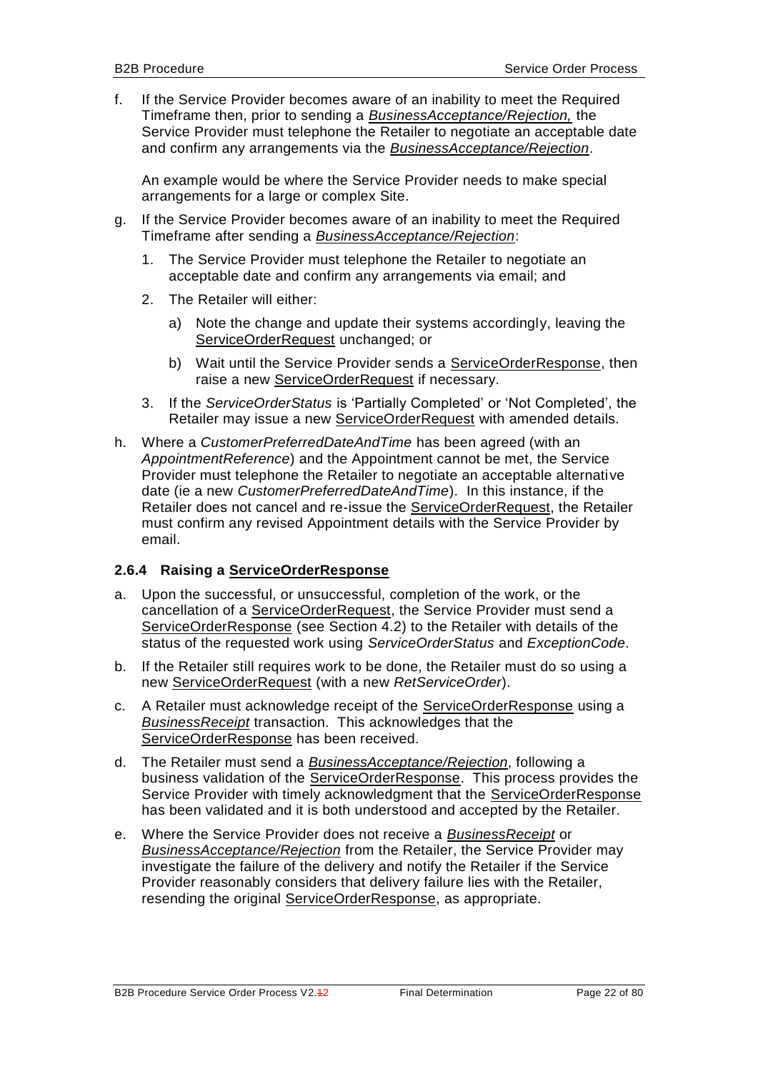f. If the Service Provider becomes aware of an inability to meet the Required Timeframe then, prior to sending a *BusinessAcceptance/Rejection,* the Service Provider must telephone the Retailer to negotiate an acceptable date and confirm any arrangements via the *BusinessAcceptance/Rejection*.

   An example would be where the Service Provider needs to make special arrangements for a large or complex Site.

g. If the Service Provider becomes aware of an inability to meet the Required Timeframe after sending a *BusinessAcceptance/Rejection*:

   1. The Service Provider must telephone the Retailer to negotiate an acceptable date and confirm any arrangements via email; and
   2. The Retailer will either:
      a) Note the change and update their systems accordingly, leaving the ServiceOrderRequest unchanged; or
      b) Wait until the Service Provider sends a ServiceOrderResponse, then raise a new ServiceOrderRequest if necessary.
   3. If the *ServiceOrderStatus* is 'Partially Completed' or 'Not Completed', the Retailer may issue a new ServiceOrderRequest with amended details.

h. Where a *CustomerPreferredDateAndTime* has been agreed (with an *AppointmentReference*) and the Appointment cannot be met, the Service Provider must telephone the Retailer to negotiate an acceptable alternative date (ie a new *CustomerPreferredDateAndTime*). In this instance, if the Retailer does not cancel and re-issue the ServiceOrderRequest, the Retailer must confirm any revised Appointment details with the Service Provider by email.

### 2.6.4 Raising a ServiceOrderResponse

a. Upon the successful, or unsuccessful, completion of the work, or the cancellation of a ServiceOrderRequest, the Service Provider must send a ServiceOrderResponse (see Section 4.2) to the Retailer with details of the status of the requested work using *ServiceOrderStatus* and *ExceptionCode*.

b. If the Retailer still requires work to be done, the Retailer must do so using a new ServiceOrderRequest (with a new *RetServiceOrder*).

c. A Retailer must acknowledge receipt of the ServiceOrderResponse using a *BusinessReceipt* transaction. This acknowledges that the ServiceOrderResponse has been received.

d. The Retailer must send a *BusinessAcceptance/Rejection*, following a business validation of the ServiceOrderResponse. This process provides the Service Provider with timely acknowledgment that the ServiceOrderResponse has been validated and it is both understood and accepted by the Retailer.

e. Where the Service Provider does not receive a *BusinessReceipt* or *BusinessAcceptance/Rejection* from the Retailer, the Service Provider may investigate the failure of the delivery and notify the Retailer if the Service Provider reasonably considers that delivery failure lies with the Retailer, resending the original ServiceOrderResponse, as appropriate.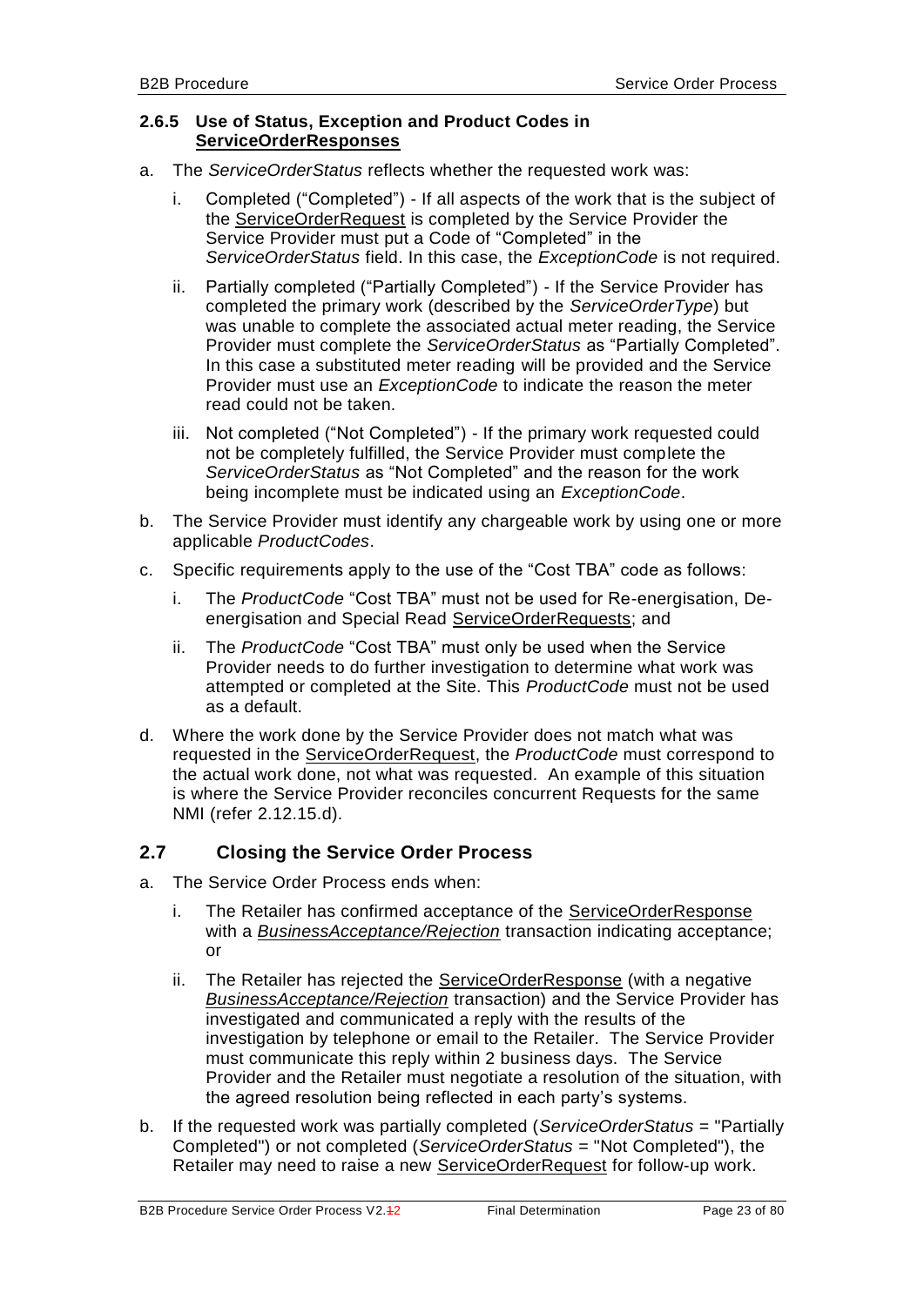### 2.6.5 Use of Status, Exception and Product Codes in ServiceOrderResponses

a. The *ServiceOrderStatus* reflects whether the requested work was:

   i. Completed ("Completed") - If all aspects of the work that is the subject of the ServiceOrderRequest is completed by the Service Provider the Service Provider must put a Code of "Completed" in the *ServiceOrderStatus* field. In this case, the *ExceptionCode* is not required.

   ii. Partially completed ("Partially Completed") - If the Service Provider has completed the primary work (described by the *ServiceOrderType*) but was unable to complete the associated actual meter reading, the Service Provider must complete the *ServiceOrderStatus* as "Partially Completed". In this case a substituted meter reading will be provided and the Service Provider must use an *ExceptionCode* to indicate the reason the meter read could not be taken.

   iii. Not completed ("Not Completed") - If the primary work requested could not be completely fulfilled, the Service Provider must complete the *ServiceOrderStatus* as "Not Completed" and the reason for the work being incomplete must be indicated using an *ExceptionCode*.

b. The Service Provider must identify any chargeable work by using one or more applicable *ProductCodes*.

c. Specific requirements apply to the use of the "Cost TBA" code as follows:

   i. The *ProductCode* "Cost TBA" must not be used for Re-energisation, De-energisation and Special Read ServiceOrderRequests; and

   ii. The *ProductCode* "Cost TBA" must only be used when the Service Provider needs to do further investigation to determine what work was attempted or completed at the Site. This *ProductCode* must not be used as a default.

d. Where the work done by the Service Provider does not match what was requested in the ServiceOrderRequest, the *ProductCode* must correspond to the actual work done, not what was requested. An example of this situation is where the Service Provider reconciles concurrent Requests for the same NMI (refer 2.12.15.d).

## 2.7 Closing the Service Order Process

a. The Service Order Process ends when:

   i. The Retailer has confirmed acceptance of the ServiceOrderResponse with a *BusinessAcceptance/Rejection* transaction indicating acceptance; or

   ii. The Retailer has rejected the ServiceOrderResponse (with a negative *BusinessAcceptance/Rejection* transaction) and the Service Provider has investigated and communicated a reply with the results of the investigation by telephone or email to the Retailer. The Service Provider must communicate this reply within 2 business days. The Service Provider and the Retailer must negotiate a resolution of the situation, with the agreed resolution being reflected in each party's systems.

b. If the requested work was partially completed (*ServiceOrderStatus* = "Partially Completed") or not completed (*ServiceOrderStatus* = "Not Completed"), the Retailer may need to raise a new ServiceOrderRequest for follow-up work.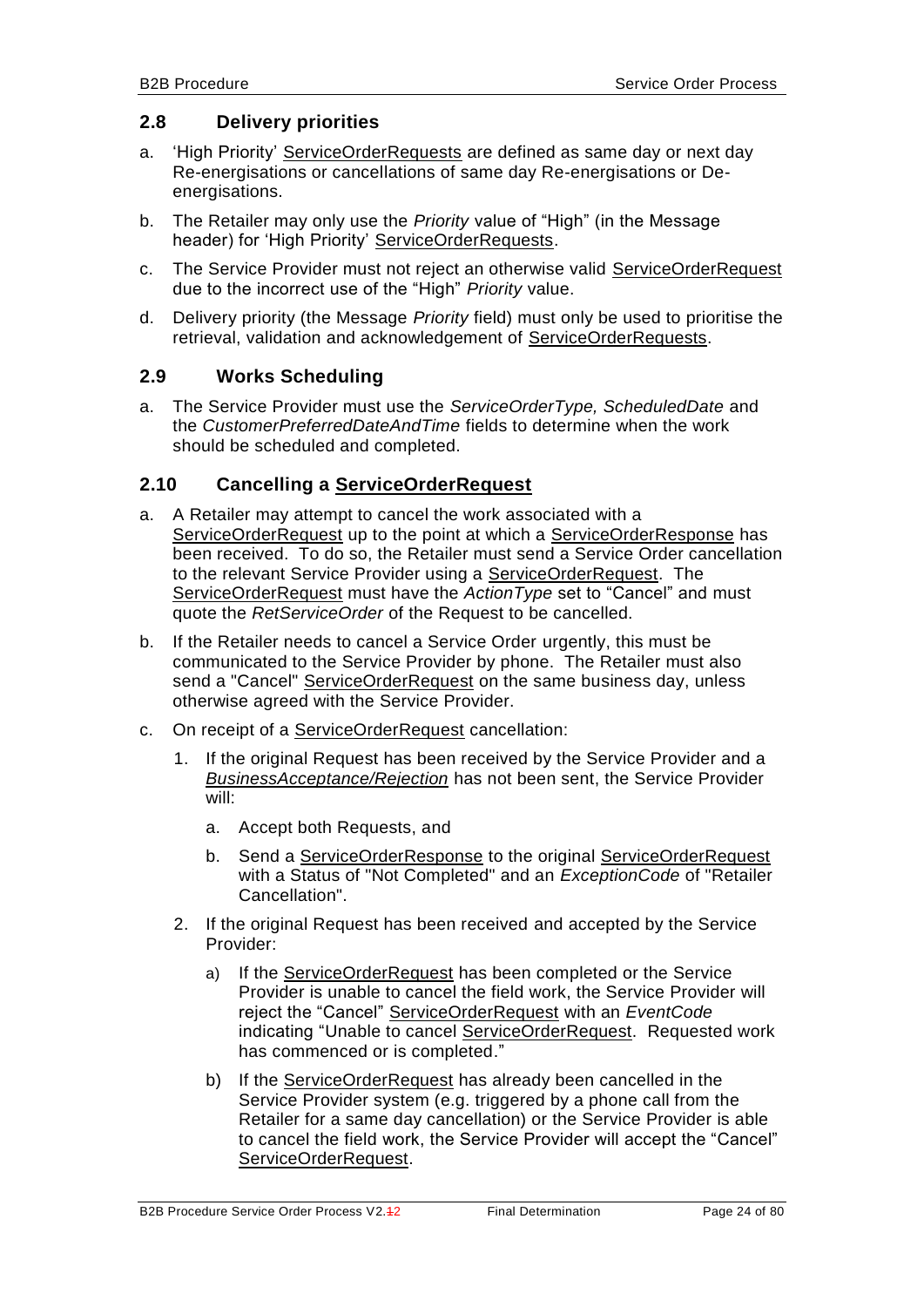## 2.8 Delivery priorities

a. 'High Priority' ServiceOrderRequests are defined as same day or next day Re-energisations or cancellations of same day Re-energisations or De-energisations.

b. The Retailer may only use the *Priority* value of "High" (in the Message header) for 'High Priority' ServiceOrderRequests.

c. The Service Provider must not reject an otherwise valid ServiceOrderRequest due to the incorrect use of the "High" *Priority* value.

d. Delivery priority (the Message *Priority* field) must only be used to prioritise the retrieval, validation and acknowledgement of ServiceOrderRequests.

## 2.9 Works Scheduling

a. The Service Provider must use the *ServiceOrderType, ScheduledDate* and the *CustomerPreferredDateAndTime* fields to determine when the work should be scheduled and completed.

## 2.10 Cancelling a ServiceOrderRequest

a. A Retailer may attempt to cancel the work associated with a ServiceOrderRequest up to the point at which a ServiceOrderResponse has been received. To do so, the Retailer must send a Service Order cancellation to the relevant Service Provider using a ServiceOrderRequest. The ServiceOrderRequest must have the *ActionType* set to "Cancel" and must quote the *RetServiceOrder* of the Request to be cancelled.

b. If the Retailer needs to cancel a Service Order urgently, this must be communicated to the Service Provider by phone. The Retailer must also send a "Cancel" ServiceOrderRequest on the same business day, unless otherwise agreed with the Service Provider.

c. On receipt of a ServiceOrderRequest cancellation:

   1. If the original Request has been received by the Service Provider and a *BusinessAcceptance/Rejection* has not been sent, the Service Provider will:

      a. Accept both Requests, and

      b. Send a ServiceOrderResponse to the original ServiceOrderRequest with a Status of "Not Completed" and an *ExceptionCode* of "Retailer Cancellation".

   2. If the original Request has been received and accepted by the Service Provider:

      a) If the ServiceOrderRequest has been completed or the Service Provider is unable to cancel the field work, the Service Provider will reject the "Cancel" ServiceOrderRequest with an *EventCode* indicating "Unable to cancel ServiceOrderRequest. Requested work has commenced or is completed."

      b) If the ServiceOrderRequest has already been cancelled in the Service Provider system (e.g. triggered by a phone call from the Retailer for a same day cancellation) or the Service Provider is able to cancel the field work, the Service Provider will accept the "Cancel" ServiceOrderRequest.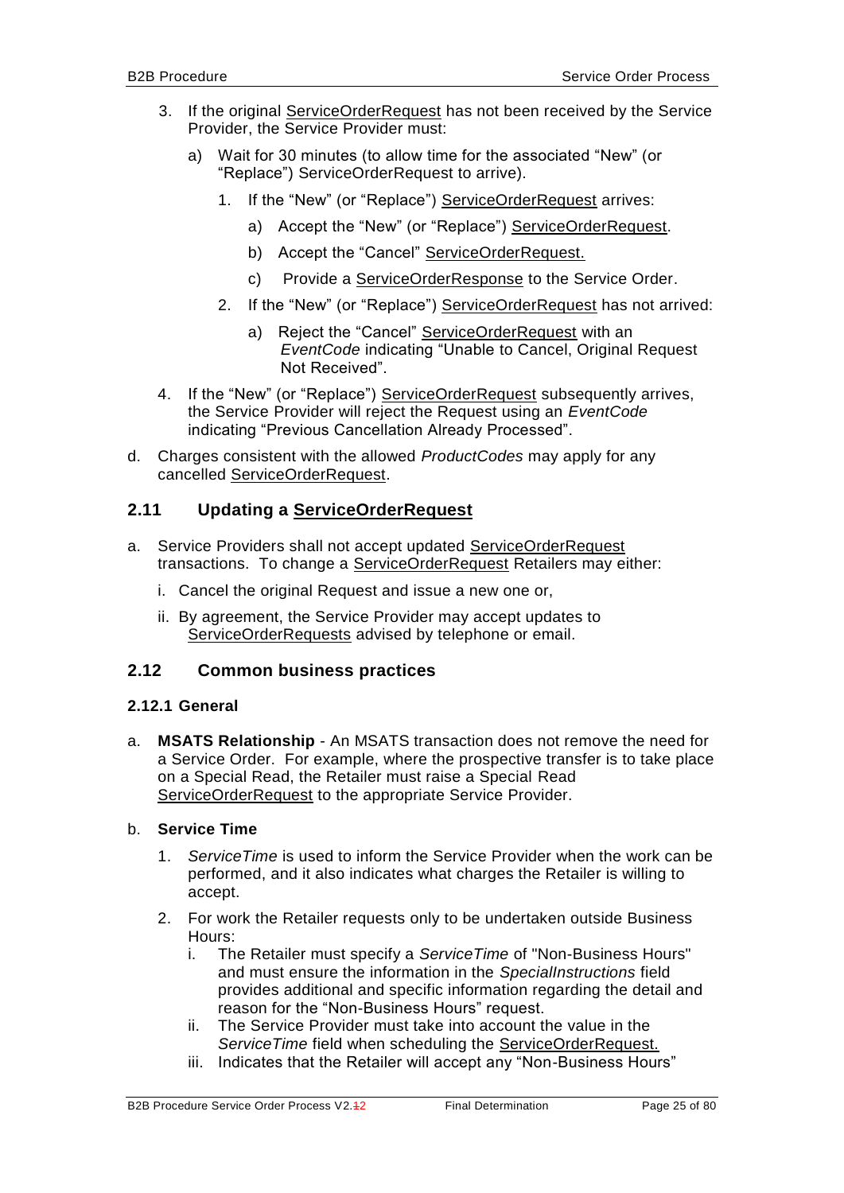3. If the original ServiceOrderRequest has not been received by the Service Provider, the Service Provider must:
   a) Wait for 30 minutes (to allow time for the associated "New" (or "Replace") ServiceOrderRequest to arrive).
      1. If the "New" (or "Replace") ServiceOrderRequest arrives:
         a) Accept the "New" (or "Replace") ServiceOrderRequest.
         b) Accept the "Cancel" ServiceOrderRequest.
         c) Provide a ServiceOrderResponse to the Service Order.
      2. If the "New" (or "Replace") ServiceOrderRequest has not arrived:
         a) Reject the "Cancel" ServiceOrderRequest with an *EventCode* indicating "Unable to Cancel, Original Request Not Received".
4. If the "New" (or "Replace") ServiceOrderRequest subsequently arrives, the Service Provider will reject the Request using an *EventCode* indicating "Previous Cancellation Already Processed".

d. Charges consistent with the allowed *ProductCodes* may apply for any cancelled ServiceOrderRequest.

## 2.11 Updating a ServiceOrderRequest

a. Service Providers shall not accept updated ServiceOrderRequest transactions. To change a ServiceOrderRequest Retailers may either:
   i. Cancel the original Request and issue a new one or,
   ii. By agreement, the Service Provider may accept updates to ServiceOrderRequests advised by telephone or email.

## 2.12 Common business practices

### 2.12.1 General

a. **MSATS Relationship** - An MSATS transaction does not remove the need for a Service Order. For example, where the prospective transfer is to take place on a Special Read, the Retailer must raise a Special Read ServiceOrderRequest to the appropriate Service Provider.

b. **Service Time**
   1. *ServiceTime* is used to inform the Service Provider when the work can be performed, and it also indicates what charges the Retailer is willing to accept.
   2. For work the Retailer requests only to be undertaken outside Business Hours:
      i. The Retailer must specify a *ServiceTime* of "Non-Business Hours" and must ensure the information in the *SpecialInstructions* field provides additional and specific information regarding the detail and reason for the "Non-Business Hours" request.
      ii. The Service Provider must take into account the value in the *ServiceTime* field when scheduling the ServiceOrderRequest.
      iii. Indicates that the Retailer will accept any "Non-Business Hours"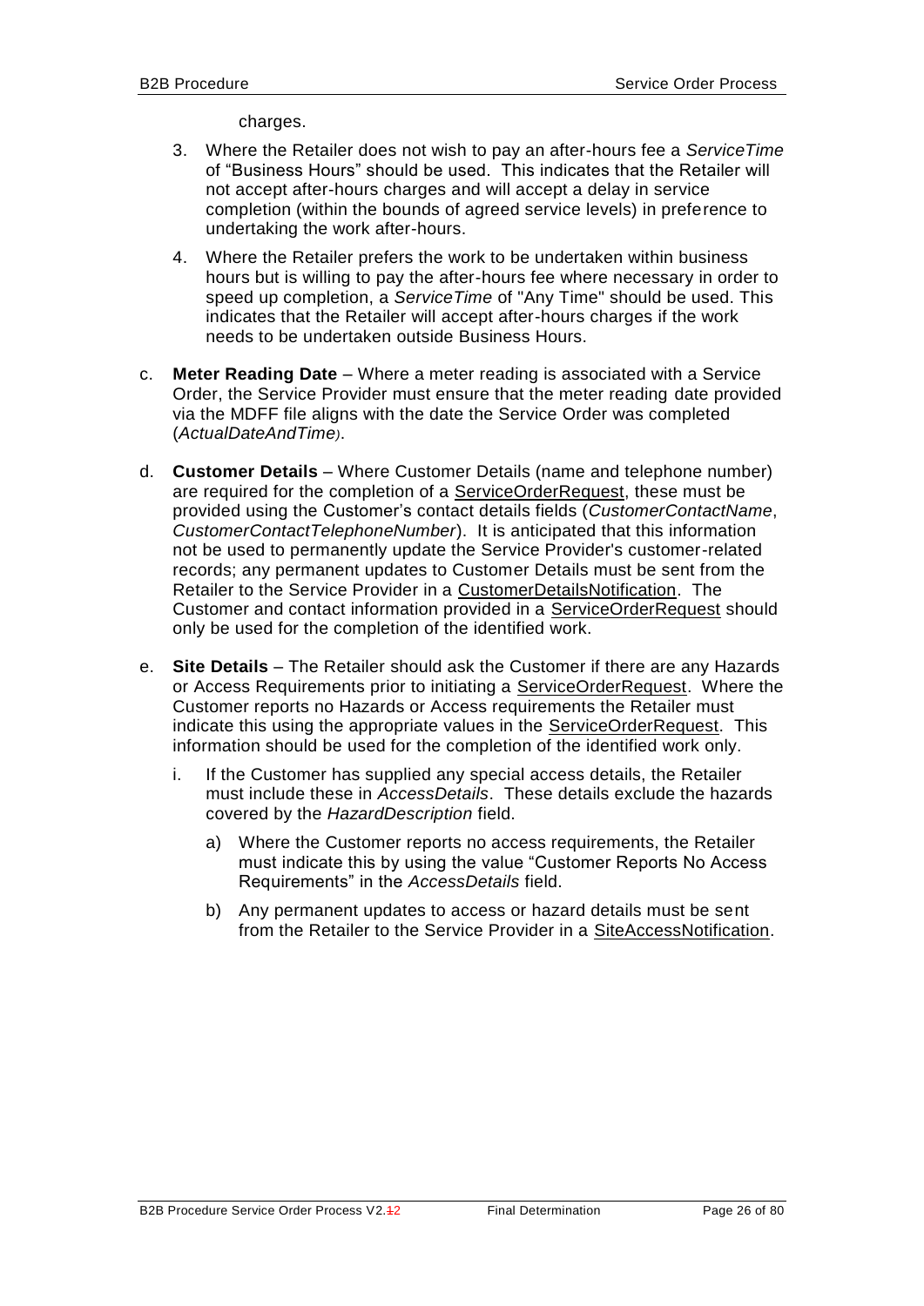charges.

3. Where the Retailer does not wish to pay an after-hours fee a *ServiceTime* of “Business Hours” should be used. This indicates that the Retailer will not accept after-hours charges and will accept a delay in service completion (within the bounds of agreed service levels) in preference to undertaking the work after-hours.

4. Where the Retailer prefers the work to be undertaken within business hours but is willing to pay the after-hours fee where necessary in order to speed up completion, a *ServiceTime* of "Any Time" should be used. This indicates that the Retailer will accept after-hours charges if the work needs to be undertaken outside Business Hours.

c. **Meter Reading Date** – Where a meter reading is associated with a Service Order, the Service Provider must ensure that the meter reading date provided via the MDFF file aligns with the date the Service Order was completed (*ActualDateAndTime)*.

d. **Customer Details** – Where Customer Details (name and telephone number) are required for the completion of a ServiceOrderRequest, these must be provided using the Customer’s contact details fields (*CustomerContactName*, *CustomerContactTelephoneNumber*). It is anticipated that this information not be used to permanently update the Service Provider's customer-related records; any permanent updates to Customer Details must be sent from the Retailer to the Service Provider in a CustomerDetailsNotification. The Customer and contact information provided in a ServiceOrderRequest should only be used for the completion of the identified work.

e. **Site Details** – The Retailer should ask the Customer if there are any Hazards or Access Requirements prior to initiating a ServiceOrderRequest. Where the Customer reports no Hazards or Access requirements the Retailer must indicate this using the appropriate values in the ServiceOrderRequest. This information should be used for the completion of the identified work only.

   i. If the Customer has supplied any special access details, the Retailer must include these in *AccessDetails*. These details exclude the hazards covered by the *HazardDescription* field.

      a) Where the Customer reports no access requirements, the Retailer must indicate this by using the value “Customer Reports No Access Requirements” in the *AccessDetails* field.

      b) Any permanent updates to access or hazard details must be sent from the Retailer to the Service Provider in a SiteAccessNotification.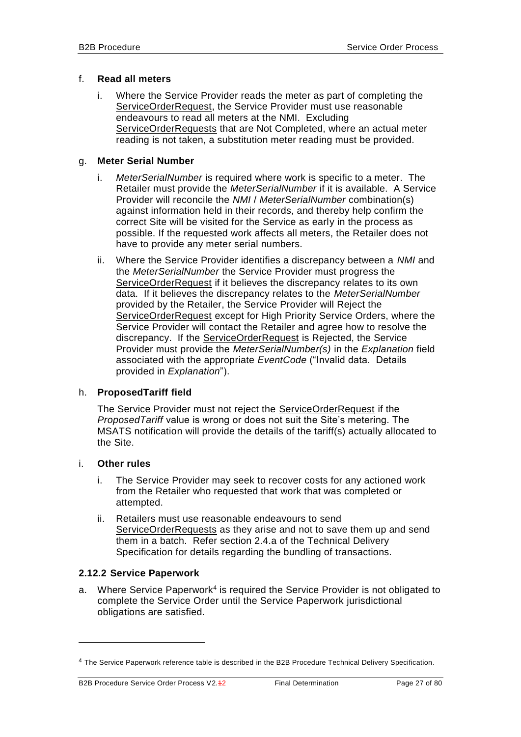f. **Read all meters**

   i. Where the Service Provider reads the meter as part of completing the ServiceOrderRequest, the Service Provider must use reasonable endeavours to read all meters at the NMI. Excluding ServiceOrderRequests that are Not Completed, where an actual meter reading is not taken, a substitution meter reading must be provided.

g. **Meter Serial Number**

   i. *MeterSerialNumber* is required where work is specific to a meter. The Retailer must provide the *MeterSerialNumber* if it is available. A Service Provider will reconcile the *NMI* / *MeterSerialNumber* combination(s) against information held in their records, and thereby help confirm the correct Site will be visited for the Service as early in the process as possible. If the requested work affects all meters, the Retailer does not have to provide any meter serial numbers.

   ii. Where the Service Provider identifies a discrepancy between a *NMI* and the *MeterSerialNumber* the Service Provider must progress the ServiceOrderRequest if it believes the discrepancy relates to its own data. If it believes the discrepancy relates to the *MeterSerialNumber* provided by the Retailer, the Service Provider will Reject the ServiceOrderRequest except for High Priority Service Orders, where the Service Provider will contact the Retailer and agree how to resolve the discrepancy. If the ServiceOrderRequest is Rejected, the Service Provider must provide the *MeterSerialNumber(s)* in the *Explanation* field associated with the appropriate *EventCode* ("Invalid data. Details provided in *Explanation*").

h. **ProposedTariff field**

   The Service Provider must not reject the ServiceOrderRequest if the *ProposedTariff* value is wrong or does not suit the Site's metering. The MSATS notification will provide the details of the tariff(s) actually allocated to the Site.

i. **Other rules**

   i. The Service Provider may seek to recover costs for any actioned work from the Retailer who requested that work that was completed or attempted.

   ii. Retailers must use reasonable endeavours to send ServiceOrderRequests as they arise and not to save them up and send them in a batch. Refer section 2.4.a of the Technical Delivery Specification for details regarding the bundling of transactions.

### 2.12.2 Service Paperwork

a. Where Service Paperwork[4] is required the Service Provider is not obligated to complete the Service Order until the Service Paperwork jurisdictional obligations are satisfied.

[4] The Service Paperwork reference table is described in the B2B Procedure Technical Delivery Specification.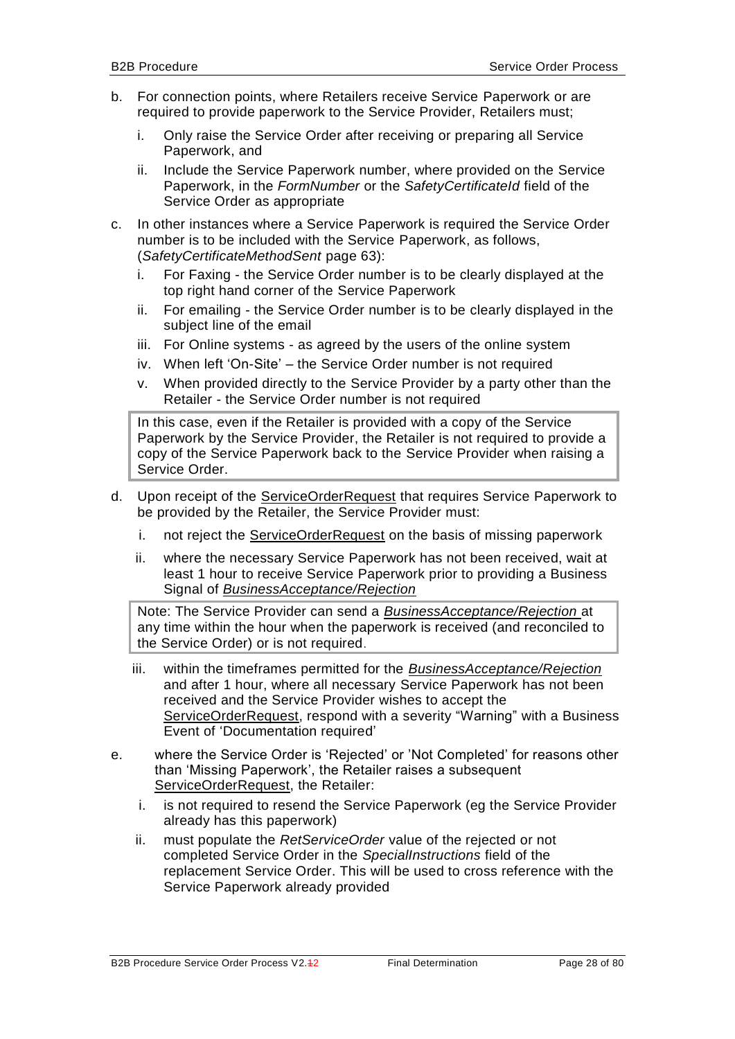b. For connection points, where Retailers receive Service Paperwork or are required to provide paperwork to the Service Provider, Retailers must;

   i. Only raise the Service Order after receiving or preparing all Service Paperwork, and

   ii. Include the Service Paperwork number, where provided on the Service Paperwork, in the *FormNumber* or the *SafetyCertificateId* field of the Service Order as appropriate

c. In other instances where a Service Paperwork is required the Service Order number is to be included with the Service Paperwork, as follows, (*SafetyCertificateMethodSent* page 63):

   i. For Faxing - the Service Order number is to be clearly displayed at the top right hand corner of the Service Paperwork

   ii. For emailing - the Service Order number is to be clearly displayed in the subject line of the email

   iii. For Online systems - as agreed by the users of the online system

   iv. When left 'On-Site' – the Service Order number is not required

   v. When provided directly to the Service Provider by a party other than the Retailer - the Service Order number is not required

> In this case, even if the Retailer is provided with a copy of the Service Paperwork by the Service Provider, the Retailer is not required to provide a copy of the Service Paperwork back to the Service Provider when raising a Service Order.

d. Upon receipt of the ServiceOrderRequest that requires Service Paperwork to be provided by the Retailer, the Service Provider must:

   i. not reject the ServiceOrderRequest on the basis of missing paperwork

   ii. where the necessary Service Paperwork has not been received, wait at least 1 hour to receive Service Paperwork prior to providing a Business Signal of *BusinessAcceptance/Rejection*

> Note: The Service Provider can send a *BusinessAcceptance/Rejection* at any time within the hour when the paperwork is received (and reconciled to the Service Order) or is not required.

   iii. within the timeframes permitted for the *BusinessAcceptance/Rejection* and after 1 hour, where all necessary Service Paperwork has not been received and the Service Provider wishes to accept the ServiceOrderRequest, respond with a severity "Warning" with a Business Event of 'Documentation required'

e. where the Service Order is 'Rejected' or 'Not Completed' for reasons other than 'Missing Paperwork', the Retailer raises a subsequent ServiceOrderRequest, the Retailer:

   i. is not required to resend the Service Paperwork (eg the Service Provider already has this paperwork)

   ii. must populate the *RetServiceOrder* value of the rejected or not completed Service Order in the *SpecialInstructions* field of the replacement Service Order. This will be used to cross reference with the Service Paperwork already provided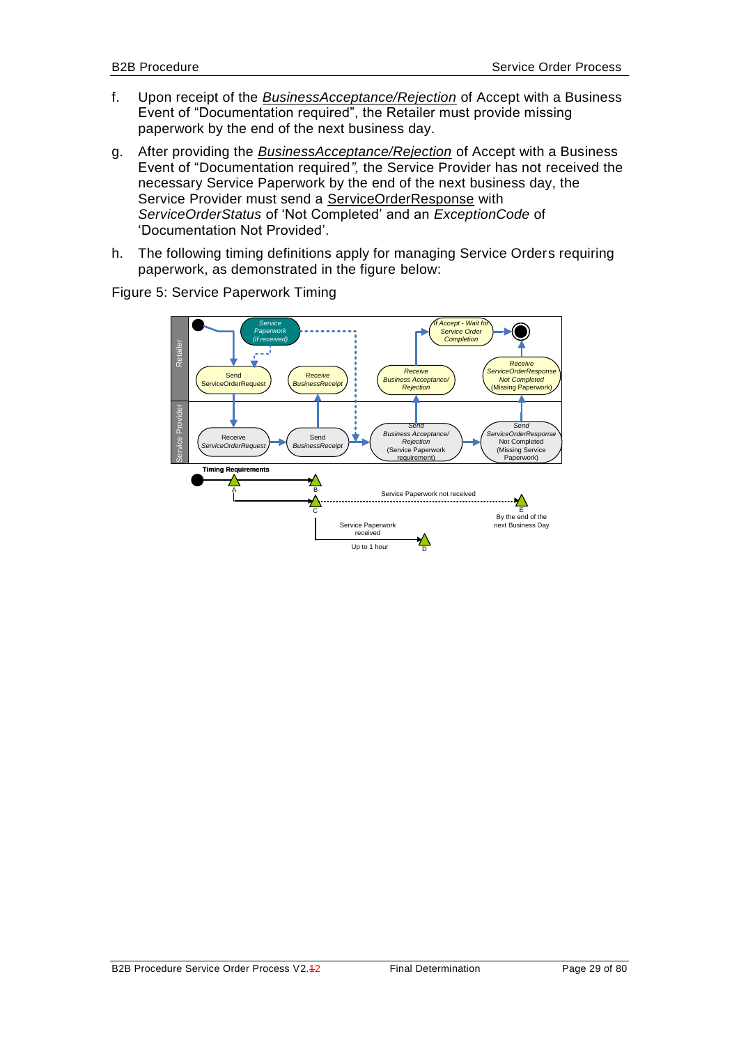f. Upon receipt of the *BusinessAcceptance/Rejection* of Accept with a Business Event of "Documentation required", the Retailer must provide missing paperwork by the end of the next business day.

g. After providing the *BusinessAcceptance/Rejection* of Accept with a Business Event of "Documentation required*",* the Service Provider has not received the necessary Service Paperwork by the end of the next business day, the Service Provider must send a ServiceOrderResponse with *ServiceOrderStatus* of 'Not Completed' and an *ExceptionCode* of 'Documentation Not Provided'.

h. The following timing definitions apply for managing Service Orders requiring paperwork, as demonstrated in the figure below:

Figure 5: Service Paperwork Timing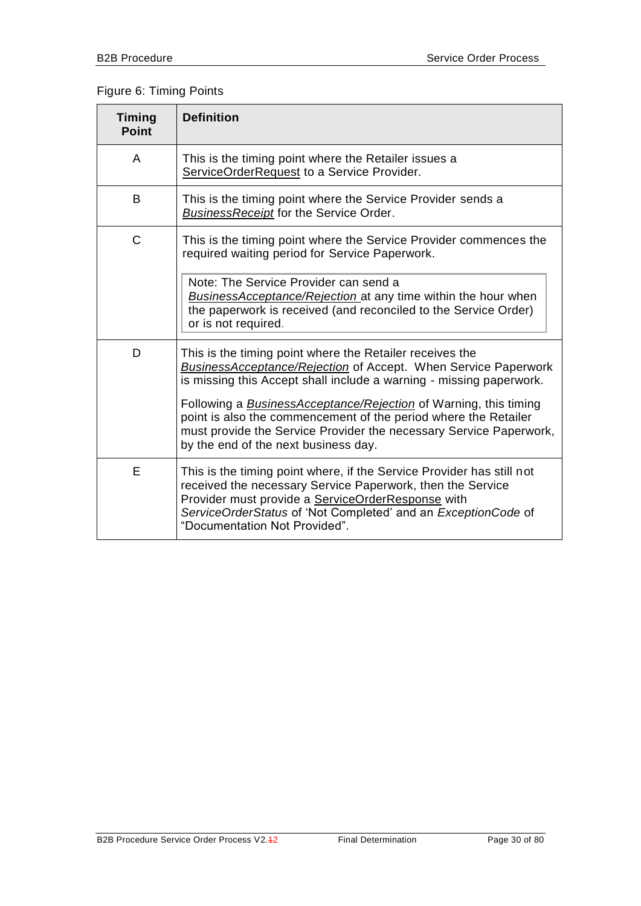Figure 6: Timing Points

| Timing Point | Definition |
| --- | --- |
| A | This is the timing point where the Retailer issues a ServiceOrderRequest to a Service Provider. |
| B | This is the timing point where the Service Provider sends a *BusinessReceipt* for the Service Order. |
| C | This is the timing point where the Service Provider commences the required waiting period for Service Paperwork.<br><br>Note: The Service Provider can send a *BusinessAcceptance/Rejection* at any time within the hour when the paperwork is received (and reconciled to the Service Order) or is not required. |
| D | This is the timing point where the Retailer receives the *BusinessAcceptance/Rejection* of Accept. When Service Paperwork is missing this Accept shall include a warning - missing paperwork.<br><br>Following a *BusinessAcceptance/Rejection* of Warning, this timing point is also the commencement of the period where the Retailer must provide the Service Provider the necessary Service Paperwork, by the end of the next business day. |
| E | This is the timing point where, if the Service Provider has still not received the necessary Service Paperwork, then the Service Provider must provide a ServiceOrderResponse with *ServiceOrderStatus* of 'Not Completed' and an *ExceptionCode* of "Documentation Not Provided". |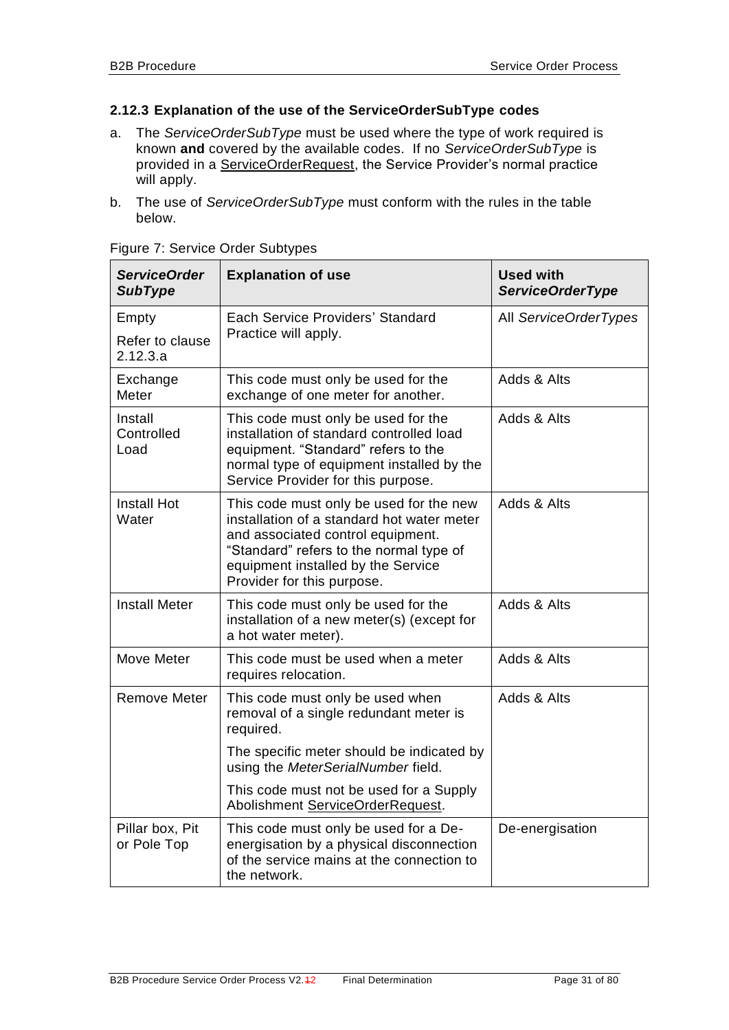### 2.12.3 Explanation of the use of the ServiceOrderSubType codes

a. The *ServiceOrderSubType* must be used where the type of work required is known **and** covered by the available codes. If no *ServiceOrderSubType* is provided in a ServiceOrderRequest, the Service Provider's normal practice will apply.

b. The use of *ServiceOrderSubType* must conform with the rules in the table below.

Figure 7: Service Order Subtypes

| ***ServiceOrder SubType*** | **Explanation of use** | **Used with *ServiceOrderType*** |
|---|---|---|
| Empty<br>Refer to clause 2.12.3.a | Each Service Providers' Standard Practice will apply. | All *ServiceOrderTypes* |
| Exchange Meter | This code must only be used for the exchange of one meter for another. | Adds & Alts |
| Install Controlled Load | This code must only be used for the installation of standard controlled load equipment. "Standard" refers to the normal type of equipment installed by the Service Provider for this purpose. | Adds & Alts |
| Install Hot Water | This code must only be used for the new installation of a standard hot water meter and associated control equipment. "Standard" refers to the normal type of equipment installed by the Service Provider for this purpose. | Adds & Alts |
| Install Meter | This code must only be used for the installation of a new meter(s) (except for a hot water meter). | Adds & Alts |
| Move Meter | This code must be used when a meter requires relocation. | Adds & Alts |
| Remove Meter | This code must only be used when removal of a single redundant meter is required.<br>The specific meter should be indicated by using the *MeterSerialNumber* field.<br>This code must not be used for a Supply Abolishment ServiceOrderRequest. | Adds & Alts |
| Pillar box, Pit or Pole Top | This code must only be used for a De-energisation by a physical disconnection of the service mains at the connection to the network. | De-energisation |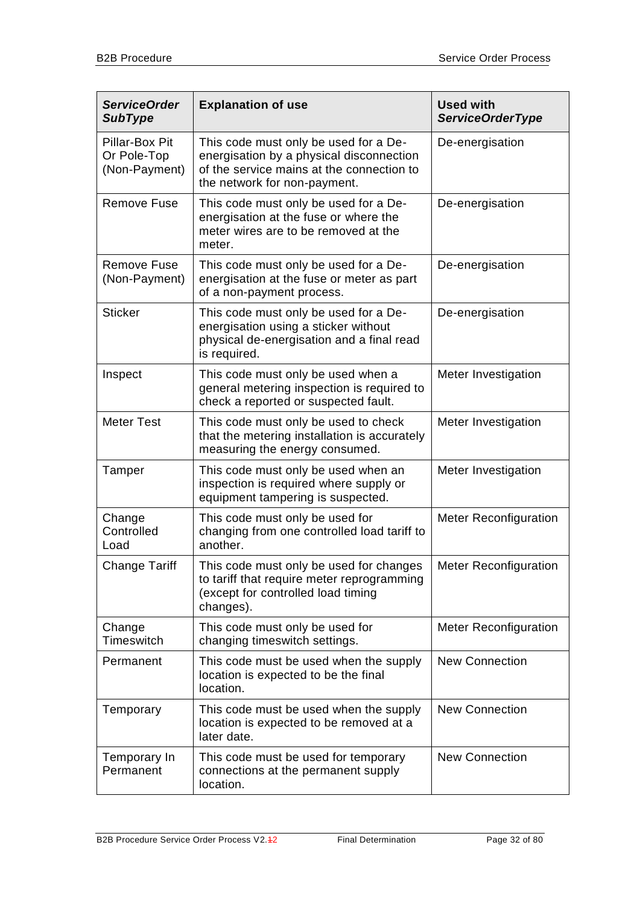| ***ServiceOrder SubType*** | **Explanation of use** | **Used with *ServiceOrderType*** |
| --- | --- | --- |
| Pillar-Box Pit Or Pole-Top (Non-Payment) | This code must only be used for a De-energisation by a physical disconnection of the service mains at the connection to the network for non-payment. | De-energisation |
| Remove Fuse | This code must only be used for a De-energisation at the fuse or where the meter wires are to be removed at the meter. | De-energisation |
| Remove Fuse (Non-Payment) | This code must only be used for a De-energisation at the fuse or meter as part of a non-payment process. | De-energisation |
| Sticker | This code must only be used for a De-energisation using a sticker without physical de-energisation and a final read is required. | De-energisation |
| Inspect | This code must only be used when a general metering inspection is required to check a reported or suspected fault. | Meter Investigation |
| Meter Test | This code must only be used to check that the metering installation is accurately measuring the energy consumed. | Meter Investigation |
| Tamper | This code must only be used when an inspection is required where supply or equipment tampering is suspected. | Meter Investigation |
| Change Controlled Load | This code must only be used for changing from one controlled load tariff to another. | Meter Reconfiguration |
| Change Tariff | This code must only be used for changes to tariff that require meter reprogramming (except for controlled load timing changes). | Meter Reconfiguration |
| Change Timeswitch | This code must only be used for changing timeswitch settings. | Meter Reconfiguration |
| Permanent | This code must be used when the supply location is expected to be the final location. | New Connection |
| Temporary | This code must be used when the supply location is expected to be removed at a later date. | New Connection |
| Temporary In Permanent | This code must be used for temporary connections at the permanent supply location. | New Connection |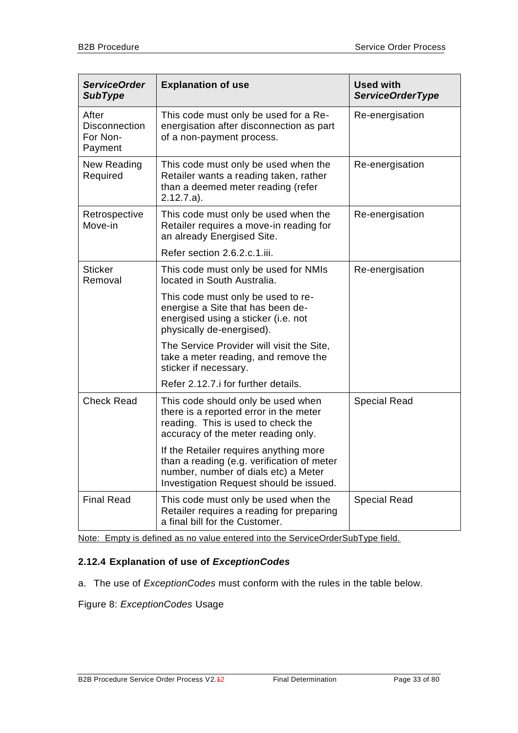| *ServiceOrder SubType* | Explanation of use | Used with *ServiceOrderType* |
|---|---|---|
| After Disconnection For Non-Payment | This code must only be used for a Re-energisation after disconnection as part of a non-payment process. | Re-energisation |
| New Reading Required | This code must only be used when the Retailer wants a reading taken, rather than a deemed meter reading (refer 2.12.7.a). | Re-energisation |
| Retrospective Move-in | This code must only be used when the Retailer requires a move-in reading for an already Energised Site.<br><br>Refer section 2.6.2.c.1.iii. | Re-energisation |
| Sticker Removal | This code must only be used for NMIs located in South Australia.<br><br>This code must only be used to re-energise a Site that has been de-energised using a sticker (i.e. not physically de-energised).<br><br>The Service Provider will visit the Site, take a meter reading, and remove the sticker if necessary.<br><br>Refer 2.12.7.i for further details. | Re-energisation |
| Check Read | This code should only be used when there is a reported error in the meter reading. This is used to check the accuracy of the meter reading only.<br><br>If the Retailer requires anything more than a reading (e.g. verification of meter number, number of dials etc) a Meter Investigation Request should be issued. | Special Read |
| Final Read | This code must only be used when the Retailer requires a reading for preparing a final bill for the Customer. | Special Read |

Note: Empty is defined as no value entered into the ServiceOrderSubType field.

### 2.12.4 Explanation of use of *ExceptionCodes*

a. The use of *ExceptionCodes* must conform with the rules in the table below.

Figure 8: *ExceptionCodes* Usage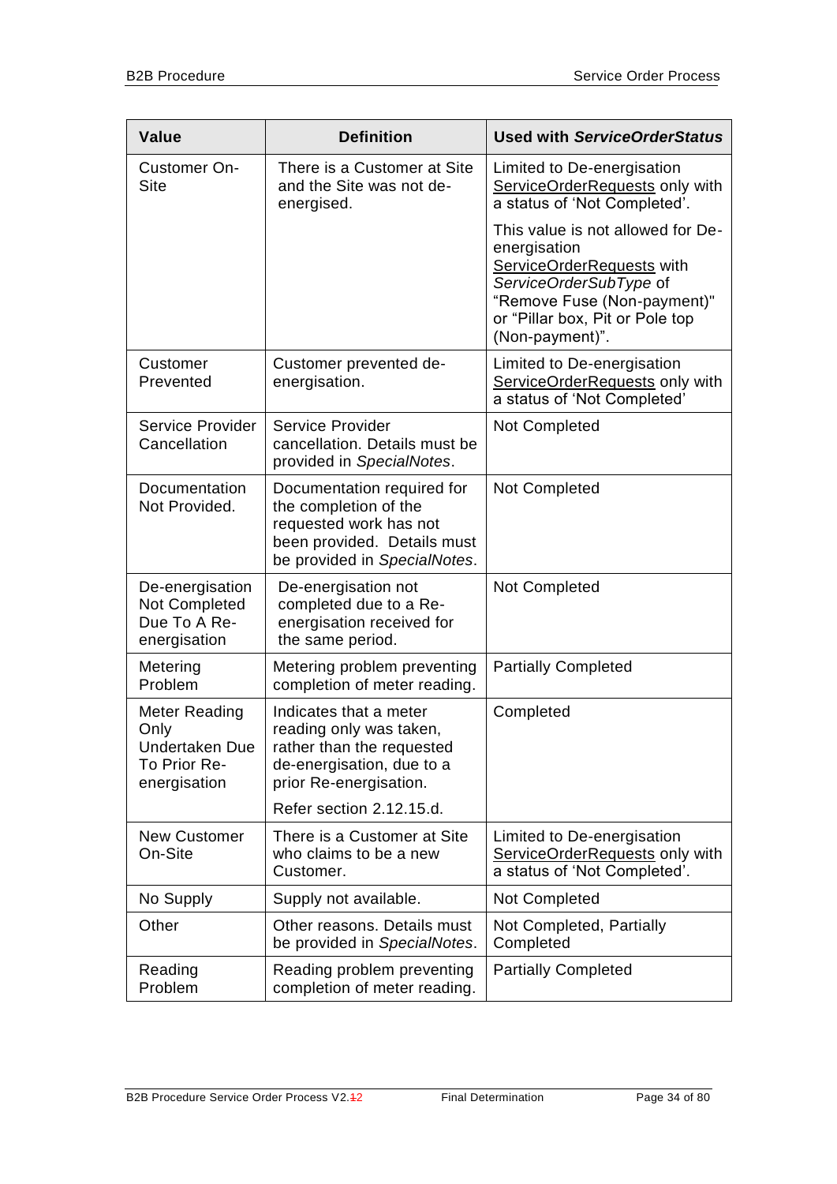| Value | Definition | Used with *ServiceOrderStatus* |
|---|---|---|
| Customer On-Site | There is a Customer at Site and the Site was not de-energised. | Limited to De-energisation ServiceOrderRequests only with a status of 'Not Completed'. This value is not allowed for De-energisation ServiceOrderRequests with *ServiceOrderSubType* of "Remove Fuse (Non-payment)" or "Pillar box, Pit or Pole top (Non-payment)". |
| Customer Prevented | Customer prevented de-energisation. | Limited to De-energisation ServiceOrderRequests only with a status of 'Not Completed' |
| Service Provider Cancellation | Service Provider cancellation. Details must be provided in *SpecialNotes*. | Not Completed |
| Documentation Not Provided. | Documentation required for the completion of the requested work has not been provided. Details must be provided in *SpecialNotes*. | Not Completed |
| De-energisation Not Completed Due To A Re-energisation | De-energisation not completed due to a Re-energisation received for the same period. | Not Completed |
| Metering Problem | Metering problem preventing completion of meter reading. | Partially Completed |
| Meter Reading Only Undertaken Due To Prior Re-energisation | Indicates that a meter reading only was taken, rather than the requested de-energisation, due to a prior Re-energisation. Refer section 2.12.15.d. | Completed |
| New Customer On-Site | There is a Customer at Site who claims to be a new Customer. | Limited to De-energisation ServiceOrderRequests only with a status of 'Not Completed'. |
| No Supply | Supply not available. | Not Completed |
| Other | Other reasons. Details must be provided in *SpecialNotes*. | Not Completed, Partially Completed |
| Reading Problem | Reading problem preventing completion of meter reading. | Partially Completed |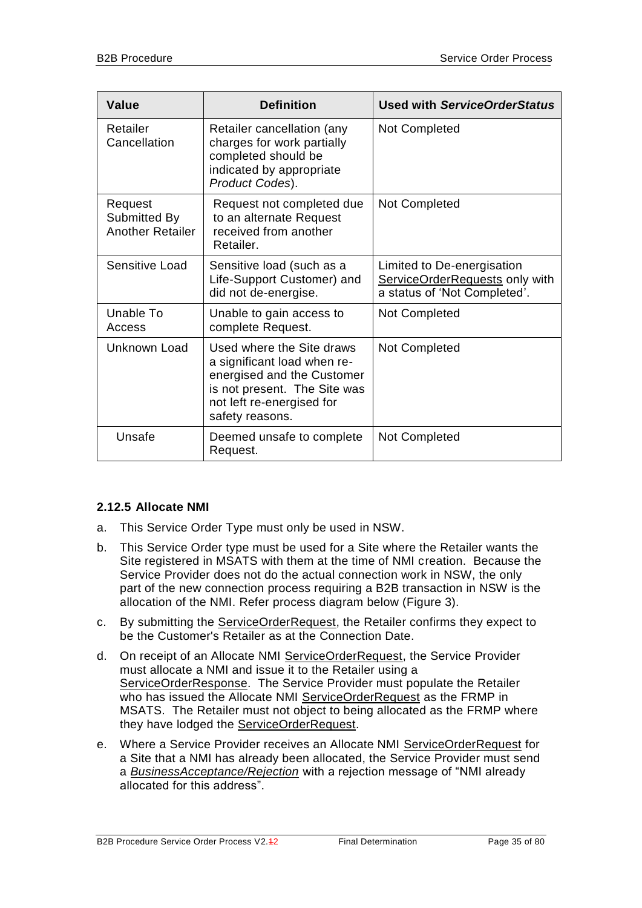| Value | Definition | Used with *ServiceOrderStatus* |
|---|---|---|
| Retailer Cancellation | Retailer cancellation (any charges for work partially completed should be indicated by appropriate *Product Codes*). | Not Completed |
| Request Submitted By Another Retailer | Request not completed due to an alternate Request received from another Retailer. | Not Completed |
| Sensitive Load | Sensitive load (such as a Life-Support Customer) and did not de-energise. | Limited to De-energisation ServiceOrderRequests only with a status of 'Not Completed'. |
| Unable To Access | Unable to gain access to complete Request. | Not Completed |
| Unknown Load | Used where the Site draws a significant load when re-energised and the Customer is not present. The Site was not left re-energised for safety reasons. | Not Completed |
| Unsafe | Deemed unsafe to complete Request. | Not Completed |

### 2.12.5 Allocate NMI

a. This Service Order Type must only be used in NSW.

b. This Service Order type must be used for a Site where the Retailer wants the Site registered in MSATS with them at the time of NMI creation. Because the Service Provider does not do the actual connection work in NSW, the only part of the new connection process requiring a B2B transaction in NSW is the allocation of the NMI. Refer process diagram below (Figure 3).

c. By submitting the ServiceOrderRequest, the Retailer confirms they expect to be the Customer's Retailer as at the Connection Date.

d. On receipt of an Allocate NMI ServiceOrderRequest, the Service Provider must allocate a NMI and issue it to the Retailer using a ServiceOrderResponse. The Service Provider must populate the Retailer who has issued the Allocate NMI ServiceOrderRequest as the FRMP in MSATS. The Retailer must not object to being allocated as the FRMP where they have lodged the ServiceOrderRequest.

e. Where a Service Provider receives an Allocate NMI ServiceOrderRequest for a Site that a NMI has already been allocated, the Service Provider must send a *BusinessAcceptance/Rejection* with a rejection message of "NMI already allocated for this address".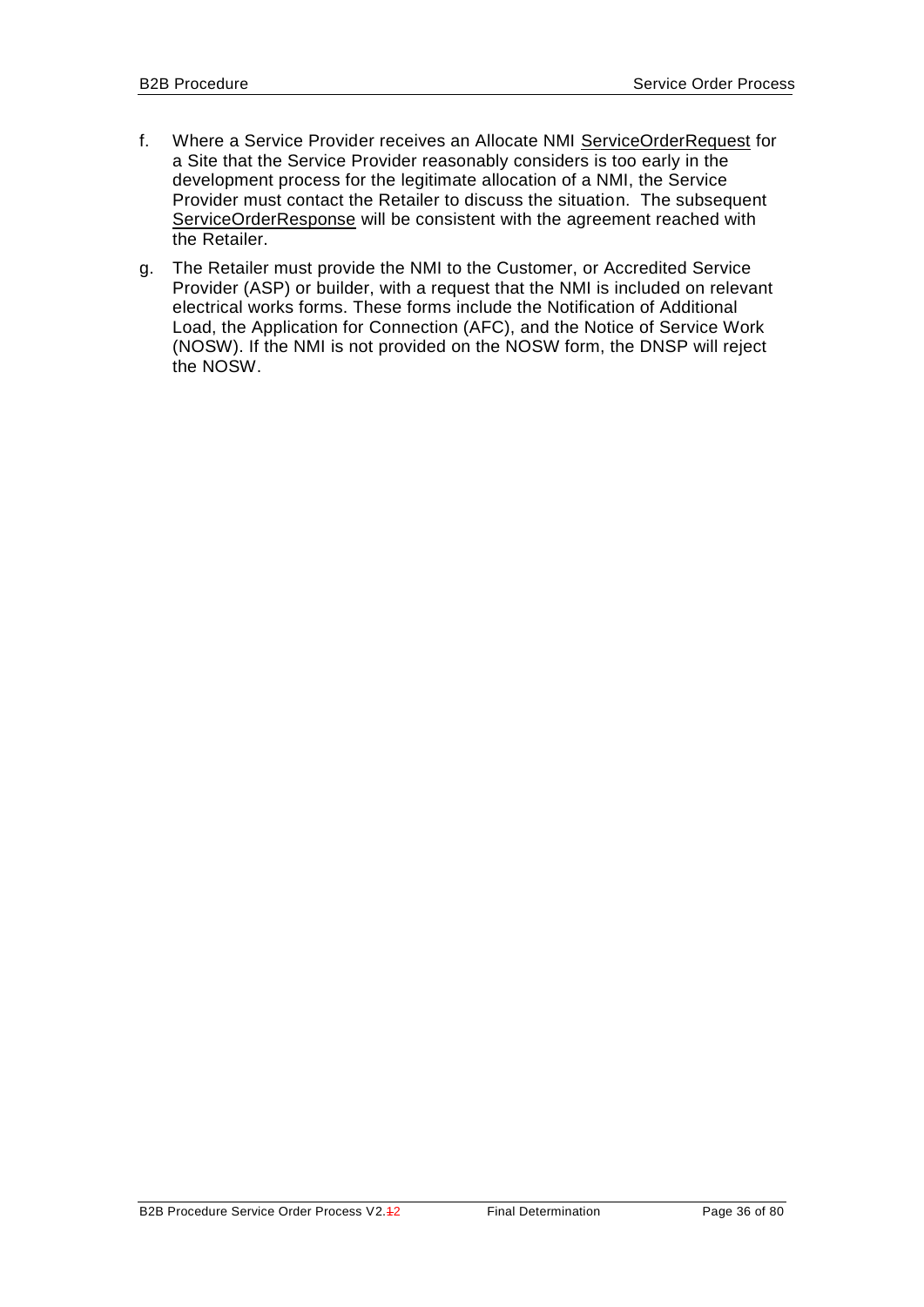f. Where a Service Provider receives an Allocate NMI ServiceOrderRequest for a Site that the Service Provider reasonably considers is too early in the development process for the legitimate allocation of a NMI, the Service Provider must contact the Retailer to discuss the situation. The subsequent ServiceOrderResponse will be consistent with the agreement reached with the Retailer.

g. The Retailer must provide the NMI to the Customer, or Accredited Service Provider (ASP) or builder, with a request that the NMI is included on relevant electrical works forms. These forms include the Notification of Additional Load, the Application for Connection (AFC), and the Notice of Service Work (NOSW). If the NMI is not provided on the NOSW form, the DNSP will reject the NOSW.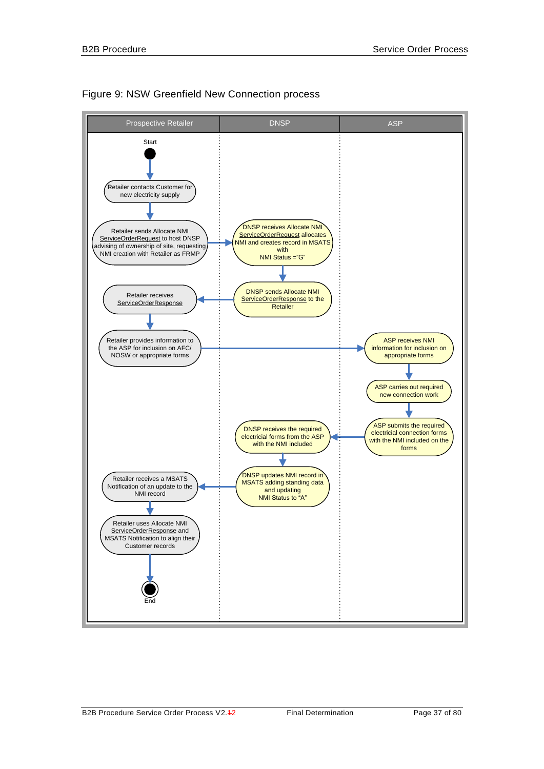Figure 9: NSW Greenfield New Connection process

| Prospective Retailer | DNSP | ASP |
|---|---|---|
| Start | | |
| Retailer contacts Customer for new electricity supply | | |
| Retailer sends Allocate NMI ServiceOrderRequest to host DNSP advising of ownership of site, requesting NMI creation with Retailer as FRMP | DNSP receives Allocate NMI ServiceOrderRequest allocates NMI and creates record in MSATS with NMI Status ="G" | |
| Retailer receives ServiceOrderResponse | DNSP sends Allocate NMI ServiceOrderResponse to the Retailer | |
| Retailer provides information to the ASP for inclusion on AFC/ NOSW or appropriate forms | | ASP receives NMI information for inclusion on appropriate forms |
| | | ASP carries out required new connection work |
| | DNSP receives the required electricial forms from the ASP with the NMI included | ASP submits the required electricial connection forms with the NMI included on the forms |
| Retailer receives a MSATS Notification of an update to the NMI record | DNSP updates NMI record in MSATS adding standing data and updating NMI Status to "A" | |
| Retailer uses Allocate NMI ServiceOrderResponse and MSATS Notification to align their Customer records | | |
| End | | |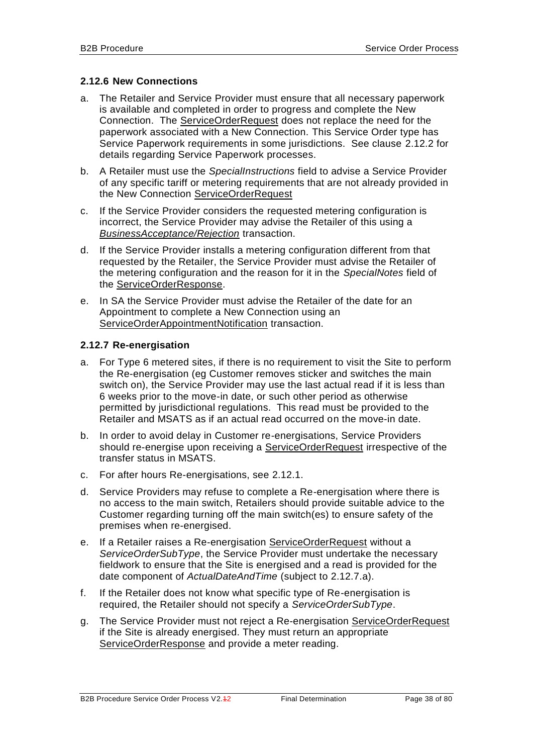### 2.12.6 New Connections

a. The Retailer and Service Provider must ensure that all necessary paperwork is available and completed in order to progress and complete the New Connection. The ServiceOrderRequest does not replace the need for the paperwork associated with a New Connection. This Service Order type has Service Paperwork requirements in some jurisdictions. See clause 2.12.2 for details regarding Service Paperwork processes.

b. A Retailer must use the *SpecialInstructions* field to advise a Service Provider of any specific tariff or metering requirements that are not already provided in the New Connection ServiceOrderRequest

c. If the Service Provider considers the requested metering configuration is incorrect, the Service Provider may advise the Retailer of this using a *BusinessAcceptance/Rejection* transaction.

d. If the Service Provider installs a metering configuration different from that requested by the Retailer, the Service Provider must advise the Retailer of the metering configuration and the reason for it in the *SpecialNotes* field of the ServiceOrderResponse.

e. In SA the Service Provider must advise the Retailer of the date for an Appointment to complete a New Connection using an ServiceOrderAppointmentNotification transaction.

### 2.12.7 Re-energisation

a. For Type 6 metered sites, if there is no requirement to visit the Site to perform the Re-energisation (eg Customer removes sticker and switches the main switch on), the Service Provider may use the last actual read if it is less than 6 weeks prior to the move-in date, or such other period as otherwise permitted by jurisdictional regulations. This read must be provided to the Retailer and MSATS as if an actual read occurred on the move-in date.

b. In order to avoid delay in Customer re-energisations, Service Providers should re-energise upon receiving a ServiceOrderRequest irrespective of the transfer status in MSATS.

c. For after hours Re-energisations, see 2.12.1.

d. Service Providers may refuse to complete a Re-energisation where there is no access to the main switch, Retailers should provide suitable advice to the Customer regarding turning off the main switch(es) to ensure safety of the premises when re-energised.

e. If a Retailer raises a Re-energisation ServiceOrderRequest without a *ServiceOrderSubType*, the Service Provider must undertake the necessary fieldwork to ensure that the Site is energised and a read is provided for the date component of *ActualDateAndTime* (subject to 2.12.7.a).

f. If the Retailer does not know what specific type of Re-energisation is required, the Retailer should not specify a *ServiceOrderSubType*.

g. The Service Provider must not reject a Re-energisation ServiceOrderRequest if the Site is already energised. They must return an appropriate ServiceOrderResponse and provide a meter reading.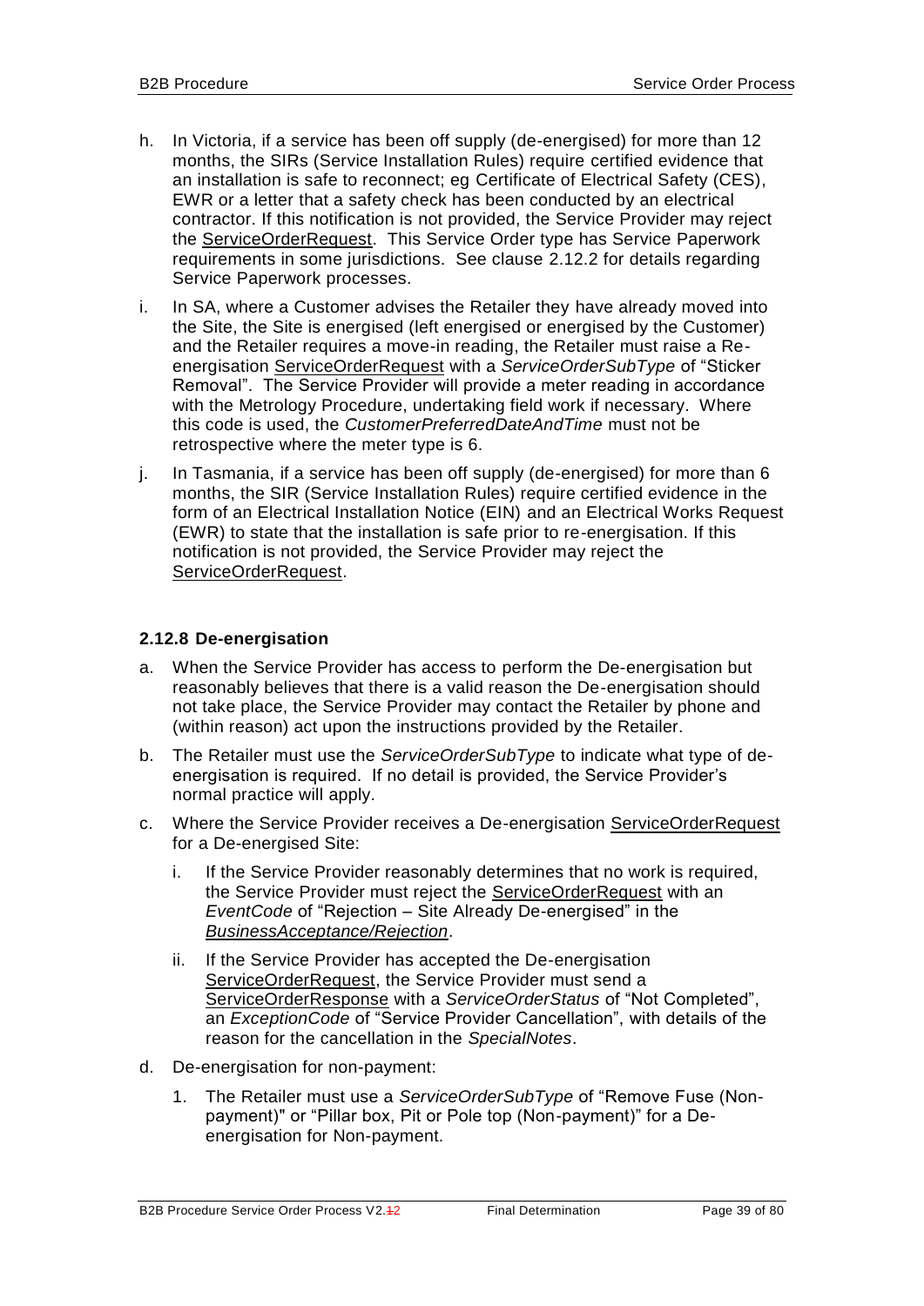h. In Victoria, if a service has been off supply (de-energised) for more than 12 months, the SIRs (Service Installation Rules) require certified evidence that an installation is safe to reconnect; eg Certificate of Electrical Safety (CES), EWR or a letter that a safety check has been conducted by an electrical contractor. If this notification is not provided, the Service Provider may reject the ServiceOrderRequest. This Service Order type has Service Paperwork requirements in some jurisdictions. See clause 2.12.2 for details regarding Service Paperwork processes.

i. In SA, where a Customer advises the Retailer they have already moved into the Site, the Site is energised (left energised or energised by the Customer) and the Retailer requires a move-in reading, the Retailer must raise a Re-energisation ServiceOrderRequest with a *ServiceOrderSubType* of "Sticker Removal". The Service Provider will provide a meter reading in accordance with the Metrology Procedure, undertaking field work if necessary. Where this code is used, the *CustomerPreferredDateAndTime* must not be retrospective where the meter type is 6.

j. In Tasmania, if a service has been off supply (de-energised) for more than 6 months, the SIR (Service Installation Rules) require certified evidence in the form of an Electrical Installation Notice (EIN) and an Electrical Works Request (EWR) to state that the installation is safe prior to re-energisation. If this notification is not provided, the Service Provider may reject the ServiceOrderRequest.

#### 2.12.8 De-energisation

a. When the Service Provider has access to perform the De-energisation but reasonably believes that there is a valid reason the De-energisation should not take place, the Service Provider may contact the Retailer by phone and (within reason) act upon the instructions provided by the Retailer.

b. The Retailer must use the *ServiceOrderSubType* to indicate what type of de-energisation is required. If no detail is provided, the Service Provider's normal practice will apply.

c. Where the Service Provider receives a De-energisation ServiceOrderRequest for a De-energised Site:

   i. If the Service Provider reasonably determines that no work is required, the Service Provider must reject the ServiceOrderRequest with an *EventCode* of "Rejection – Site Already De-energised" in the *BusinessAcceptance/Rejection*.

   ii. If the Service Provider has accepted the De-energisation ServiceOrderRequest, the Service Provider must send a ServiceOrderResponse with a *ServiceOrderStatus* of "Not Completed", an *ExceptionCode* of "Service Provider Cancellation", with details of the reason for the cancellation in the *SpecialNotes*.

d. De-energisation for non-payment:

   1. The Retailer must use a *ServiceOrderSubType* of "Remove Fuse (Non-payment)" or "Pillar box, Pit or Pole top (Non-payment)" for a De-energisation for Non-payment.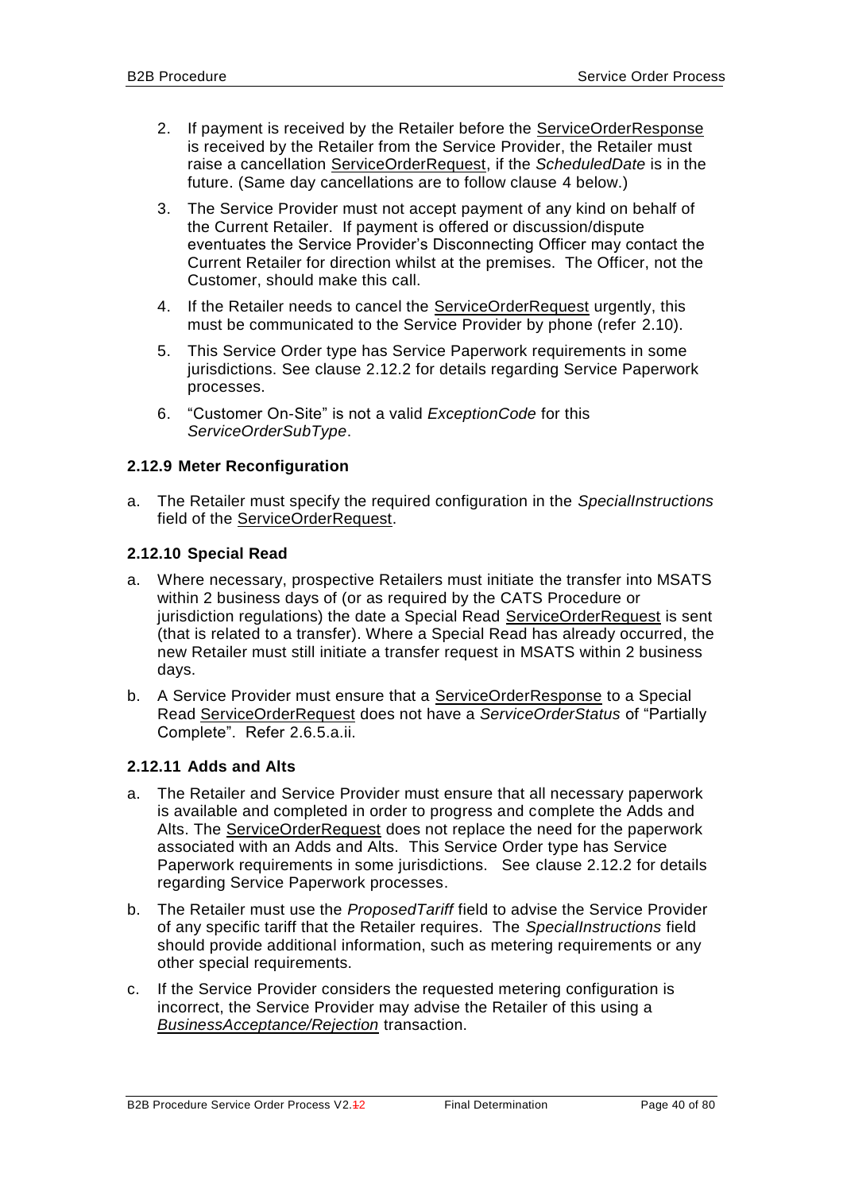2. If payment is received by the Retailer before the ServiceOrderResponse is received by the Retailer from the Service Provider, the Retailer must raise a cancellation ServiceOrderRequest, if the *ScheduledDate* is in the future. (Same day cancellations are to follow clause 4 below.)

3. The Service Provider must not accept payment of any kind on behalf of the Current Retailer. If payment is offered or discussion/dispute eventuates the Service Provider's Disconnecting Officer may contact the Current Retailer for direction whilst at the premises. The Officer, not the Customer, should make this call.

4. If the Retailer needs to cancel the ServiceOrderRequest urgently, this must be communicated to the Service Provider by phone (refer 2.10).

5. This Service Order type has Service Paperwork requirements in some jurisdictions. See clause 2.12.2 for details regarding Service Paperwork processes.

6. "Customer On-Site" is not a valid *ExceptionCode* for this *ServiceOrderSubType*.

### 2.12.9 Meter Reconfiguration

a. The Retailer must specify the required configuration in the *SpecialInstructions* field of the ServiceOrderRequest.

### 2.12.10 Special Read

a. Where necessary, prospective Retailers must initiate the transfer into MSATS within 2 business days of (or as required by the CATS Procedure or jurisdiction regulations) the date a Special Read ServiceOrderRequest is sent (that is related to a transfer). Where a Special Read has already occurred, the new Retailer must still initiate a transfer request in MSATS within 2 business days.

b. A Service Provider must ensure that a ServiceOrderResponse to a Special Read ServiceOrderRequest does not have a *ServiceOrderStatus* of "Partially Complete". Refer 2.6.5.a.ii.

### 2.12.11 Adds and Alts

a. The Retailer and Service Provider must ensure that all necessary paperwork is available and completed in order to progress and complete the Adds and Alts. The ServiceOrderRequest does not replace the need for the paperwork associated with an Adds and Alts. This Service Order type has Service Paperwork requirements in some jurisdictions. See clause 2.12.2 for details regarding Service Paperwork processes.

b. The Retailer must use the *ProposedTariff* field to advise the Service Provider of any specific tariff that the Retailer requires. The *SpecialInstructions* field should provide additional information, such as metering requirements or any other special requirements.

c. If the Service Provider considers the requested metering configuration is incorrect, the Service Provider may advise the Retailer of this using a *BusinessAcceptance/Rejection* transaction.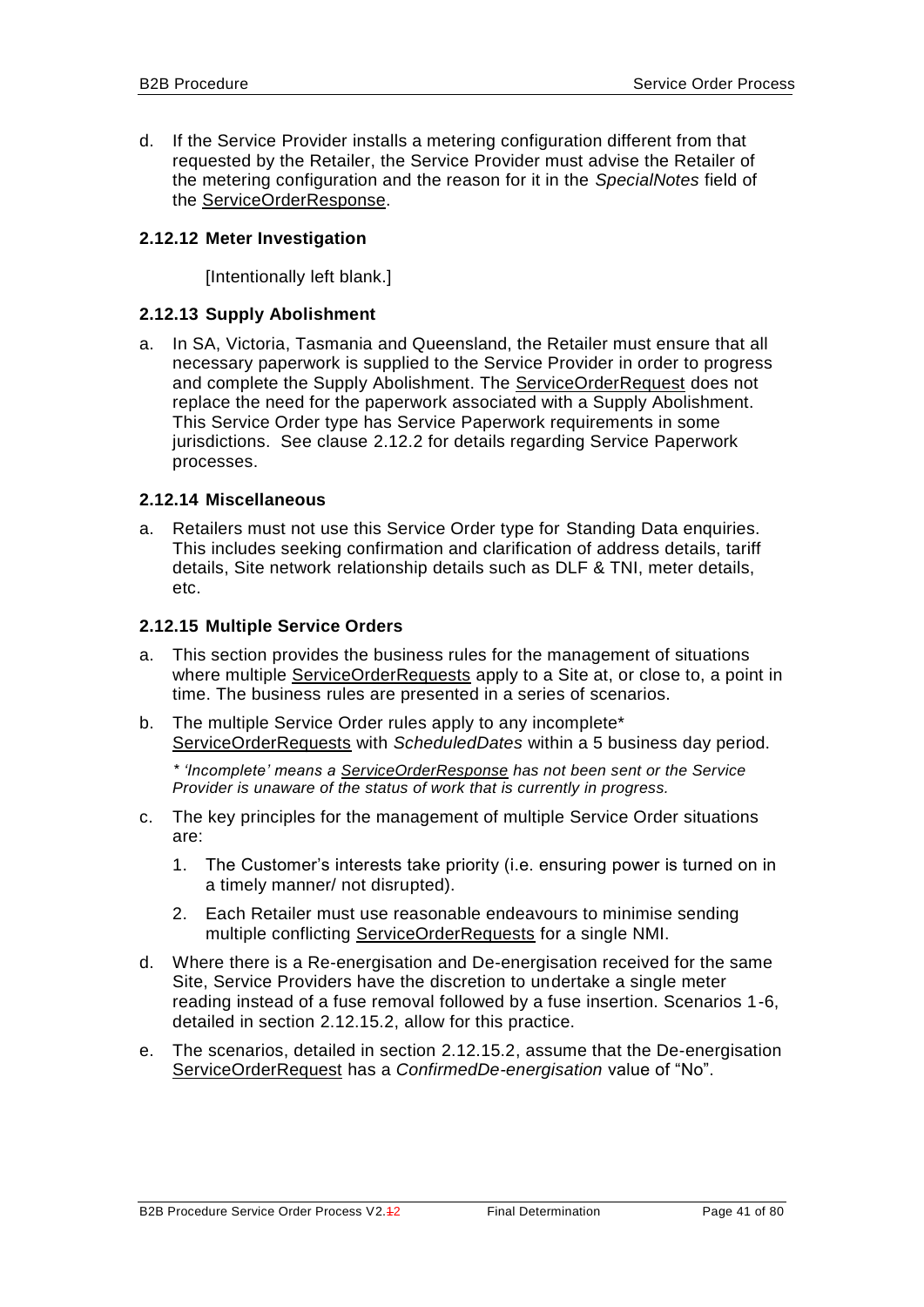d. If the Service Provider installs a metering configuration different from that requested by the Retailer, the Service Provider must advise the Retailer of the metering configuration and the reason for it in the *SpecialNotes* field of the ServiceOrderResponse.

### 2.12.12 Meter Investigation

[Intentionally left blank.]

### 2.12.13 Supply Abolishment

a. In SA, Victoria, Tasmania and Queensland, the Retailer must ensure that all necessary paperwork is supplied to the Service Provider in order to progress and complete the Supply Abolishment. The ServiceOrderRequest does not replace the need for the paperwork associated with a Supply Abolishment. This Service Order type has Service Paperwork requirements in some jurisdictions. See clause 2.12.2 for details regarding Service Paperwork processes.

### 2.12.14 Miscellaneous

a. Retailers must not use this Service Order type for Standing Data enquiries. This includes seeking confirmation and clarification of address details, tariff details, Site network relationship details such as DLF & TNI, meter details, etc.

### 2.12.15 Multiple Service Orders

a. This section provides the business rules for the management of situations where multiple ServiceOrderRequests apply to a Site at, or close to, a point in time. The business rules are presented in a series of scenarios.

b. The multiple Service Order rules apply to any incomplete* ServiceOrderRequests with *ScheduledDates* within a 5 business day period.

   *\* 'Incomplete' means a ServiceOrderResponse has not been sent or the Service Provider is unaware of the status of work that is currently in progress.*

c. The key principles for the management of multiple Service Order situations are:

   1. The Customer's interests take priority (i.e. ensuring power is turned on in a timely manner/ not disrupted).
   2. Each Retailer must use reasonable endeavours to minimise sending multiple conflicting ServiceOrderRequests for a single NMI.

d. Where there is a Re-energisation and De-energisation received for the same Site, Service Providers have the discretion to undertake a single meter reading instead of a fuse removal followed by a fuse insertion. Scenarios 1-6, detailed in section 2.12.15.2, allow for this practice.

e. The scenarios, detailed in section 2.12.15.2, assume that the De-energisation ServiceOrderRequest has a *ConfirmedDe-energisation* value of "No".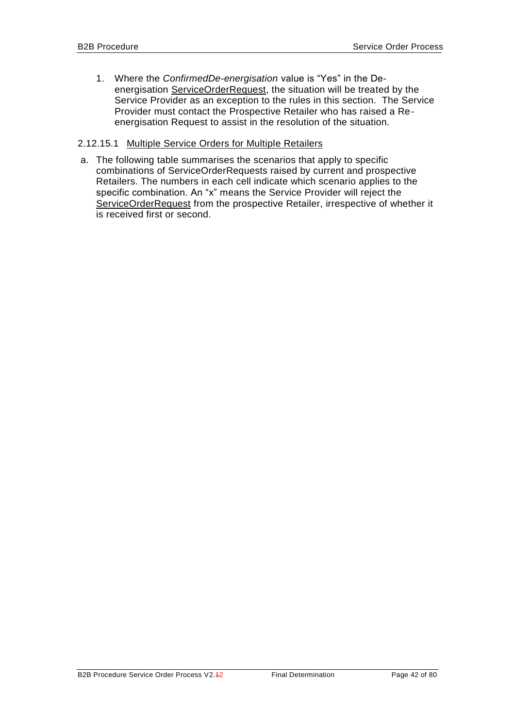1. Where the *ConfirmedDe-energisation* value is "Yes" in the De-energisation ServiceOrderRequest, the situation will be treated by the Service Provider as an exception to the rules in this section. The Service Provider must contact the Prospective Retailer who has raised a Re-energisation Request to assist in the resolution of the situation.

#### 2.12.15.1 Multiple Service Orders for Multiple Retailers

a. The following table summarises the scenarios that apply to specific combinations of ServiceOrderRequests raised by current and prospective Retailers. The numbers in each cell indicate which scenario applies to the specific combination. An "x" means the Service Provider will reject the ServiceOrderRequest from the prospective Retailer, irrespective of whether it is received first or second.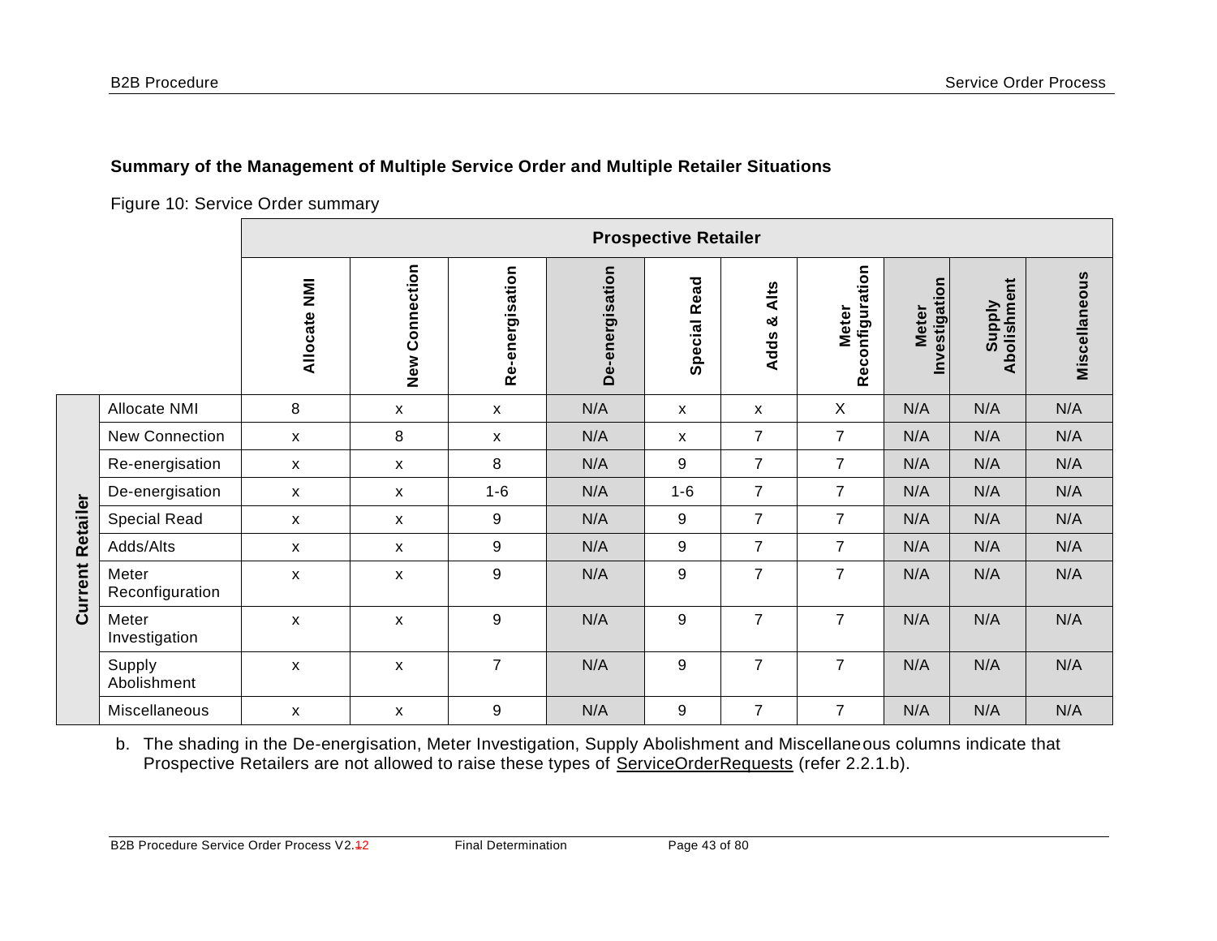**Summary of the Management of Multiple Service Order and Multiple Retailer Situations**

Figure 10: Service Order summary

| | | Prospective Retailer | | | | | | | | | |
|---|---|---|---|---|---|---|---|---|---|---|---|
| | | Allocate NMI | New Connection | Re-energisation | De-energisation | Special Read | Adds & Alts | Meter Reconfiguration | Meter Investigation | Supply Abolishment | Miscellaneous |
| Current Retailer | Allocate NMI | 8 | x | x | N/A | x | x | X | N/A | N/A | N/A |
| | New Connection | x | 8 | x | N/A | x | 7 | 7 | N/A | N/A | N/A |
| | Re-energisation | x | x | 8 | N/A | 9 | 7 | 7 | N/A | N/A | N/A |
| | De-energisation | x | x | 1-6 | N/A | 1-6 | 7 | 7 | N/A | N/A | N/A |
| | Special Read | x | x | 9 | N/A | 9 | 7 | 7 | N/A | N/A | N/A |
| | Adds/Alts | x | x | 9 | N/A | 9 | 7 | 7 | N/A | N/A | N/A |
| | Meter Reconfiguration | x | x | 9 | N/A | 9 | 7 | 7 | N/A | N/A | N/A |
| | Meter Investigation | x | x | 9 | N/A | 9 | 7 | 7 | N/A | N/A | N/A |
| | Supply Abolishment | x | x | 7 | N/A | 9 | 7 | 7 | N/A | N/A | N/A |
| | Miscellaneous | x | x | 9 | N/A | 9 | 7 | 7 | N/A | N/A | N/A |

b. The shading in the De-energisation, Meter Investigation, Supply Abolishment and Miscellaneous columns indicate that Prospective Retailers are not allowed to raise these types of ServiceOrderRequests (refer 2.2.1.b).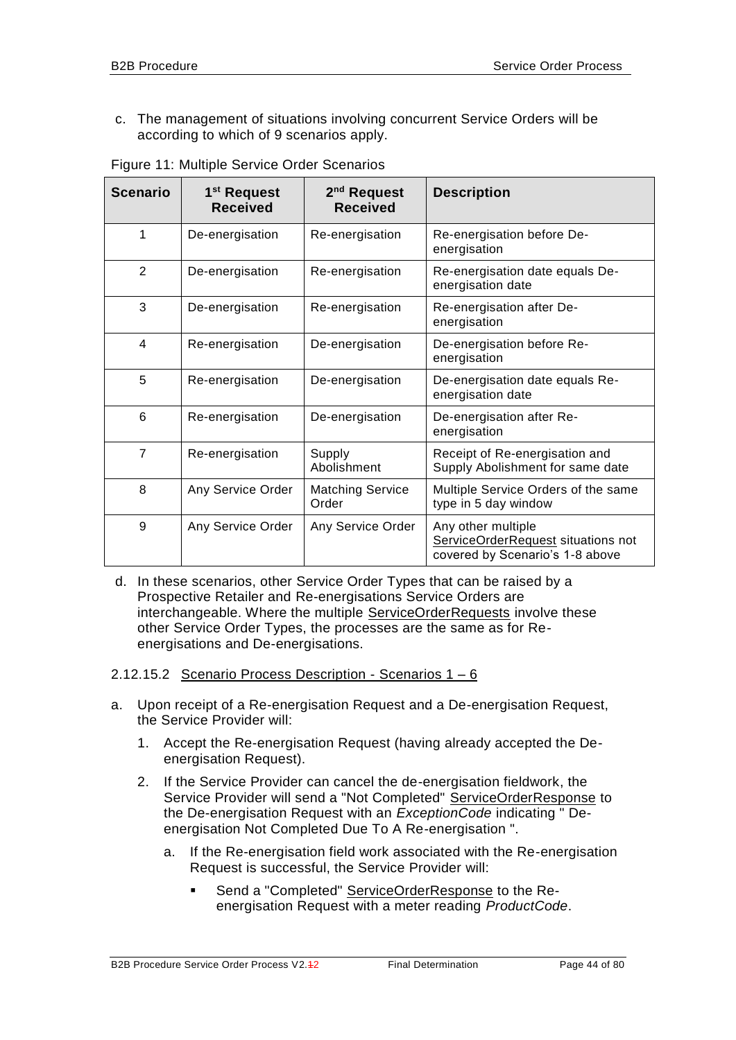c. The management of situations involving concurrent Service Orders will be according to which of 9 scenarios apply.

Figure 11: Multiple Service Order Scenarios

| Scenario | 1st Request Received | 2nd Request Received | Description |
|---|---|---|---|
| 1 | De-energisation | Re-energisation | Re-energisation before De-energisation |
| 2 | De-energisation | Re-energisation | Re-energisation date equals De-energisation date |
| 3 | De-energisation | Re-energisation | Re-energisation after De-energisation |
| 4 | Re-energisation | De-energisation | De-energisation before Re-energisation |
| 5 | Re-energisation | De-energisation | De-energisation date equals Re-energisation date |
| 6 | Re-energisation | De-energisation | De-energisation after Re-energisation |
| 7 | Re-energisation | Supply Abolishment | Receipt of Re-energisation and Supply Abolishment for same date |
| 8 | Any Service Order | Matching Service Order | Multiple Service Orders of the same type in 5 day window |
| 9 | Any Service Order | Any Service Order | Any other multiple ServiceOrderRequest situations not covered by Scenario's 1-8 above |

d. In these scenarios, other Service Order Types that can be raised by a Prospective Retailer and Re-energisations Service Orders are interchangeable. Where the multiple ServiceOrderRequests involve these other Service Order Types, the processes are the same as for Re-energisations and De-energisations.

#### 2.12.15.2 Scenario Process Description - Scenarios 1 – 6

a. Upon receipt of a Re-energisation Request and a De-energisation Request, the Service Provider will:

   1. Accept the Re-energisation Request (having already accepted the De-energisation Request).

   2. If the Service Provider can cancel the de-energisation fieldwork, the Service Provider will send a "Not Completed" ServiceOrderResponse to the De-energisation Request with an *ExceptionCode* indicating " De-energisation Not Completed Due To A Re-energisation ".

      a. If the Re-energisation field work associated with the Re-energisation Request is successful, the Service Provider will:

         - Send a "Completed" ServiceOrderResponse to the Re-energisation Request with a meter reading *ProductCode*.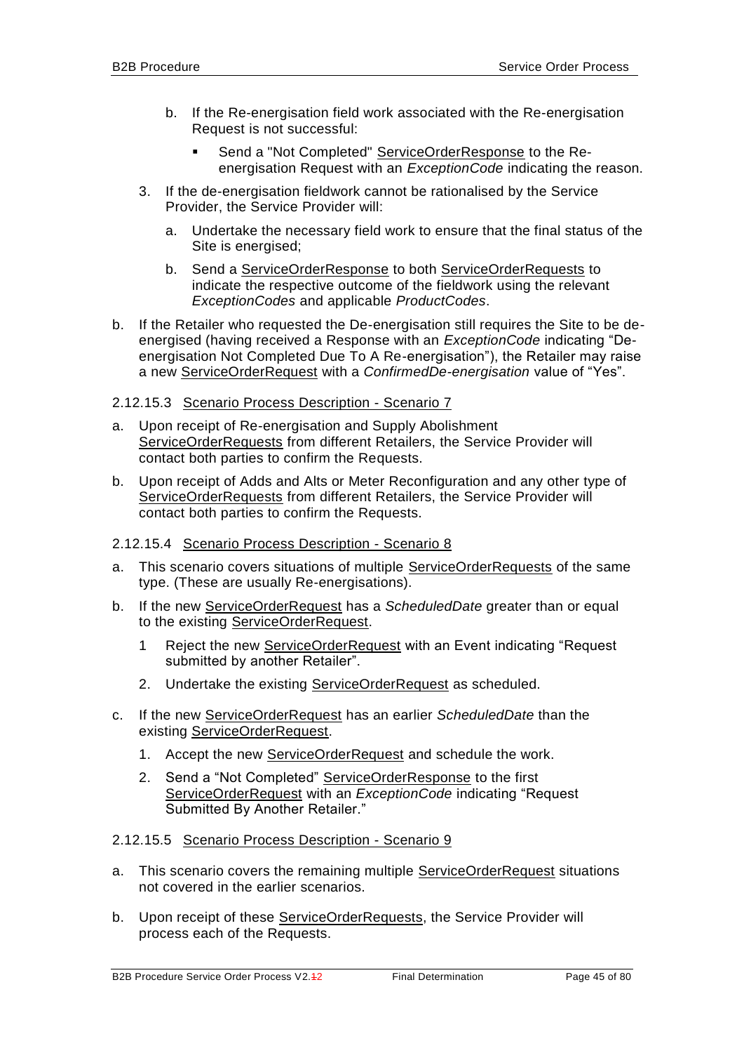b. If the Re-energisation field work associated with the Re-energisation Request is not successful:

      - Send a "Not Completed" ServiceOrderResponse to the Re-energisation Request with an *ExceptionCode* indicating the reason.

3. If the de-energisation fieldwork cannot be rationalised by the Service Provider, the Service Provider will:

   a. Undertake the necessary field work to ensure that the final status of the Site is energised;

   b. Send a ServiceOrderResponse to both ServiceOrderRequests to indicate the respective outcome of the fieldwork using the relevant *ExceptionCodes* and applicable *ProductCodes*.

b. If the Retailer who requested the De-energisation still requires the Site to be de-energised (having received a Response with an *ExceptionCode* indicating "De-energisation Not Completed Due To A Re-energisation"), the Retailer may raise a new ServiceOrderRequest with a *ConfirmedDe-energisation* value of "Yes".

#### 2.12.15.3 Scenario Process Description - Scenario 7

a. Upon receipt of Re-energisation and Supply Abolishment ServiceOrderRequests from different Retailers, the Service Provider will contact both parties to confirm the Requests.

b. Upon receipt of Adds and Alts or Meter Reconfiguration and any other type of ServiceOrderRequests from different Retailers, the Service Provider will contact both parties to confirm the Requests.

#### 2.12.15.4 Scenario Process Description - Scenario 8

a. This scenario covers situations of multiple ServiceOrderRequests of the same type. (These are usually Re-energisations).

b. If the new ServiceOrderRequest has a *ScheduledDate* greater than or equal to the existing ServiceOrderRequest.

   1 Reject the new ServiceOrderRequest with an Event indicating "Request submitted by another Retailer".

   2. Undertake the existing ServiceOrderRequest as scheduled.

c. If the new ServiceOrderRequest has an earlier *ScheduledDate* than the existing ServiceOrderRequest.

   1. Accept the new ServiceOrderRequest and schedule the work.

   2. Send a "Not Completed" ServiceOrderResponse to the first ServiceOrderRequest with an *ExceptionCode* indicating "Request Submitted By Another Retailer."

#### 2.12.15.5 Scenario Process Description - Scenario 9

a. This scenario covers the remaining multiple ServiceOrderRequest situations not covered in the earlier scenarios.

b. Upon receipt of these ServiceOrderRequests, the Service Provider will process each of the Requests.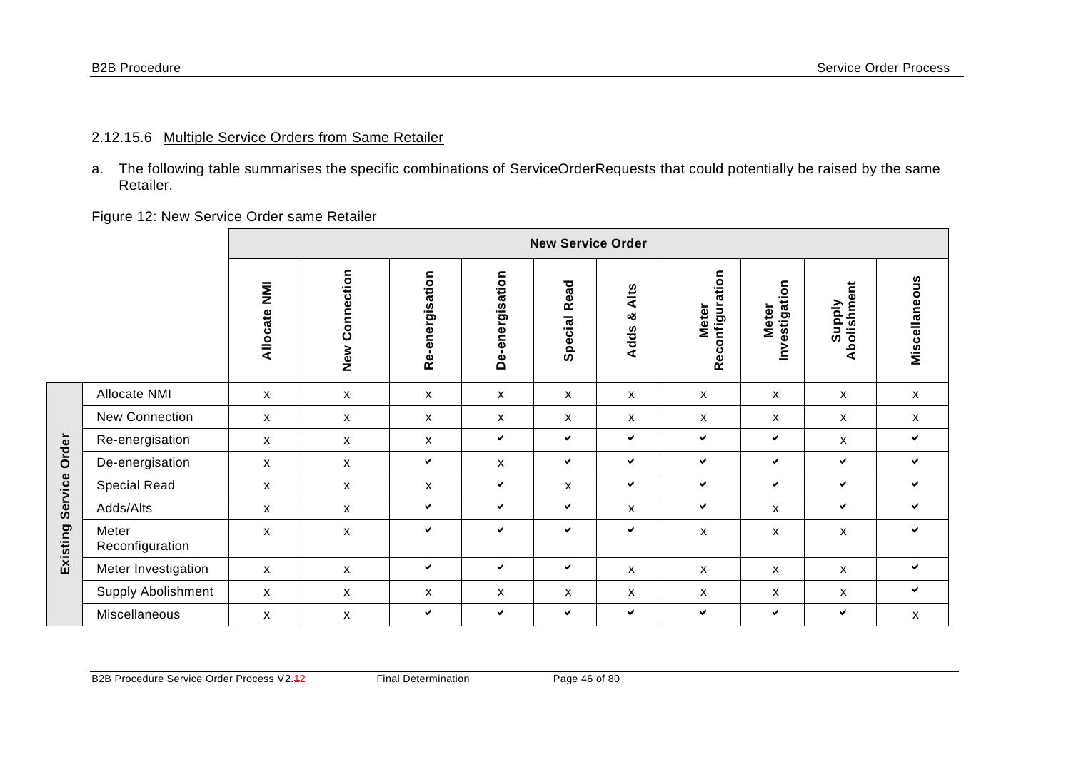#### 2.12.15.6 Multiple Service Orders from Same Retailer

a. The following table summarises the specific combinations of ServiceOrderRequests that could potentially be raised by the same Retailer.

Figure 12: New Service Order same Retailer

| | | New Service Order | | | | | | | | | |
|---|---|---|---|---|---|---|---|---|---|---|---|
| | | Allocate NMI | New Connection | Re-energisation | De-energisation | Special Read | Adds & Alts | Meter Reconfiguration | Meter Investigation | Supply Abolishment | Miscellaneous |
| Existing Service Order | Allocate NMI | x | x | x | x | x | x | x | x | x | x |
| | New Connection | x | x | x | x | x | x | x | x | x | x |
| | Re-energisation | x | x | x | ✔ | ✔ | ✔ | ✔ | ✔ | x | ✔ |
| | De-energisation | x | x | ✔ | x | ✔ | ✔ | ✔ | ✔ | ✔ | ✔ |
| | Special Read | x | x | x | ✔ | x | ✔ | ✔ | ✔ | ✔ | ✔ |
| | Adds/Alts | x | x | ✔ | ✔ | ✔ | x | ✔ | x | ✔ | ✔ |
| | Meter Reconfiguration | x | x | ✔ | ✔ | ✔ | ✔ | x | x | x | ✔ |
| | Meter Investigation | x | x | ✔ | ✔ | ✔ | x | x | x | x | ✔ |
| | Supply Abolishment | x | x | x | x | x | x | x | x | x | ✔ |
| | Miscellaneous | x | x | ✔ | ✔ | ✔ | ✔ | ✔ | ✔ | ✔ | x |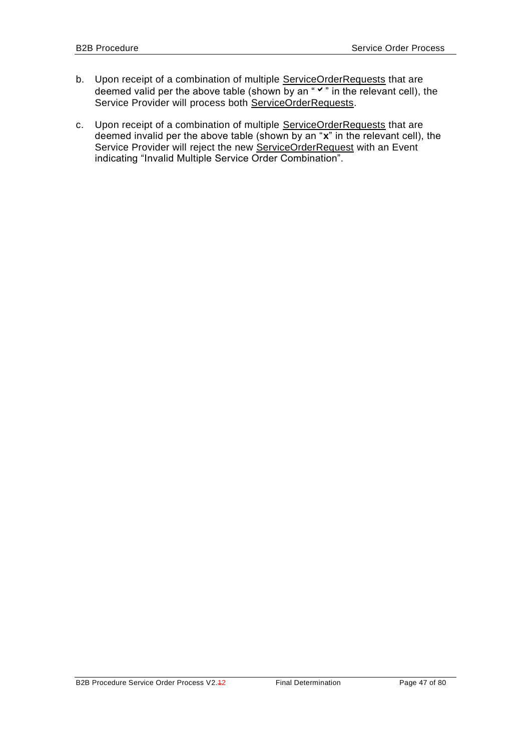b. Upon receipt of a combination of multiple ServiceOrderRequests that are deemed valid per the above table (shown by an " ✔ " in the relevant cell), the Service Provider will process both ServiceOrderRequests.

c. Upon receipt of a combination of multiple ServiceOrderRequests that are deemed invalid per the above table (shown by an "**x**" in the relevant cell), the Service Provider will reject the new ServiceOrderRequest with an Event indicating "Invalid Multiple Service Order Combination".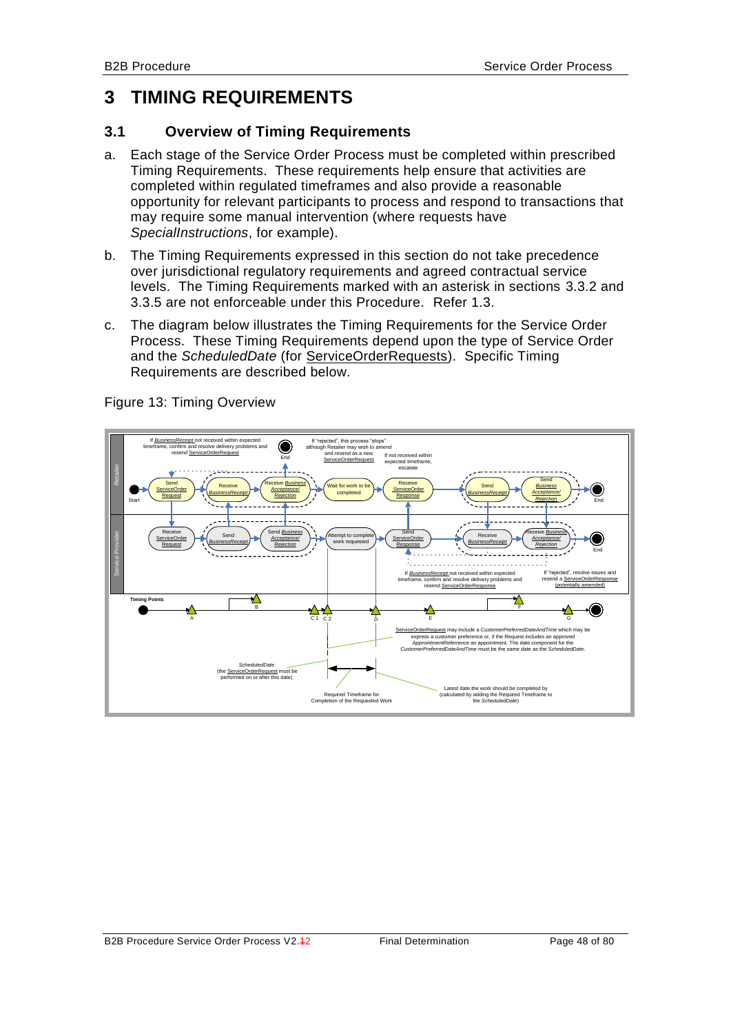# 3 TIMING REQUIREMENTS

## 3.1 Overview of Timing Requirements

a. Each stage of the Service Order Process must be completed within prescribed Timing Requirements. These requirements help ensure that activities are completed within regulated timeframes and also provide a reasonable opportunity for relevant participants to process and respond to transactions that may require some manual intervention (where requests have *SpecialInstructions*, for example).

b. The Timing Requirements expressed in this section do not take precedence over jurisdictional regulatory requirements and agreed contractual service levels. The Timing Requirements marked with an asterisk in sections 3.3.2 and 3.3.5 are not enforceable under this Procedure. Refer 1.3.

c. The diagram below illustrates the Timing Requirements for the Service Order Process. These Timing Requirements depend upon the type of Service Order and the *ScheduledDate* (for ServiceOrderRequests). Specific Timing Requirements are described below.

Figure 13: Timing Overview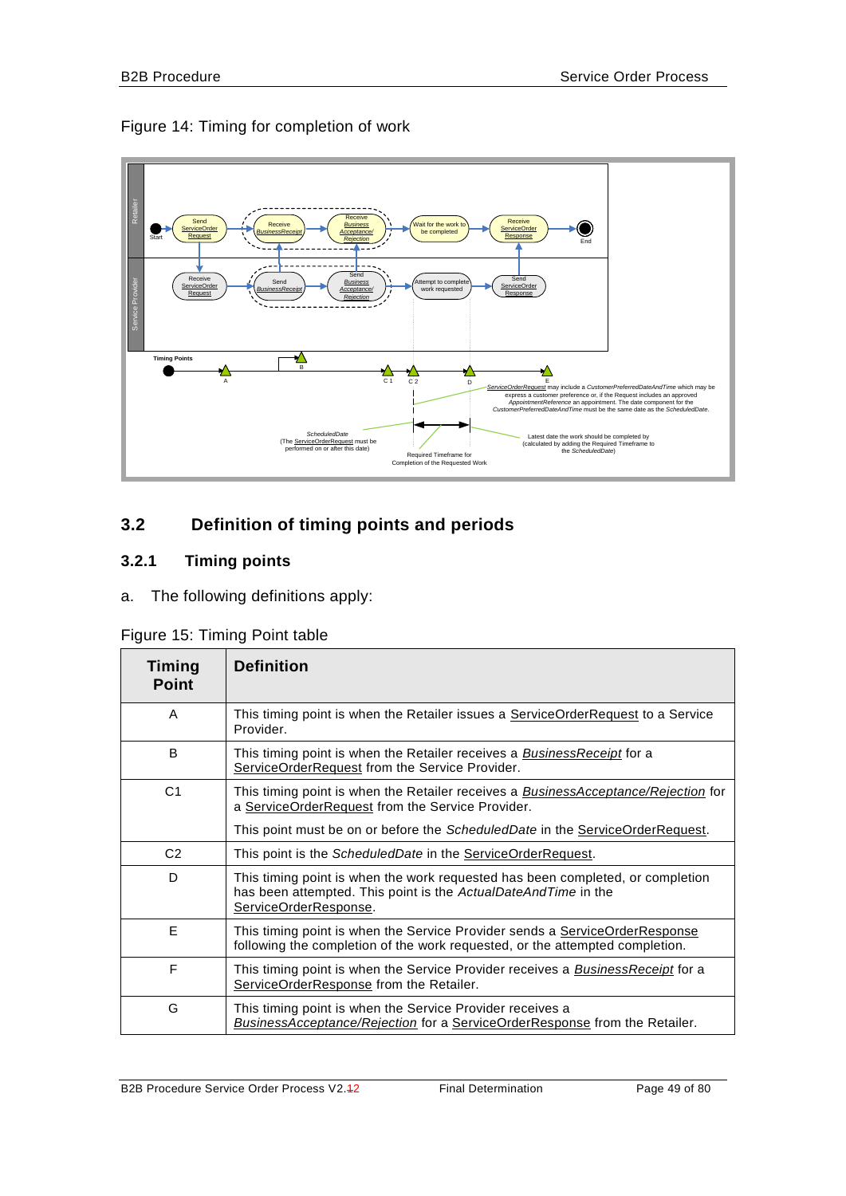Figure 14: Timing for completion of work

## 3.2 Definition of timing points and periods

### 3.2.1 Timing points

a. The following definitions apply:

Figure 15: Timing Point table

| Timing Point | Definition |
|---|---|
| A | This timing point is when the Retailer issues a ServiceOrderRequest to a Service Provider. |
| B | This timing point is when the Retailer receives a *BusinessReceipt* for a ServiceOrderRequest from the Service Provider. |
| C1 | This timing point is when the Retailer receives a *BusinessAcceptance/Rejection* for a ServiceOrderRequest from the Service Provider.<br><br>This point must be on or before the *ScheduledDate* in the ServiceOrderRequest. |
| C2 | This point is the *ScheduledDate* in the ServiceOrderRequest. |
| D | This timing point is when the work requested has been completed, or completion has been attempted. This point is the *ActualDateAndTime* in the ServiceOrderResponse. |
| E | This timing point is when the Service Provider sends a ServiceOrderResponse following the completion of the work requested, or the attempted completion. |
| F | This timing point is when the Service Provider receives a *BusinessReceipt* for a ServiceOrderResponse from the Retailer. |
| G | This timing point is when the Service Provider receives a *BusinessAcceptance/Rejection* for a ServiceOrderResponse from the Retailer. |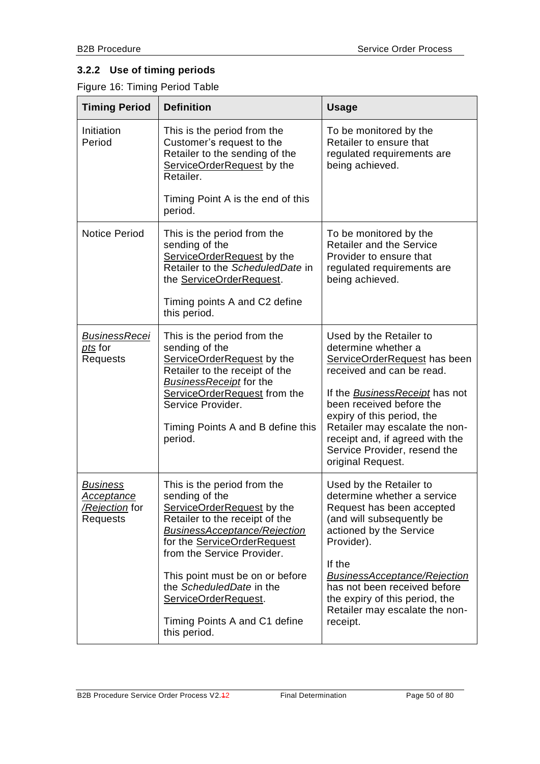### 3.2.2 Use of timing periods

Figure 16: Timing Period Table

| Timing Period | Definition | Usage |
|---|---|---|
| Initiation Period | This is the period from the Customer's request to the Retailer to the sending of the <u>ServiceOrderRequest</u> by the Retailer.<br><br>Timing Point A is the end of this period. | To be monitored by the Retailer to ensure that regulated requirements are being achieved. |
| Notice Period | This is the period from the sending of the <u>ServiceOrderRequest</u> by the Retailer to the *ScheduledDate* in the <u>ServiceOrderRequest</u>.<br><br>Timing points A and C2 define this period. | To be monitored by the Retailer and the Service Provider to ensure that regulated requirements are being achieved. |
| <u>*BusinessReceipts*</u> for Requests | This is the period from the sending of the <u>ServiceOrderRequest</u> by the Retailer to the receipt of the <u>*BusinessReceipt*</u> for the <u>ServiceOrderRequest</u> from the Service Provider.<br><br>Timing Points A and B define this period. | Used by the Retailer to determine whether a <u>ServiceOrderRequest</u> has been received and can be read.<br><br>If the <u>*BusinessReceipt*</u> has not been received before the expiry of this period, the Retailer may escalate the non-receipt and, if agreed with the Service Provider, resend the original Request. |
| <u>*Business Acceptance /Rejection*</u> for Requests | This is the period from the sending of the <u>ServiceOrderRequest</u> by the Retailer to the receipt of the <u>*BusinessAcceptance/Rejection*</u> for the <u>ServiceOrderRequest</u> from the Service Provider.<br><br>This point must be on or before the *ScheduledDate* in the <u>ServiceOrderRequest</u>.<br><br>Timing Points A and C1 define this period. | Used by the Retailer to determine whether a service Request has been accepted (and will subsequently be actioned by the Service Provider).<br><br>If the <u>*BusinessAcceptance/Rejection*</u> has not been received before the expiry of this period, the Retailer may escalate the non-receipt. |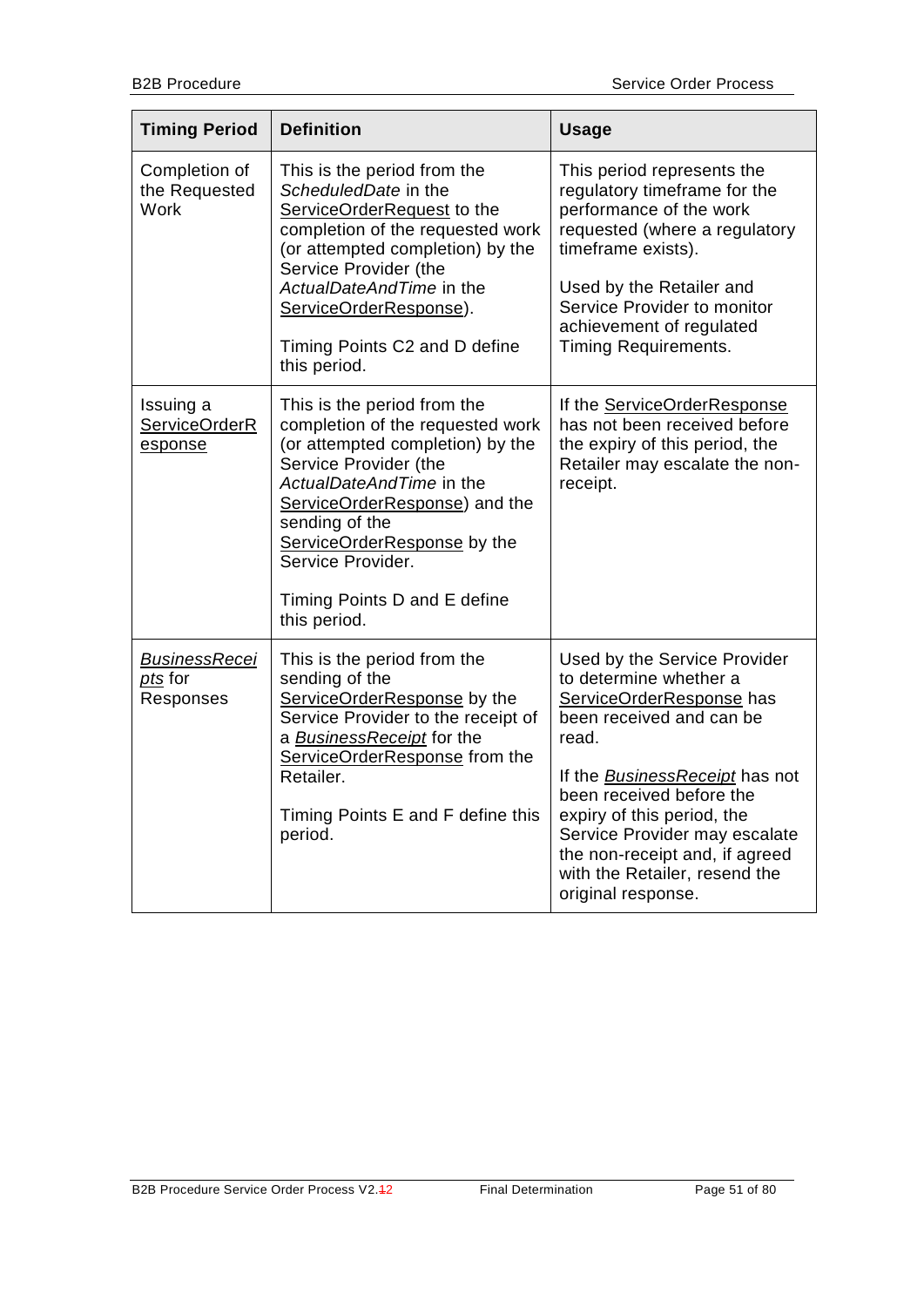| **Timing Period** | **Definition** | **Usage** |
| --- | --- | --- |
| Completion of the Requested Work | This is the period from the *ScheduledDate* in the ServiceOrderRequest to the completion of the requested work (or attempted completion) by the Service Provider (the *ActualDateAndTime* in the ServiceOrderResponse).<br><br>Timing Points C2 and D define this period. | This period represents the regulatory timeframe for the performance of the work requested (where a regulatory timeframe exists).<br><br>Used by the Retailer and Service Provider to monitor achievement of regulated Timing Requirements. |
| Issuing a ServiceOrderResponse | This is the period from the completion of the requested work (or attempted completion) by the Service Provider (the *ActualDateAndTime* in the ServiceOrderResponse) and the sending of the ServiceOrderResponse by the Service Provider.<br><br>Timing Points D and E define this period. | If the ServiceOrderResponse has not been received before the expiry of this period, the Retailer may escalate the non-receipt. |
| *BusinessReceipts* for Responses | This is the period from the sending of the ServiceOrderResponse by the Service Provider to the receipt of a *BusinessReceipt* for the ServiceOrderResponse from the Retailer.<br><br>Timing Points E and F define this period. | Used by the Service Provider to determine whether a ServiceOrderResponse has been received and can be read.<br><br>If the *BusinessReceipt* has not been received before the expiry of this period, the Service Provider may escalate the non-receipt and, if agreed with the Retailer, resend the original response. |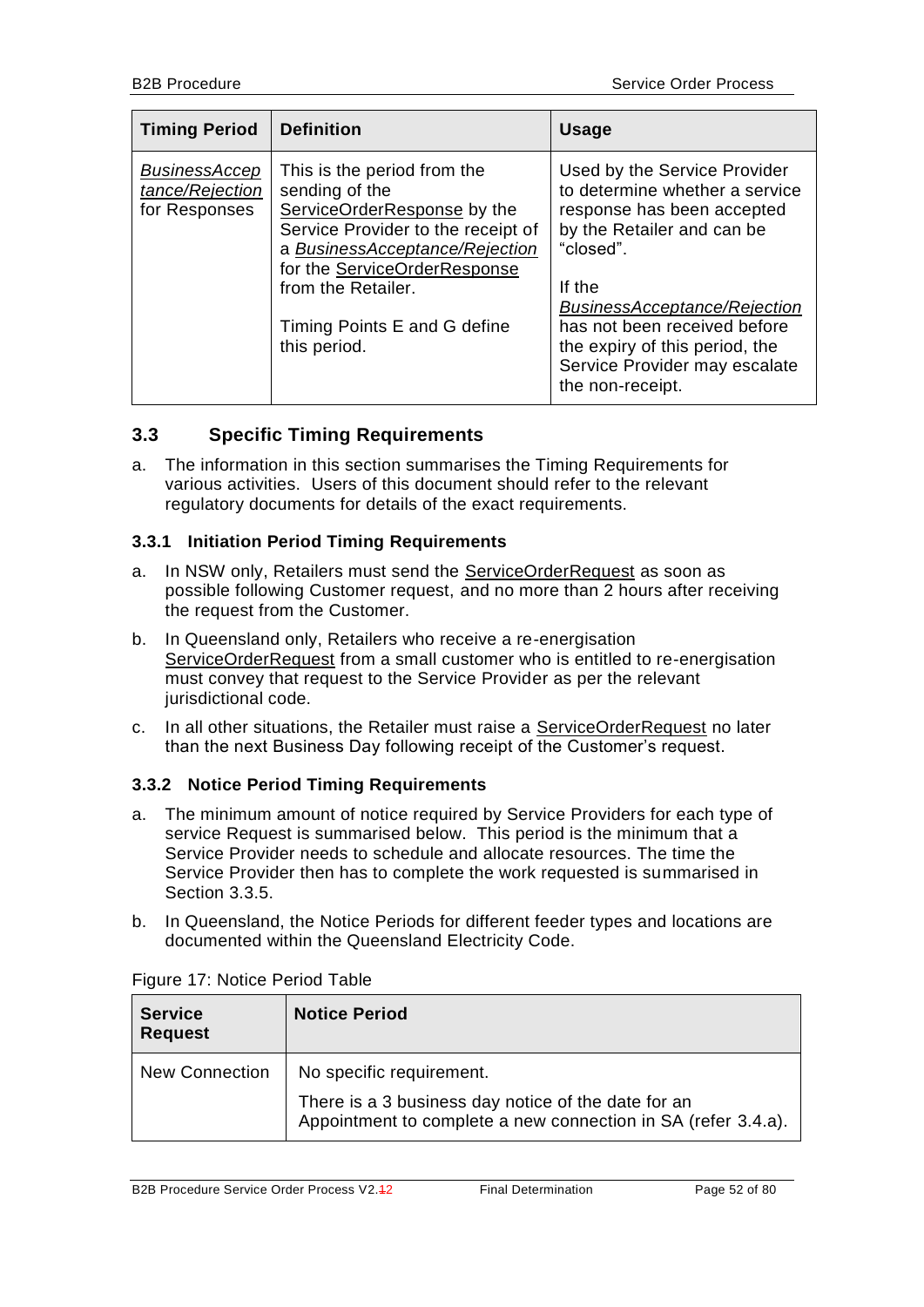| Timing Period | Definition | Usage |
|---|---|---|
| *BusinessAcceptance/Rejection* for Responses | This is the period from the sending of the ServiceOrderResponse by the Service Provider to the receipt of a *BusinessAcceptance/Rejection* for the ServiceOrderResponse from the Retailer.<br><br>Timing Points E and G define this period. | Used by the Service Provider to determine whether a service response has been accepted by the Retailer and can be "closed".<br><br>If the *BusinessAcceptance/Rejection* has not been received before the expiry of this period, the Service Provider may escalate the non-receipt. |

## 3.3 Specific Timing Requirements

a. The information in this section summarises the Timing Requirements for various activities. Users of this document should refer to the relevant regulatory documents for details of the exact requirements.

### 3.3.1 Initiation Period Timing Requirements

a. In NSW only, Retailers must send the ServiceOrderRequest as soon as possible following Customer request, and no more than 2 hours after receiving the request from the Customer.

b. In Queensland only, Retailers who receive a re-energisation ServiceOrderRequest from a small customer who is entitled to re-energisation must convey that request to the Service Provider as per the relevant jurisdictional code.

c. In all other situations, the Retailer must raise a ServiceOrderRequest no later than the next Business Day following receipt of the Customer's request.

### 3.3.2 Notice Period Timing Requirements

a. The minimum amount of notice required by Service Providers for each type of service Request is summarised below. This period is the minimum that a Service Provider needs to schedule and allocate resources. The time the Service Provider then has to complete the work requested is summarised in Section 3.3.5.

b. In Queensland, the Notice Periods for different feeder types and locations are documented within the Queensland Electricity Code.

Figure 17: Notice Period Table

| Service Request | Notice Period |
|---|---|
| New Connection | No specific requirement.<br><br>There is a 3 business day notice of the date for an Appointment to complete a new connection in SA (refer 3.4.a). |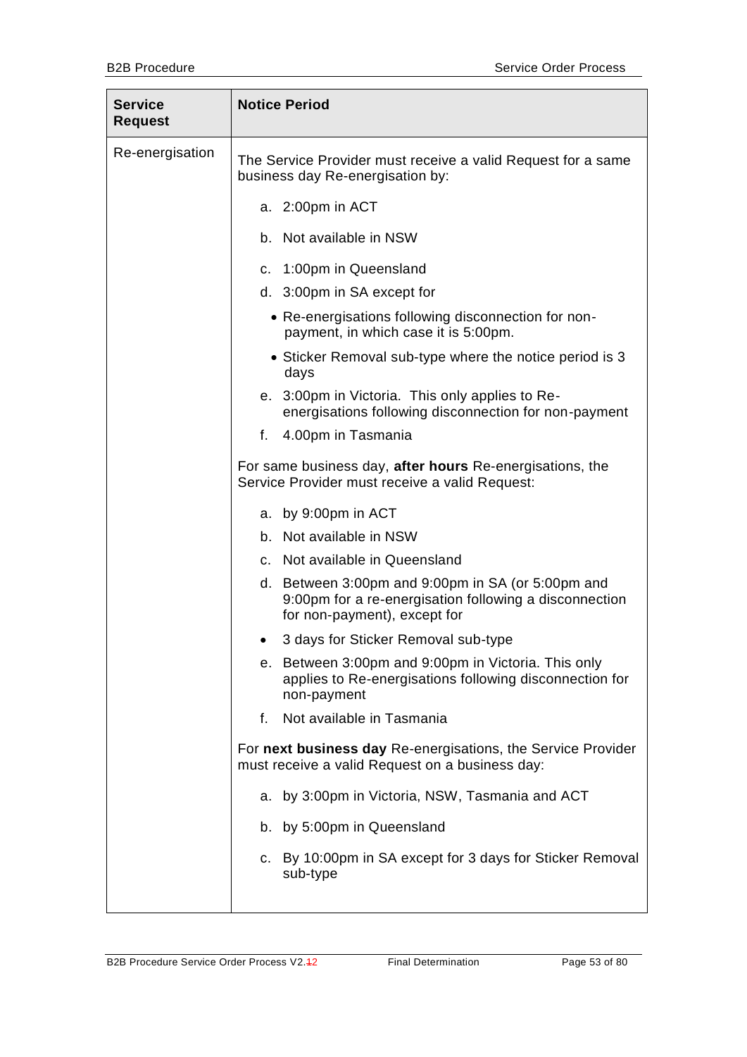| Service Request | Notice Period |
|---|---|
| Re-energisation | The Service Provider must receive a valid Request for a same business day Re-energisation by:<br><br>a. 2:00pm in ACT<br>b. Not available in NSW<br>c. 1:00pm in Queensland<br>d. 3:00pm in SA except for<br>• Re-energisations following disconnection for non-payment, in which case it is 5:00pm.<br>• Sticker Removal sub-type where the notice period is 3 days<br>e. 3:00pm in Victoria. This only applies to Re-energisations following disconnection for non-payment<br>f. 4.00pm in Tasmania<br><br>For same business day, **after hours** Re-energisations, the Service Provider must receive a valid Request:<br><br>a. by 9:00pm in ACT<br>b. Not available in NSW<br>c. Not available in Queensland<br>d. Between 3:00pm and 9:00pm in SA (or 5:00pm and 9:00pm for a re-energisation following a disconnection for non-payment), except for<br>• 3 days for Sticker Removal sub-type<br>e. Between 3:00pm and 9:00pm in Victoria. This only applies to Re-energisations following disconnection for non-payment<br>f. Not available in Tasmania<br><br>For **next business day** Re-energisations, the Service Provider must receive a valid Request on a business day:<br><br>a. by 3:00pm in Victoria, NSW, Tasmania and ACT<br>b. by 5:00pm in Queensland<br>c. By 10:00pm in SA except for 3 days for Sticker Removal sub-type |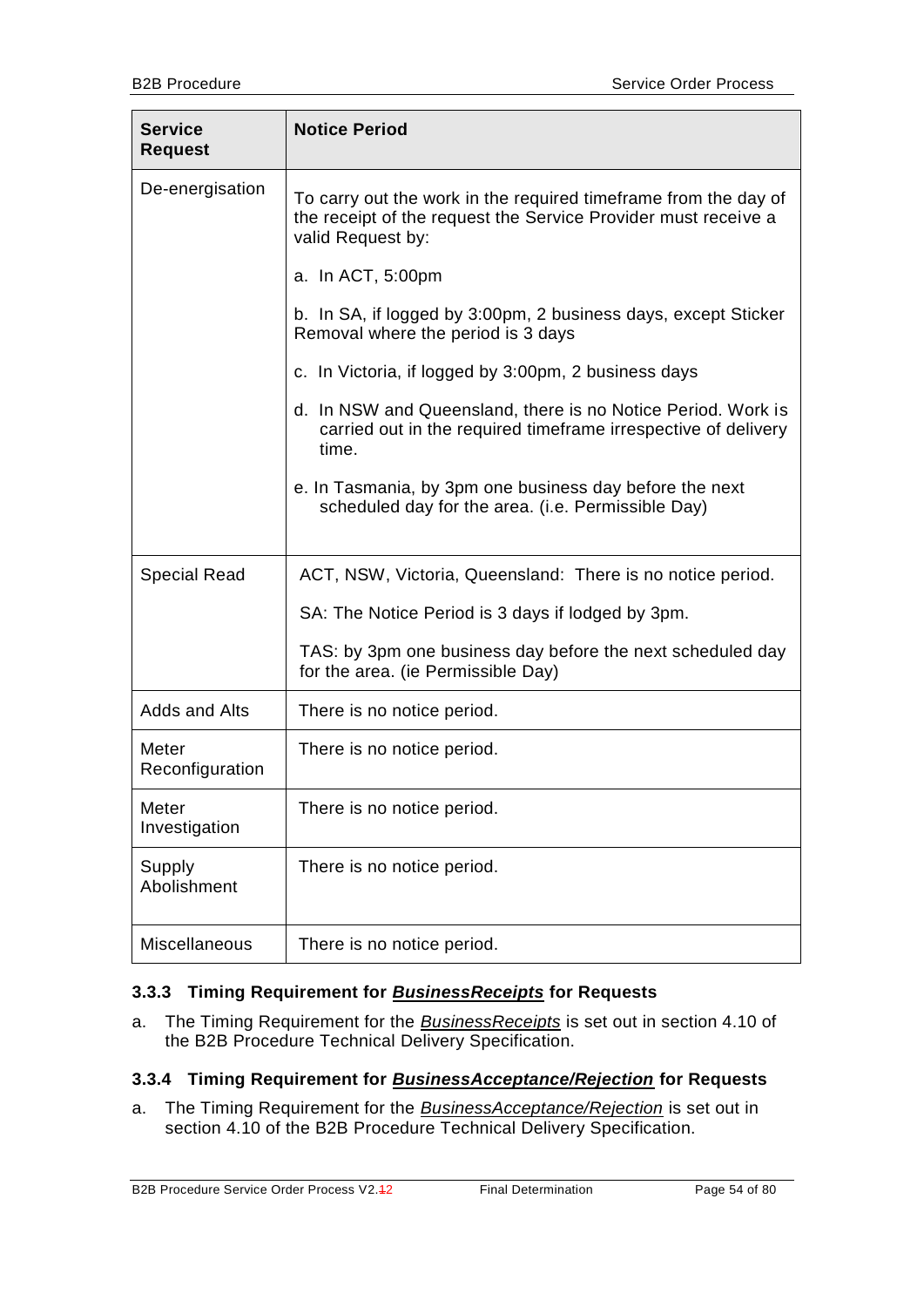| Service Request | Notice Period |
|---|---|
| De-energisation | To carry out the work in the required timeframe from the day of the receipt of the request the Service Provider must receive a valid Request by:<br><br>a. In ACT, 5:00pm<br><br>b. In SA, if logged by 3:00pm, 2 business days, except Sticker Removal where the period is 3 days<br><br>c. In Victoria, if logged by 3:00pm, 2 business days<br><br>d. In NSW and Queensland, there is no Notice Period. Work is carried out in the required timeframe irrespective of delivery time.<br><br>e. In Tasmania, by 3pm one business day before the next scheduled day for the area. (i.e. Permissible Day) |
| Special Read | ACT, NSW, Victoria, Queensland: There is no notice period.<br><br>SA: The Notice Period is 3 days if lodged by 3pm.<br><br>TAS: by 3pm one business day before the next scheduled day for the area. (ie Permissible Day) |
| Adds and Alts | There is no notice period. |
| Meter Reconfiguration | There is no notice period. |
| Meter Investigation | There is no notice period. |
| Supply Abolishment | There is no notice period. |
| Miscellaneous | There is no notice period. |

### 3.3.3 Timing Requirement for *BusinessReceipts* for Requests

a. The Timing Requirement for the *BusinessReceipts* is set out in section 4.10 of the B2B Procedure Technical Delivery Specification.

### 3.3.4 Timing Requirement for *BusinessAcceptance/Rejection* for Requests

a. The Timing Requirement for the *BusinessAcceptance/Rejection* is set out in section 4.10 of the B2B Procedure Technical Delivery Specification.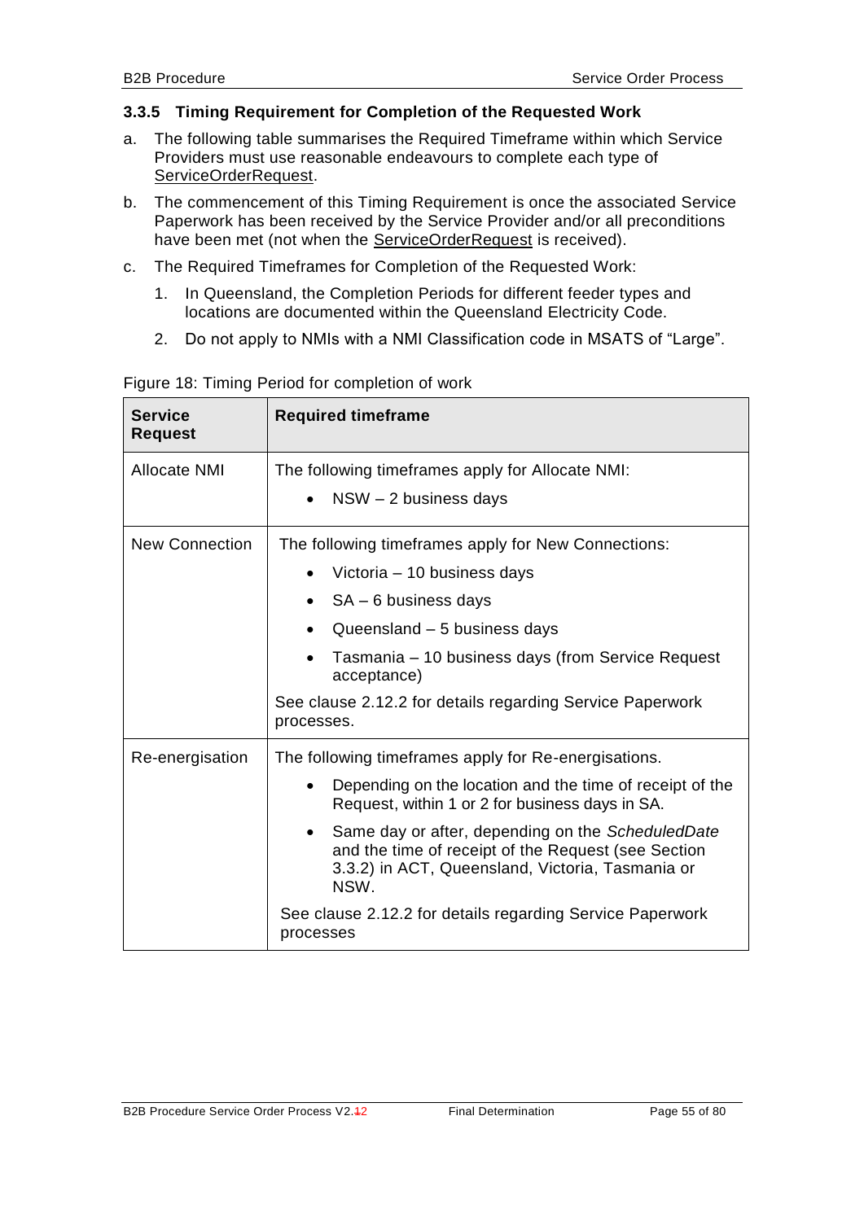### 3.3.5 Timing Requirement for Completion of the Requested Work

a. The following table summarises the Required Timeframe within which Service Providers must use reasonable endeavours to complete each type of ServiceOrderRequest.

b. The commencement of this Timing Requirement is once the associated Service Paperwork has been received by the Service Provider and/or all preconditions have been met (not when the ServiceOrderRequest is received).

c. The Required Timeframes for Completion of the Requested Work:

   1. In Queensland, the Completion Periods for different feeder types and locations are documented within the Queensland Electricity Code.

   2. Do not apply to NMIs with a NMI Classification code in MSATS of "Large".

Figure 18: Timing Period for completion of work

| Service Request | Required timeframe |
|---|---|
| Allocate NMI | The following timeframes apply for Allocate NMI:<br>• NSW – 2 business days |
| New Connection | The following timeframes apply for New Connections:<br>• Victoria – 10 business days<br>• SA – 6 business days<br>• Queensland – 5 business days<br>• Tasmania – 10 business days (from Service Request acceptance)<br>See clause 2.12.2 for details regarding Service Paperwork processes. |
| Re-energisation | The following timeframes apply for Re-energisations.<br>• Depending on the location and the time of receipt of the Request, within 1 or 2 for business days in SA.<br>• Same day or after, depending on the *ScheduledDate* and the time of receipt of the Request (see Section 3.3.2) in ACT, Queensland, Victoria, Tasmania or NSW.<br>See clause 2.12.2 for details regarding Service Paperwork processes |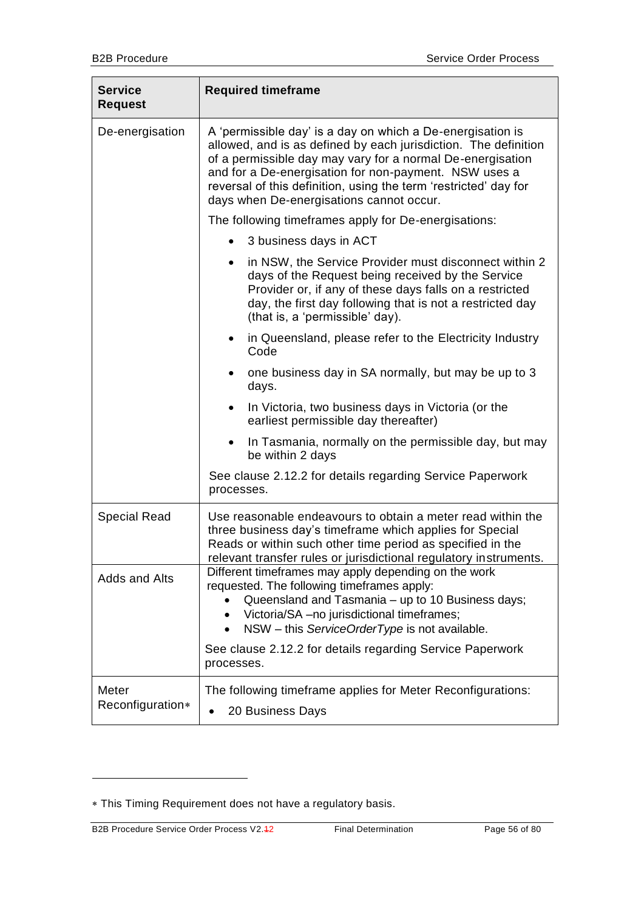| Service Request | Required timeframe |
|---|---|
| De-energisation | A 'permissible day' is a day on which a De-energisation is allowed, and is as defined by each jurisdiction. The definition of a permissible day may vary for a normal De-energisation and for a De-energisation for non-payment. NSW uses a reversal of this definition, using the term 'restricted' day for days when De-energisations cannot occur.<br><br>The following timeframes apply for De-energisations:<br>• 3 business days in ACT<br>• in NSW, the Service Provider must disconnect within 2 days of the Request being received by the Service Provider or, if any of these days falls on a restricted day, the first day following that is not a restricted day (that is, a 'permissible' day).<br>• in Queensland, please refer to the Electricity Industry Code<br>• one business day in SA normally, but may be up to 3 days.<br>• In Victoria, two business days in Victoria (or the earliest permissible day thereafter)<br>• In Tasmania, normally on the permissible day, but may be within 2 days<br><br>See clause 2.12.2 for details regarding Service Paperwork processes. |
| Special Read | Use reasonable endeavours to obtain a meter read within the three business day's timeframe which applies for Special Reads or within such other time period as specified in the relevant transfer rules or jurisdictional regulatory instruments. |
| Adds and Alts | Different timeframes may apply depending on the work requested. The following timeframes apply:<br>• Queensland and Tasmania – up to 10 Business days;<br>• Victoria/SA –no jurisdictional timeframes;<br>• NSW – this *ServiceOrderType* is not available.<br><br>See clause 2.12.2 for details regarding Service Paperwork processes. |
| Meter Reconfiguration* | The following timeframe applies for Meter Reconfigurations:<br>• 20 Business Days |

* This Timing Requirement does not have a regulatory basis.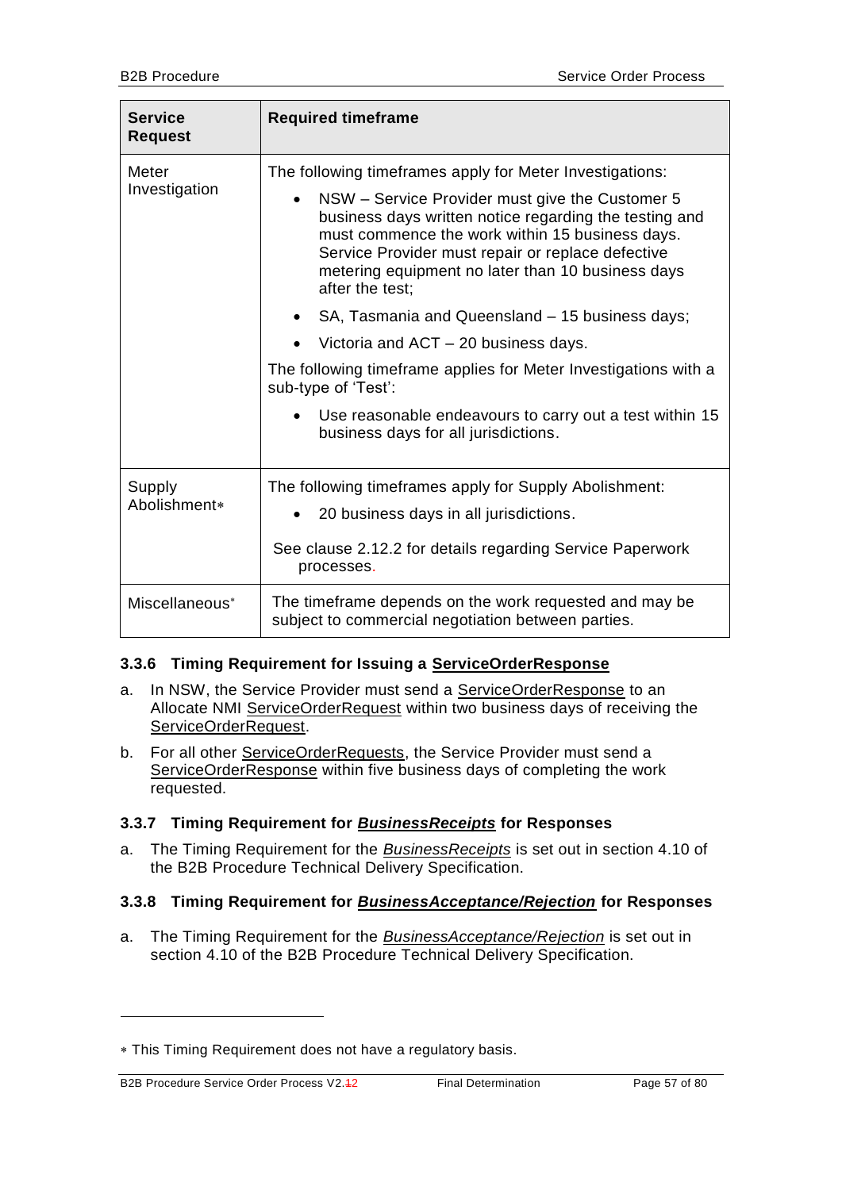| Service Request | Required timeframe |
|---|---|
| Meter Investigation | The following timeframes apply for Meter Investigations:<br>• NSW – Service Provider must give the Customer 5 business days written notice regarding the testing and must commence the work within 15 business days. Service Provider must repair or replace defective metering equipment no later than 10 business days after the test;<br>• SA, Tasmania and Queensland – 15 business days;<br>• Victoria and ACT – 20 business days.<br>The following timeframe applies for Meter Investigations with a sub-type of 'Test':<br>• Use reasonable endeavours to carry out a test within 15 business days for all jurisdictions. |
| Supply Abolishment* | The following timeframes apply for Supply Abolishment:<br>• 20 business days in all jurisdictions.<br>See clause 2.12.2 for details regarding Service Paperwork processes. |
| Miscellaneous* | The timeframe depends on the work requested and may be subject to commercial negotiation between parties. |

### 3.3.6 Timing Requirement for Issuing a ServiceOrderResponse

a. In NSW, the Service Provider must send a ServiceOrderResponse to an Allocate NMI ServiceOrderRequest within two business days of receiving the ServiceOrderRequest.

b. For all other ServiceOrderRequests, the Service Provider must send a ServiceOrderResponse within five business days of completing the work requested.

### 3.3.7 Timing Requirement for *BusinessReceipts* for Responses

a. The Timing Requirement for the *BusinessReceipts* is set out in section 4.10 of the B2B Procedure Technical Delivery Specification.

### 3.3.8 Timing Requirement for *BusinessAcceptance/Rejection* for Responses

a. The Timing Requirement for the *BusinessAcceptance/Rejection* is set out in section 4.10 of the B2B Procedure Technical Delivery Specification.

---

* This Timing Requirement does not have a regulatory basis.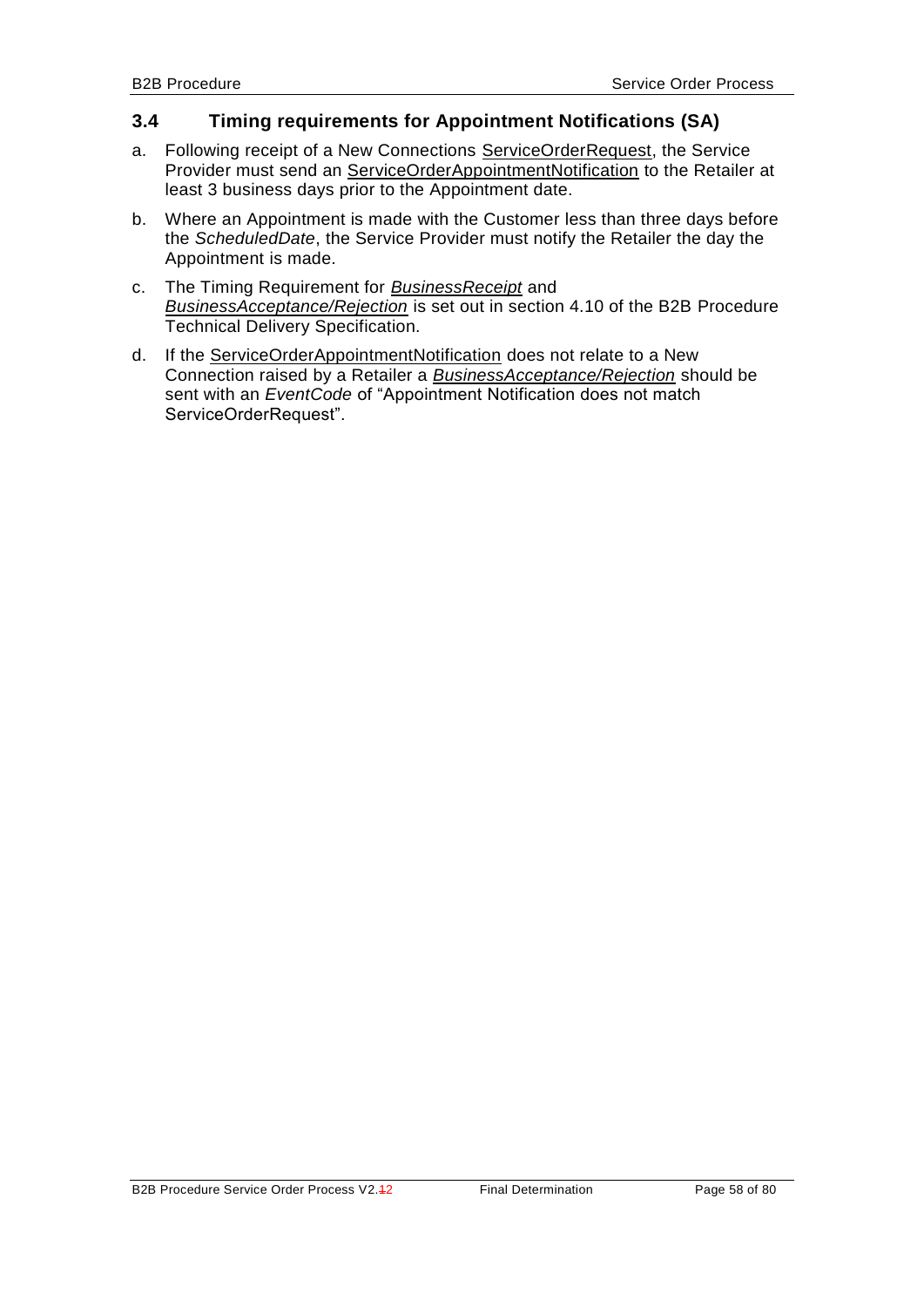### 3.4 Timing requirements for Appointment Notifications (SA)

a. Following receipt of a New Connections ServiceOrderRequest, the Service Provider must send an ServiceOrderAppointmentNotification to the Retailer at least 3 business days prior to the Appointment date.

b. Where an Appointment is made with the Customer less than three days before the *ScheduledDate*, the Service Provider must notify the Retailer the day the Appointment is made.

c. The Timing Requirement for *BusinessReceipt* and *BusinessAcceptance/Rejection* is set out in section 4.10 of the B2B Procedure Technical Delivery Specification.

d. If the ServiceOrderAppointmentNotification does not relate to a New Connection raised by a Retailer a *BusinessAcceptance/Rejection* should be sent with an *EventCode* of "Appointment Notification does not match ServiceOrderRequest".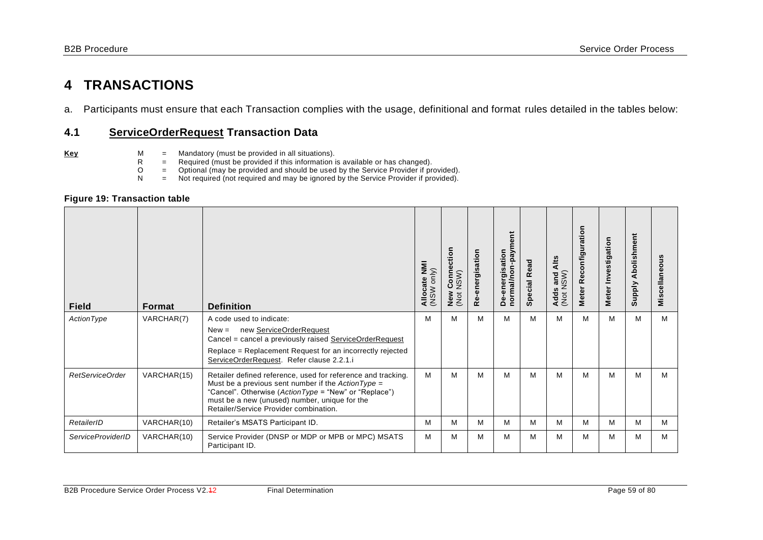# 4 TRANSACTIONS

a. Participants must ensure that each Transaction complies with the usage, definitional and format rules detailed in the tables below:

## 4.1 ServiceOrderRequest Transaction Data

**Key**

M = Mandatory (must be provided in all situations).
R = Required (must be provided if this information is available or has changed).
O = Optional (may be provided and should be used by the Service Provider if provided).
N = Not required (not required and may be ignored by the Service Provider if provided).

**Figure 19: Transaction table**

| Field | Format | Definition | Allocate NMI (NSW only) | New Connection (Not NSW) | Re-energisation | De-energisation normal/non-payment | Special Read | Adds and Alts (Not NSW) | Meter Reconfiguration | Meter Investigation | Supply Abolishment | Miscellaneous |
|---|---|---|---|---|---|---|---|---|---|---|---|---|
| *ActionType* | VARCHAR(7) | A code used to indicate:<br>New = new ServiceOrderRequest<br>Cancel = cancel a previously raised ServiceOrderRequest<br>Replace = Replacement Request for an incorrectly rejected ServiceOrderRequest. Refer clause 2.2.1.i | M | M | M | M | M | M | M | M | M | M |
| *RetServiceOrder* | VARCHAR(15) | Retailer defined reference, used for reference and tracking. Must be a previous sent number if the *ActionType* = "Cancel". Otherwise (*ActionType* = "New" or "Replace") must be a new (unused) number, unique for the Retailer/Service Provider combination. | M | M | M | M | M | M | M | M | M | M |
| *RetailerID* | VARCHAR(10) | Retailer's MSATS Participant ID. | M | M | M | M | M | M | M | M | M | M |
| *ServiceProviderID* | VARCHAR(10) | Service Provider (DNSP or MDP or MPB or MPC) MSATS Participant ID. | M | M | M | M | M | M | M | M | M | M |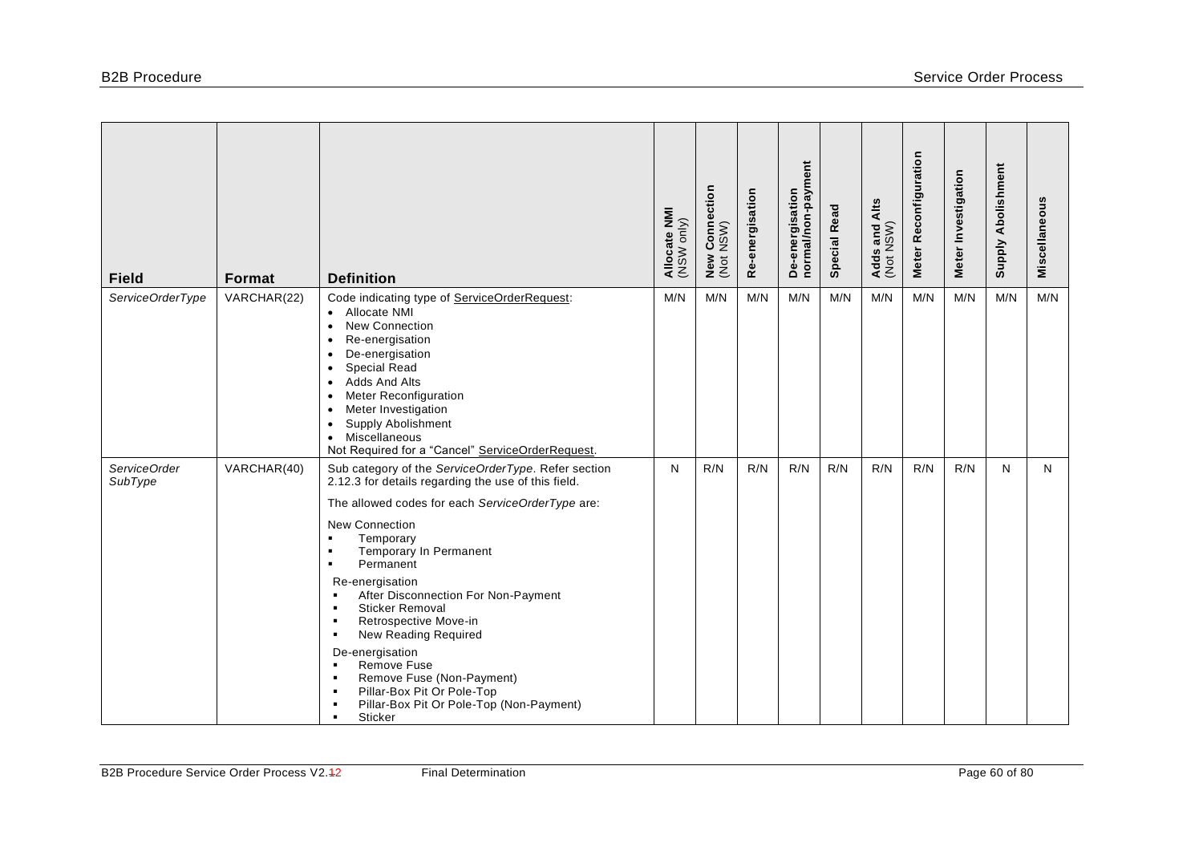| Field | Format | Definition | Allocate NMI (NSW only) | New Connection (Not NSW) | Re-energisation | De-energisation normal/non-payment | Special Read | Adds and Alts (Not NSW) | Meter Reconfiguration | Meter Investigation | Supply Abolishment | Miscellaneous |
|---|---|---|---|---|---|---|---|---|---|---|---|---|
| *ServiceOrderType* | VARCHAR(22) | Code indicating type of ServiceOrderRequest:<br>• Allocate NMI<br>• New Connection<br>• Re-energisation<br>• De-energisation<br>• Special Read<br>• Adds And Alts<br>• Meter Reconfiguration<br>• Meter Investigation<br>• Supply Abolishment<br>• Miscellaneous<br>Not Required for a "Cancel" ServiceOrderRequest. | M/N | M/N | M/N | M/N | M/N | M/N | M/N | M/N | M/N | M/N |
| *ServiceOrder SubType* | VARCHAR(40) | Sub category of the *ServiceOrderType*. Refer section 2.12.3 for details regarding the use of this field.<br><br>The allowed codes for each *ServiceOrderType* are:<br><br>New Connection<br>▪ Temporary<br>▪ Temporary In Permanent<br>▪ Permanent<br><br>Re-energisation<br>▪ After Disconnection For Non-Payment<br>▪ Sticker Removal<br>▪ Retrospective Move-in<br>▪ New Reading Required<br><br>De-energisation<br>▪ Remove Fuse<br>▪ Remove Fuse (Non-Payment)<br>▪ Pillar-Box Pit Or Pole-Top<br>▪ Pillar-Box Pit Or Pole-Top (Non-Payment)<br>▪ Sticker | N | R/N | R/N | R/N | R/N | R/N | R/N | R/N | N | N |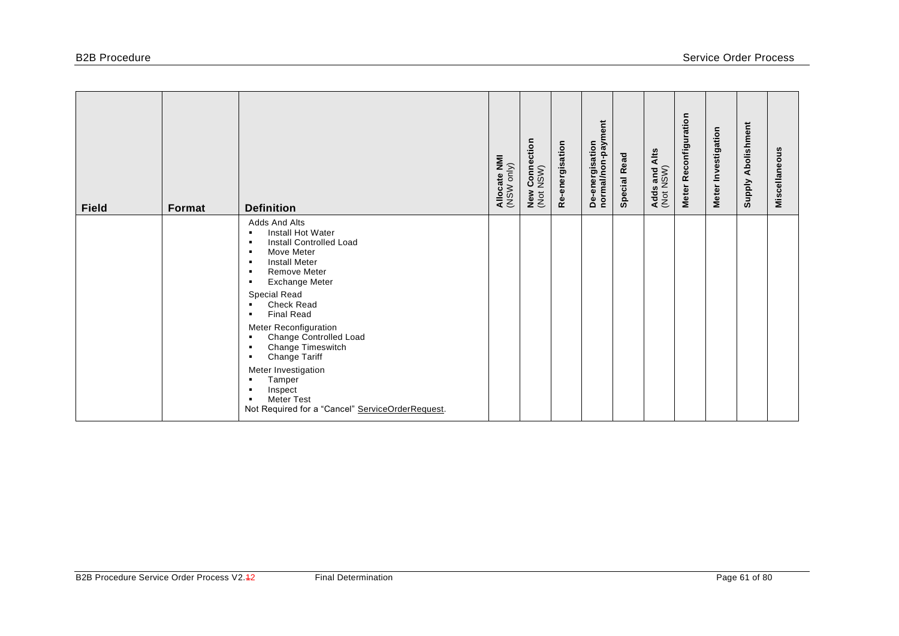| Field | Format | Definition | Allocate NMI (NSW only) | New Connection (Not NSW) | Re-energisation | De-energisation normal/non-payment | Special Read | Adds and Alts (Not NSW) | Meter Reconfiguration | Meter Investigation | Supply Abolishment | Miscellaneous |
|---|---|---|---|---|---|---|---|---|---|---|---|---|
| | | Adds And Alts<br>▪ Install Hot Water<br>▪ Install Controlled Load<br>▪ Move Meter<br>▪ Install Meter<br>▪ Remove Meter<br>▪ Exchange Meter<br>Special Read<br>▪ Check Read<br>▪ Final Read<br>Meter Reconfiguration<br>▪ Change Controlled Load<br>▪ Change Timeswitch<br>▪ Change Tariff<br>Meter Investigation<br>▪ Tamper<br>▪ Inspect<br>▪ Meter Test<br>Not Required for a "Cancel" ServiceOrderRequest. | | | | | | | | | | |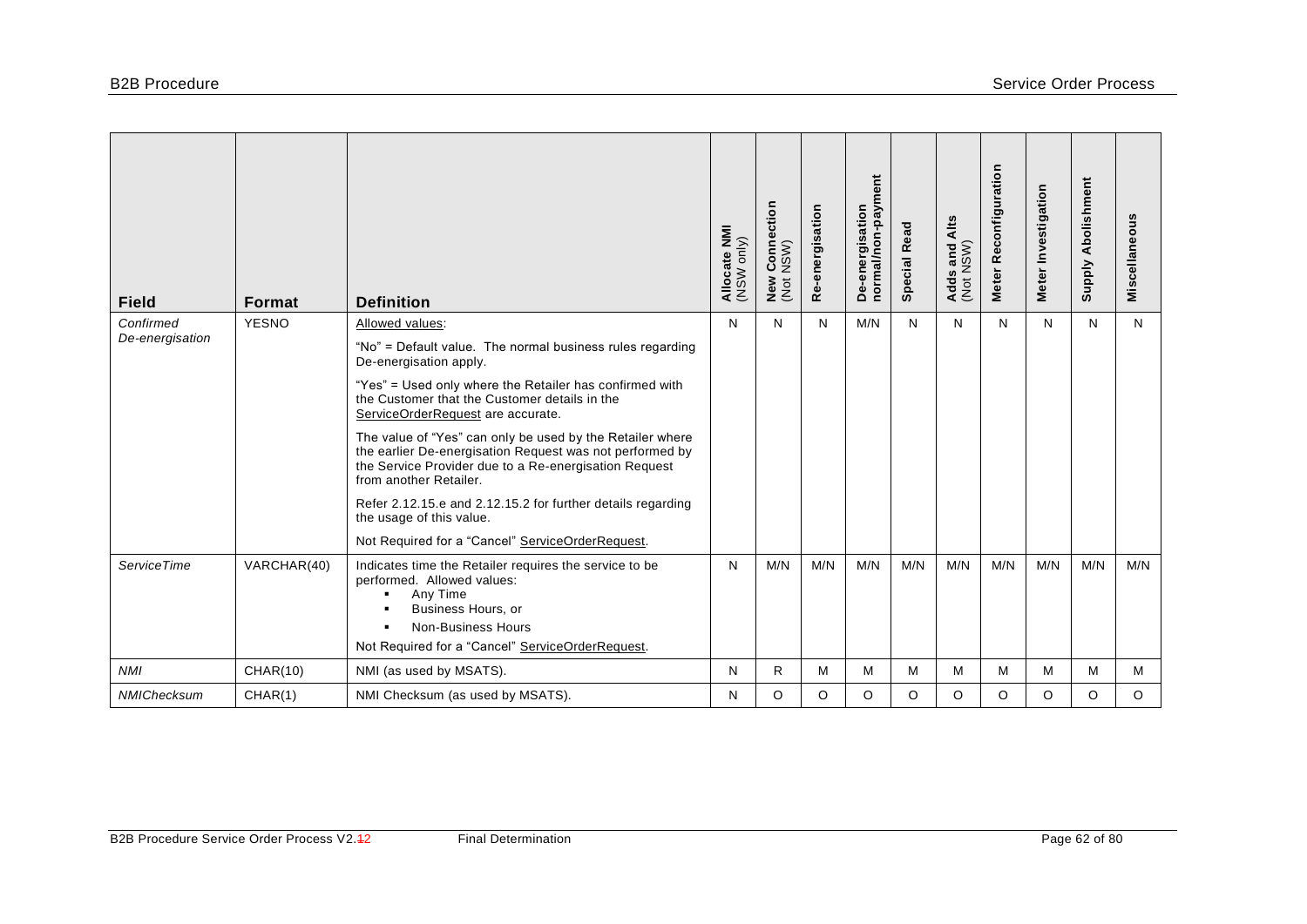| Field | Format | Definition | Allocate NMI (NSW only) | New Connection (Not NSW) | Re-energisation | De-energisation normal/non-payment | Special Read | Adds and Alts (Not NSW) | Meter Reconfiguration | Meter Investigation | Supply Abolishment | Miscellaneous |
|---|---|---|---|---|---|---|---|---|---|---|---|---|
| *Confirmed De-energisation* | YESNO | Allowed values:<br><br>"No" = Default value. The normal business rules regarding De-energisation apply.<br><br>"Yes" = Used only where the Retailer has confirmed with the Customer that the Customer details in the ServiceOrderRequest are accurate.<br><br>The value of "Yes" can only be used by the Retailer where the earlier De-energisation Request was not performed by the Service Provider due to a Re-energisation Request from another Retailer.<br><br>Refer 2.12.15.e and 2.12.15.2 for further details regarding the usage of this value.<br><br>Not Required for a "Cancel" ServiceOrderRequest. | N | N | N | M/N | N | N | N | N | N | N |
| *ServiceTime* | VARCHAR(40) | Indicates time the Retailer requires the service to be performed. Allowed values:<br>▪ Any Time<br>▪ Business Hours, or<br>▪ Non-Business Hours<br><br>Not Required for a "Cancel" ServiceOrderRequest. | N | M/N | M/N | M/N | M/N | M/N | M/N | M/N | M/N | M/N |
| *NMI* | CHAR(10) | NMI (as used by MSATS). | N | R | M | M | M | M | M | M | M | M |
| *NMIChecksum* | CHAR(1) | NMI Checksum (as used by MSATS). | N | O | O | O | O | O | O | O | O | O |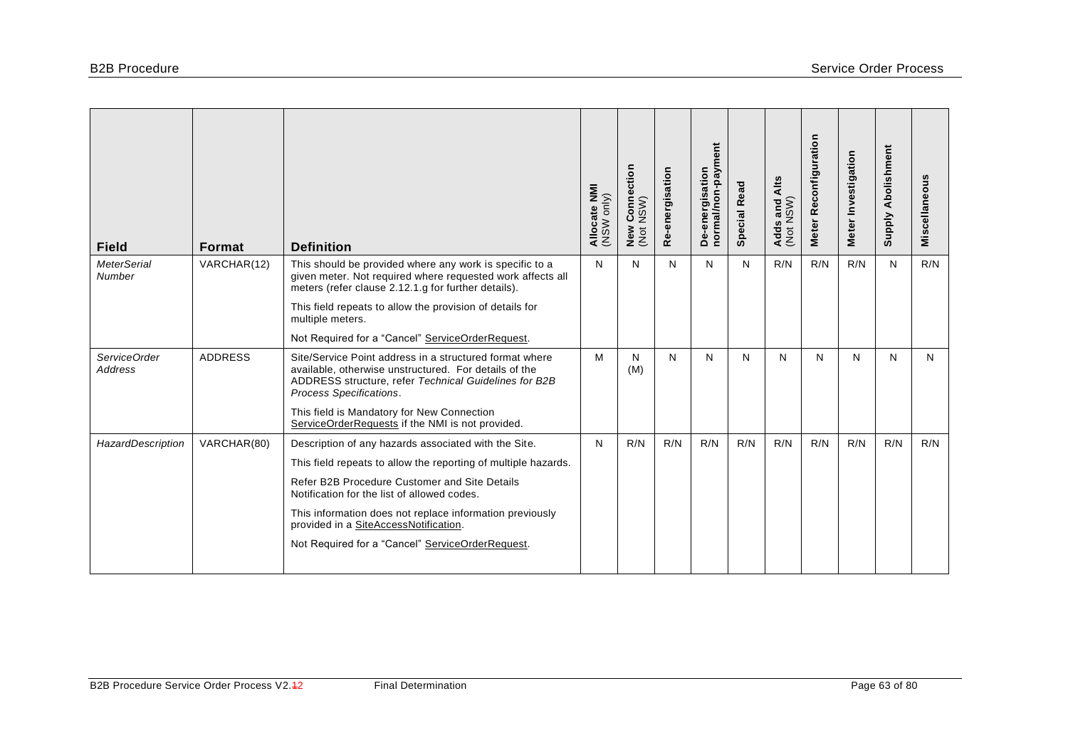| Field | Format | Definition | Allocate NMI (NSW only) | New Connection (Not NSW) | Re-energisation | De-energisation normal/non-payment | Special Read | Adds and Alts (Not NSW) | Meter Reconfiguration | Meter Investigation | Supply Abolishment | Miscellaneous |
|---|---|---|---|---|---|---|---|---|---|---|---|---|
| *MeterSerial Number* | VARCHAR(12) | This should be provided where any work is specific to a given meter. Not required where requested work affects all meters (refer clause 2.12.1.g for further details).<br><br>This field repeats to allow the provision of details for multiple meters.<br><br>Not Required for a "Cancel" ServiceOrderRequest. | N | N | N | N | N | R/N | R/N | R/N | N | R/N |
| *ServiceOrder Address* | ADDRESS | Site/Service Point address in a structured format where available, otherwise unstructured. For details of the ADDRESS structure, refer *Technical Guidelines for B2B Process Specifications*.<br><br>This field is Mandatory for New Connection ServiceOrderRequests if the NMI is not provided. | M | N (M) | N | N | N | N | N | N | N | N |
| *HazardDescription* | VARCHAR(80) | Description of any hazards associated with the Site.<br><br>This field repeats to allow the reporting of multiple hazards.<br><br>Refer B2B Procedure Customer and Site Details Notification for the list of allowed codes.<br><br>This information does not replace information previously provided in a SiteAccessNotification.<br><br>Not Required for a "Cancel" ServiceOrderRequest. | N | R/N | R/N | R/N | R/N | R/N | R/N | R/N | R/N | R/N |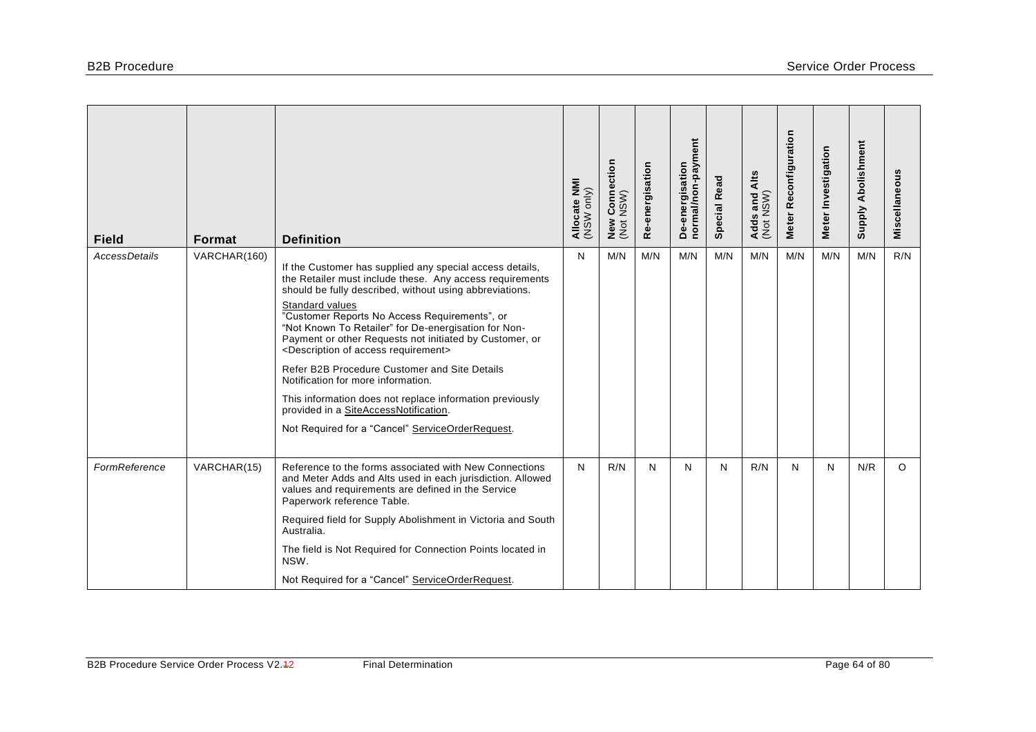| Field | Format | Definition | Allocate NMI (NSW only) | New Connection (Not NSW) | Re-energisation | De-energisation normal/non-payment | Special Read | Adds and Alts (Not NSW) | Meter Reconfiguration | Meter Investigation | Supply Abolishment | Miscellaneous |
|---|---|---|---|---|---|---|---|---|---|---|---|---|
| *AccessDetails* | VARCHAR(160) | If the Customer has supplied any special access details, the Retailer must include these. Any access requirements should be fully described, without using abbreviations.<br><br>Standard values<br>"Customer Reports No Access Requirements", or<br>"Not Known To Retailer" for De-energisation for Non-Payment or other Requests not initiated by Customer, or<br><Description of access requirement><br><br>Refer B2B Procedure Customer and Site Details Notification for more information.<br><br>This information does not replace information previously provided in a SiteAccessNotification.<br><br>Not Required for a "Cancel" ServiceOrderRequest. | N | M/N | M/N | M/N | M/N | M/N | M/N | M/N | M/N | R/N |
| *FormReference* | VARCHAR(15) | Reference to the forms associated with New Connections and Meter Adds and Alts used in each jurisdiction. Allowed values and requirements are defined in the Service Paperwork reference Table.<br><br>Required field for Supply Abolishment in Victoria and South Australia.<br><br>The field is Not Required for Connection Points located in NSW.<br><br>Not Required for a "Cancel" ServiceOrderRequest. | N | R/N | N | N | N | R/N | N | N | N/R | O |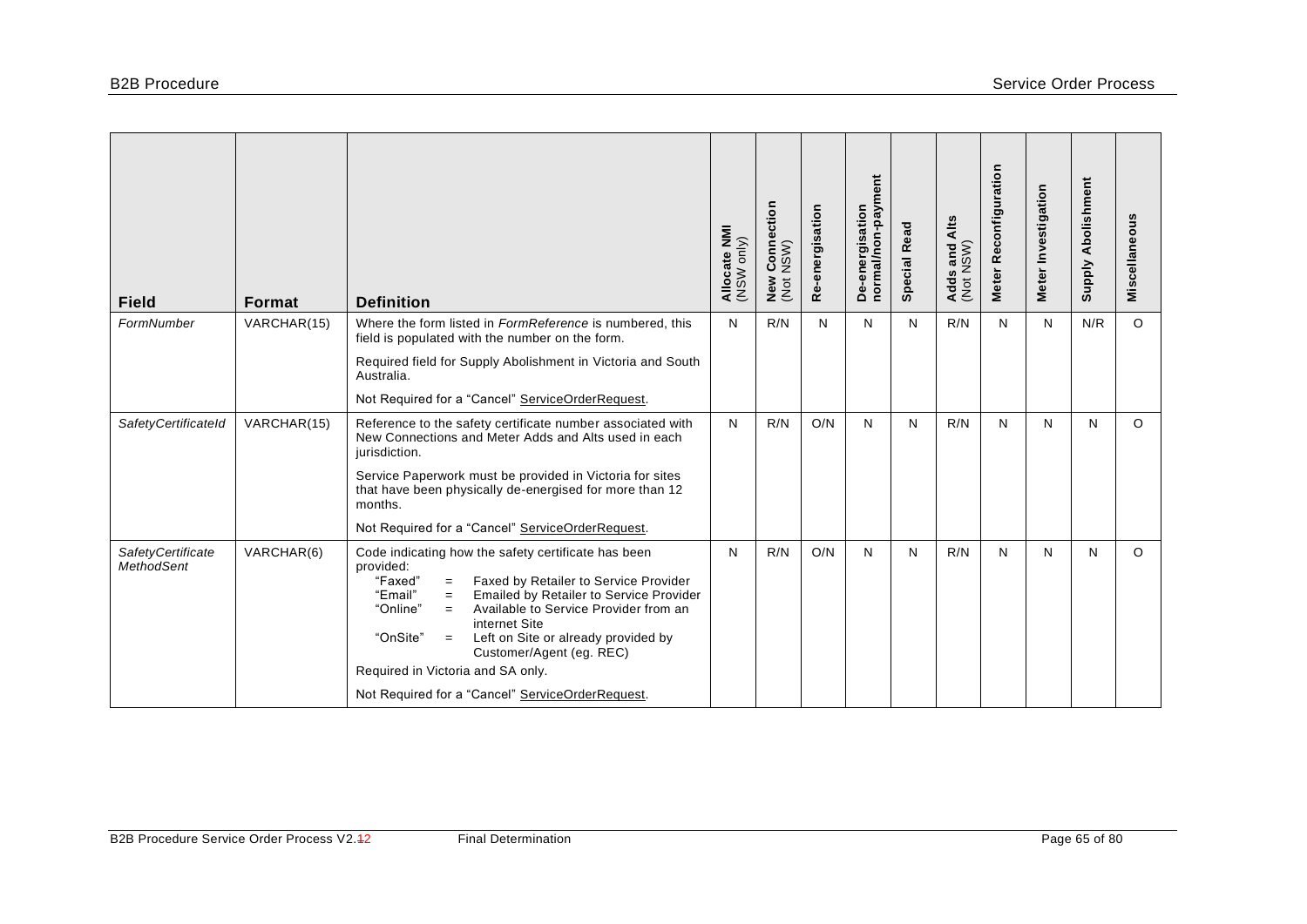| Field | Format | Definition | Allocate NMI (NSW only) | New Connection (Not NSW) | Re-energisation | De-energisation normal/non-payment | Special Read | Adds and Alts (Not NSW) | Meter Reconfiguration | Meter Investigation | Supply Abolishment | Miscellaneous |
|---|---|---|---|---|---|---|---|---|---|---|---|---|
| *FormNumber* | VARCHAR(15) | Where the form listed in *FormReference* is numbered, this field is populated with the number on the form.<br><br>Required field for Supply Abolishment in Victoria and South Australia.<br><br>Not Required for a "Cancel" ServiceOrderRequest. | N | R/N | N | N | N | R/N | N | N | N/R | O |
| *SafetyCertificateId* | VARCHAR(15) | Reference to the safety certificate number associated with New Connections and Meter Adds and Alts used in each jurisdiction.<br><br>Service Paperwork must be provided in Victoria for sites that have been physically de-energised for more than 12 months.<br><br>Not Required for a "Cancel" ServiceOrderRequest. | N | R/N | O/N | N | N | R/N | N | N | N | O |
| *SafetyCertificate MethodSent* | VARCHAR(6) | Code indicating how the safety certificate has been provided:<br>"Faxed" = Faxed by Retailer to Service Provider<br>"Email" = Emailed by Retailer to Service Provider<br>"Online" = Available to Service Provider from an internet Site<br>"OnSite" = Left on Site or already provided by Customer/Agent (eg. REC)<br><br>Required in Victoria and SA only.<br><br>Not Required for a "Cancel" ServiceOrderRequest. | N | R/N | O/N | N | N | R/N | N | N | N | O |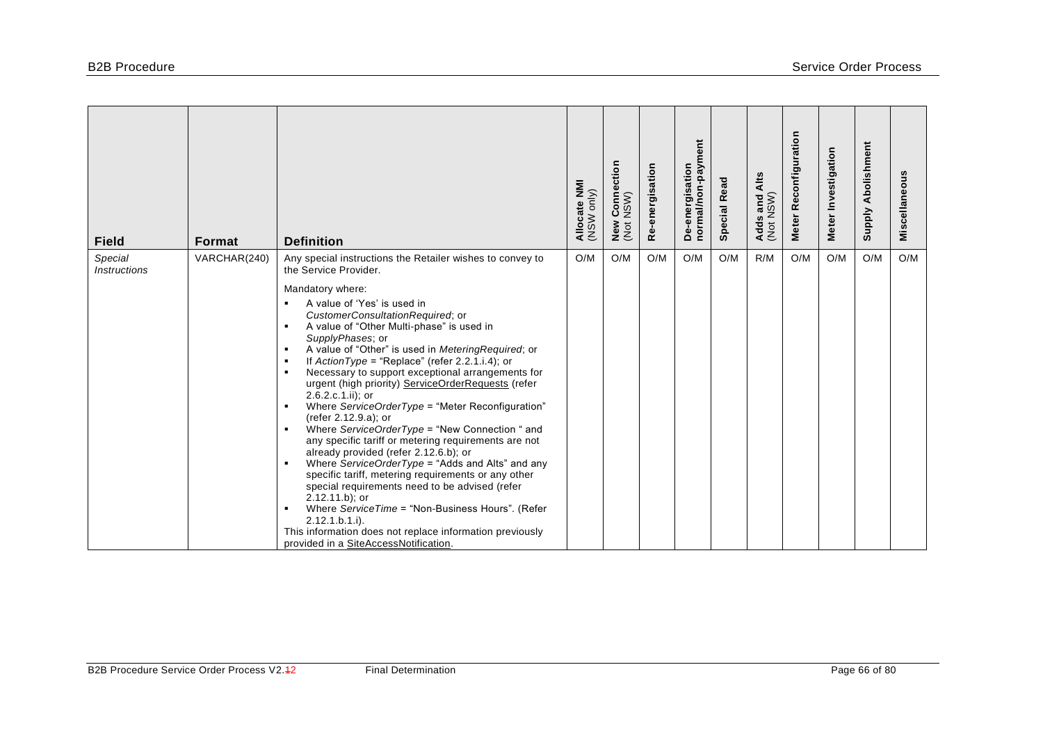| Field | Format | Definition | Allocate NMI (NSW only) | New Connection (Not NSW) | Re-energisation | De-energisation normal/non-payment | Special Read | Adds and Alts (Not NSW) | Meter Reconfiguration | Meter Investigation | Supply Abolishment | Miscellaneous |
|---|---|---|---|---|---|---|---|---|---|---|---|---|
| *Special Instructions* | VARCHAR(240) | Any special instructions the Retailer wishes to convey to the Service Provider.<br><br>Mandatory where:<br>▪ A value of 'Yes' is used in *CustomerConsultationRequired*; or<br>▪ A value of "Other Multi-phase" is used in *SupplyPhases*; or<br>▪ A value of "Other" is used in *MeteringRequired*; or<br>▪ If *ActionType* = "Replace" (refer 2.2.1.i.4); or<br>▪ Necessary to support exceptional arrangements for urgent (high priority) ServiceOrderRequests (refer 2.6.2.c.1.ii); or<br>▪ Where *ServiceOrderType* = "Meter Reconfiguration" (refer 2.12.9.a); or<br>▪ Where *ServiceOrderType* = "New Connection " and any specific tariff or metering requirements are not already provided (refer 2.12.6.b); or<br>▪ Where *ServiceOrderType* = "Adds and Alts" and any specific tariff, metering requirements or any other special requirements need to be advised (refer 2.12.11.b); or<br>▪ Where *ServiceTime* = "Non-Business Hours". (Refer 2.12.1.b.1.i).<br>This information does not replace information previously provided in a SiteAccessNotification. | O/M | O/M | O/M | O/M | O/M | R/M | O/M | O/M | O/M | O/M |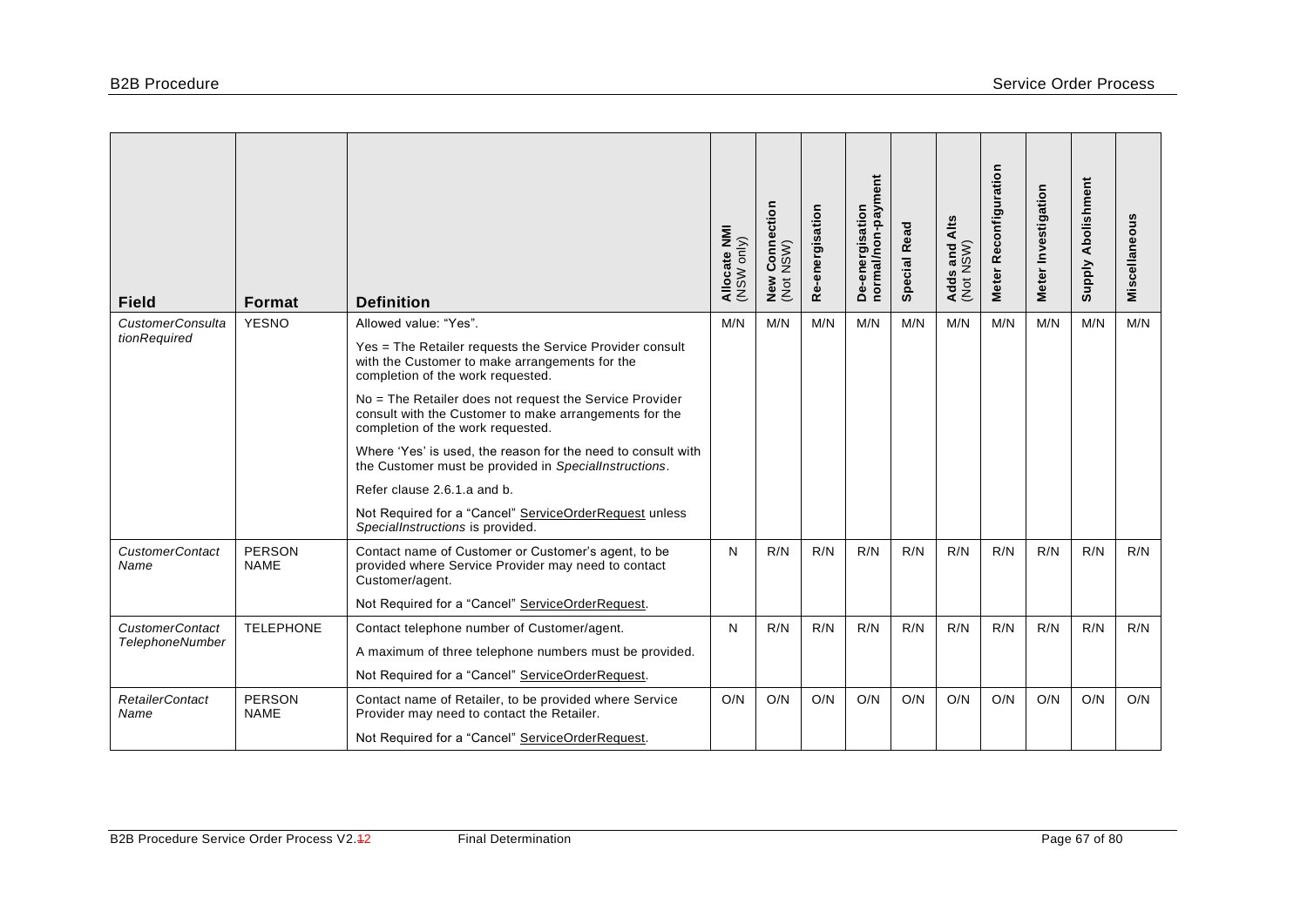| Field | Format | Definition | Allocate NMI (NSW only) | New Connection (Not NSW) | Re-energisation | De-energisation normal/non-payment | Special Read | Adds and Alts (Not NSW) | Meter Reconfiguration | Meter Investigation | Supply Abolishment | Miscellaneous |
|---|---|---|---|---|---|---|---|---|---|---|---|---|
| *CustomerConsultationRequired* | YESNO | Allowed value: "Yes".<br><br>Yes = The Retailer requests the Service Provider consult with the Customer to make arrangements for the completion of the work requested.<br><br>No = The Retailer does not request the Service Provider consult with the Customer to make arrangements for the completion of the work requested.<br><br>Where 'Yes' is used, the reason for the need to consult with the Customer must be provided in *SpecialInstructions*.<br><br>Refer clause 2.6.1.a and b.<br><br>Not Required for a "Cancel" ServiceOrderRequest unless *SpecialInstructions* is provided. | M/N | M/N | M/N | M/N | M/N | M/N | M/N | M/N | M/N | M/N |
| *CustomerContactName* | PERSON NAME | Contact name of Customer or Customer's agent, to be provided where Service Provider may need to contact Customer/agent.<br><br>Not Required for a "Cancel" ServiceOrderRequest. | N | R/N | R/N | R/N | R/N | R/N | R/N | R/N | R/N | R/N |
| *CustomerContactTelephoneNumber* | TELEPHONE | Contact telephone number of Customer/agent.<br><br>A maximum of three telephone numbers must be provided.<br><br>Not Required for a "Cancel" ServiceOrderRequest. | N | R/N | R/N | R/N | R/N | R/N | R/N | R/N | R/N | R/N |
| *RetailerContactName* | PERSON NAME | Contact name of Retailer, to be provided where Service Provider may need to contact the Retailer.<br><br>Not Required for a "Cancel" ServiceOrderRequest. | O/N | O/N | O/N | O/N | O/N | O/N | O/N | O/N | O/N | O/N |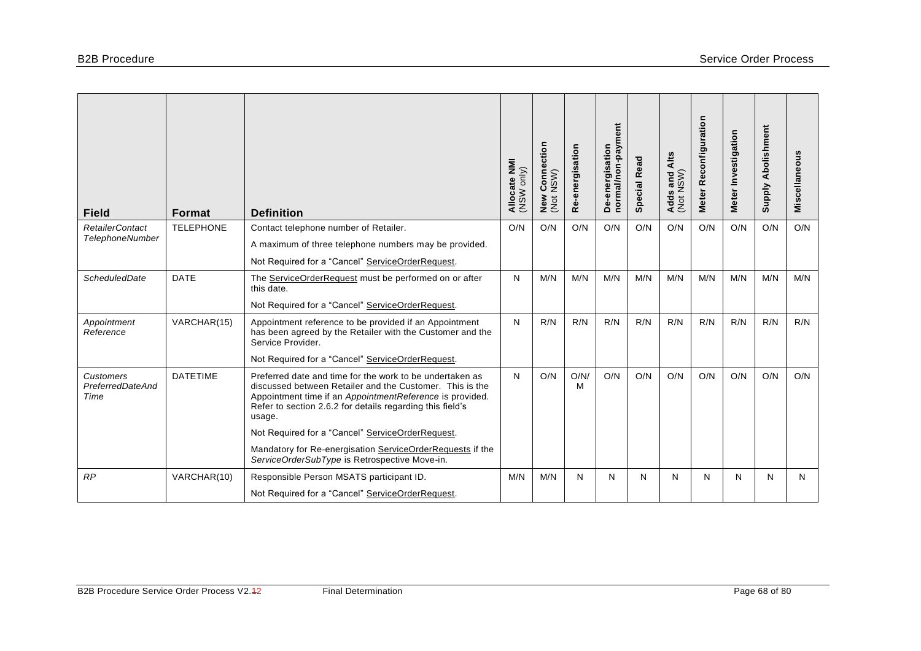| Field | Format | Definition | Allocate NMI (NSW only) | New Connection (Not NSW) | Re-energisation | De-energisation normal/non-payment | Special Read | Adds and Alts (Not NSW) | Meter Reconfiguration | Meter Investigation | Supply Abolishment | Miscellaneous |
|---|---|---|---|---|---|---|---|---|---|---|---|---|
| *RetailerContact TelephoneNumber* | TELEPHONE | Contact telephone number of Retailer.<br><br>A maximum of three telephone numbers may be provided.<br><br>Not Required for a "Cancel" ServiceOrderRequest. | O/N | O/N | O/N | O/N | O/N | O/N | O/N | O/N | O/N | O/N |
| *ScheduledDate* | DATE | The ServiceOrderRequest must be performed on or after this date.<br><br>Not Required for a "Cancel" ServiceOrderRequest. | N | M/N | M/N | M/N | M/N | M/N | M/N | M/N | M/N | M/N |
| *Appointment Reference* | VARCHAR(15) | Appointment reference to be provided if an Appointment has been agreed by the Retailer with the Customer and the Service Provider.<br><br>Not Required for a "Cancel" ServiceOrderRequest. | N | R/N | R/N | R/N | R/N | R/N | R/N | R/N | R/N | R/N |
| *Customers PreferredDateAnd Time* | DATETIME | Preferred date and time for the work to be undertaken as discussed between Retailer and the Customer. This is the Appointment time if an *AppointmentReference* is provided. Refer to section 2.6.2 for details regarding this field's usage.<br><br>Not Required for a "Cancel" ServiceOrderRequest.<br><br>Mandatory for Re-energisation ServiceOrderRequests if the *ServiceOrderSubType* is Retrospective Move-in. | N | O/N | O/N/M | O/N | O/N | O/N | O/N | O/N | O/N | O/N |
| *RP* | VARCHAR(10) | Responsible Person MSATS participant ID.<br><br>Not Required for a "Cancel" ServiceOrderRequest. | M/N | M/N | N | N | N | N | N | N | N | N |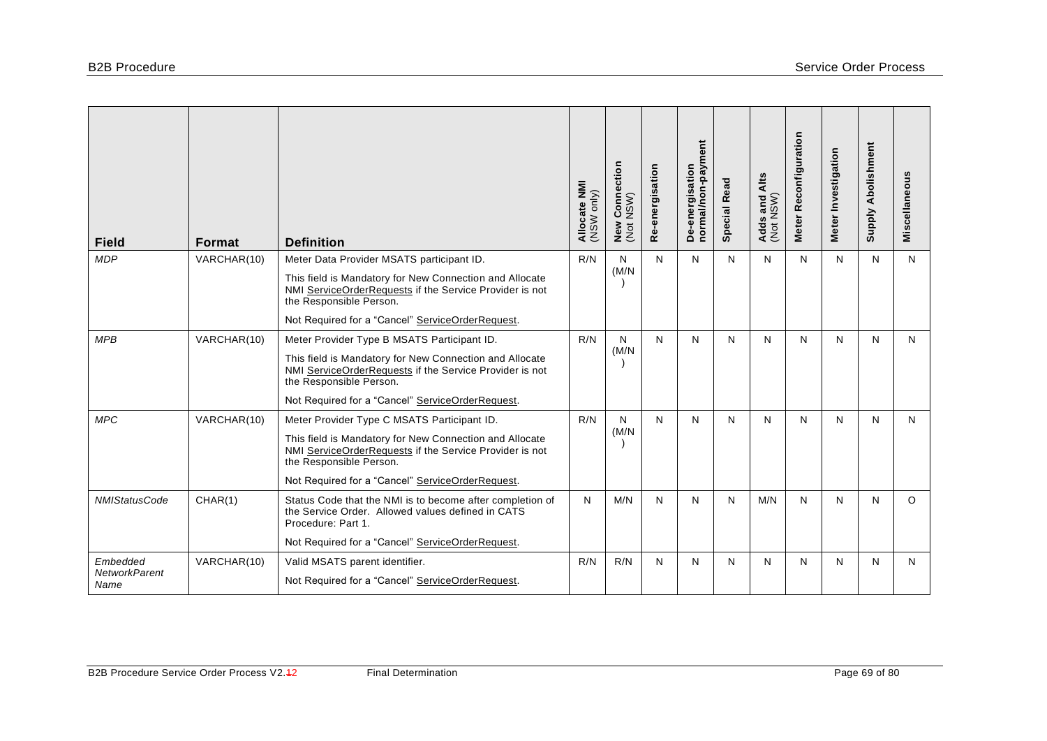| Field | Format | Definition | Allocate NMI (NSW only) | New Connection (Not NSW) | Re-energisation | De-energisation normal/non-payment | Special Read | Adds and Alts (Not NSW) | Meter Reconfiguration | Meter Investigation | Supply Abolishment | Miscellaneous |
|---|---|---|---|---|---|---|---|---|---|---|---|---|
| *MDP* | VARCHAR(10) | Meter Data Provider MSATS participant ID.<br><br>This field is Mandatory for New Connection and Allocate NMI ServiceOrderRequests if the Service Provider is not the Responsible Person.<br><br>Not Required for a "Cancel" ServiceOrderRequest. | R/N | N (M/N) | N | N | N | N | N | N | N | N |
| *MPB* | VARCHAR(10) | Meter Provider Type B MSATS Participant ID.<br><br>This field is Mandatory for New Connection and Allocate NMI ServiceOrderRequests if the Service Provider is not the Responsible Person.<br><br>Not Required for a "Cancel" ServiceOrderRequest. | R/N | N (M/N) | N | N | N | N | N | N | N | N |
| *MPC* | VARCHAR(10) | Meter Provider Type C MSATS Participant ID.<br><br>This field is Mandatory for New Connection and Allocate NMI ServiceOrderRequests if the Service Provider is not the Responsible Person.<br><br>Not Required for a "Cancel" ServiceOrderRequest. | R/N | N (M/N) | N | N | N | N | N | N | N | N |
| *NMIStatusCode* | CHAR(1) | Status Code that the NMI is to become after completion of the Service Order. Allowed values defined in CATS Procedure: Part 1.<br><br>Not Required for a "Cancel" ServiceOrderRequest. | N | M/N | N | N | N | M/N | N | N | N | O |
| *Embedded NetworkParent Name* | VARCHAR(10) | Valid MSATS parent identifier.<br><br>Not Required for a "Cancel" ServiceOrderRequest. | R/N | R/N | N | N | N | N | N | N | N | N |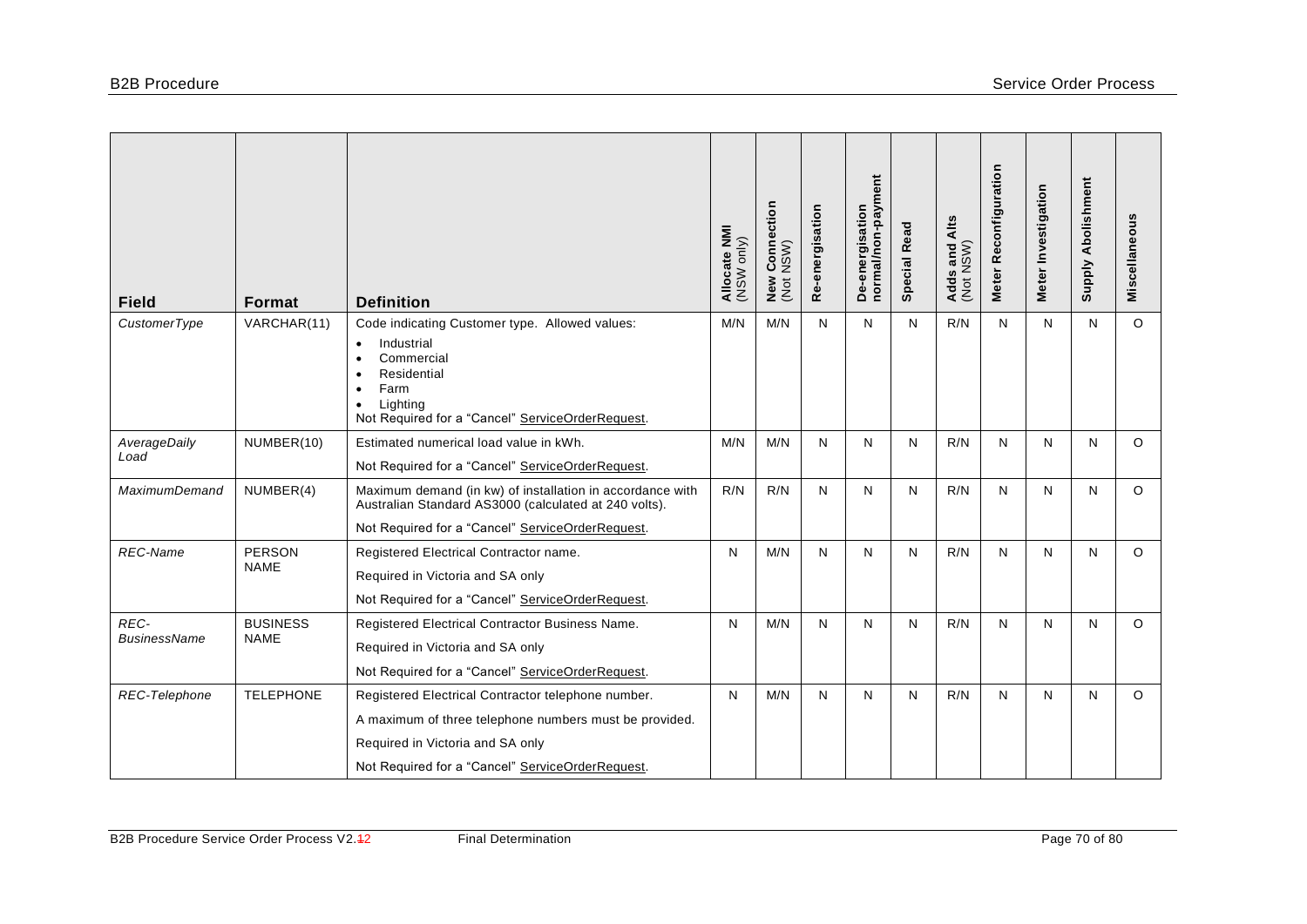| Field | Format | Definition | Allocate NMI (NSW only) | New Connection (Not NSW) | Re-energisation | De-energisation normal/non-payment | Special Read | Adds and Alts (Not NSW) | Meter Reconfiguration | Meter Investigation | Supply Abolishment | Miscellaneous |
|---|---|---|---|---|---|---|---|---|---|---|---|---|
| *CustomerType* | VARCHAR(11) | Code indicating Customer type. Allowed values:<br>• Industrial<br>• Commercial<br>• Residential<br>• Farm<br>• Lighting<br>Not Required for a "Cancel" ServiceOrderRequest. | M/N | M/N | N | N | N | R/N | N | N | N | O |
| *AverageDaily Load* | NUMBER(10) | Estimated numerical load value in kWh.<br>Not Required for a "Cancel" ServiceOrderRequest. | M/N | M/N | N | N | N | R/N | N | N | N | O |
| *MaximumDemand* | NUMBER(4) | Maximum demand (in kw) of installation in accordance with Australian Standard AS3000 (calculated at 240 volts).<br>Not Required for a "Cancel" ServiceOrderRequest. | R/N | R/N | N | N | N | R/N | N | N | N | O |
| *REC-Name* | PERSON NAME | Registered Electrical Contractor name.<br>Required in Victoria and SA only<br>Not Required for a "Cancel" ServiceOrderRequest. | N | M/N | N | N | N | R/N | N | N | N | O |
| *REC-BusinessName* | BUSINESS NAME | Registered Electrical Contractor Business Name.<br>Required in Victoria and SA only<br>Not Required for a "Cancel" ServiceOrderRequest. | N | M/N | N | N | N | R/N | N | N | N | O |
| *REC-Telephone* | TELEPHONE | Registered Electrical Contractor telephone number.<br>A maximum of three telephone numbers must be provided.<br>Required in Victoria and SA only<br>Not Required for a "Cancel" ServiceOrderRequest. | N | M/N | N | N | N | R/N | N | N | N | O |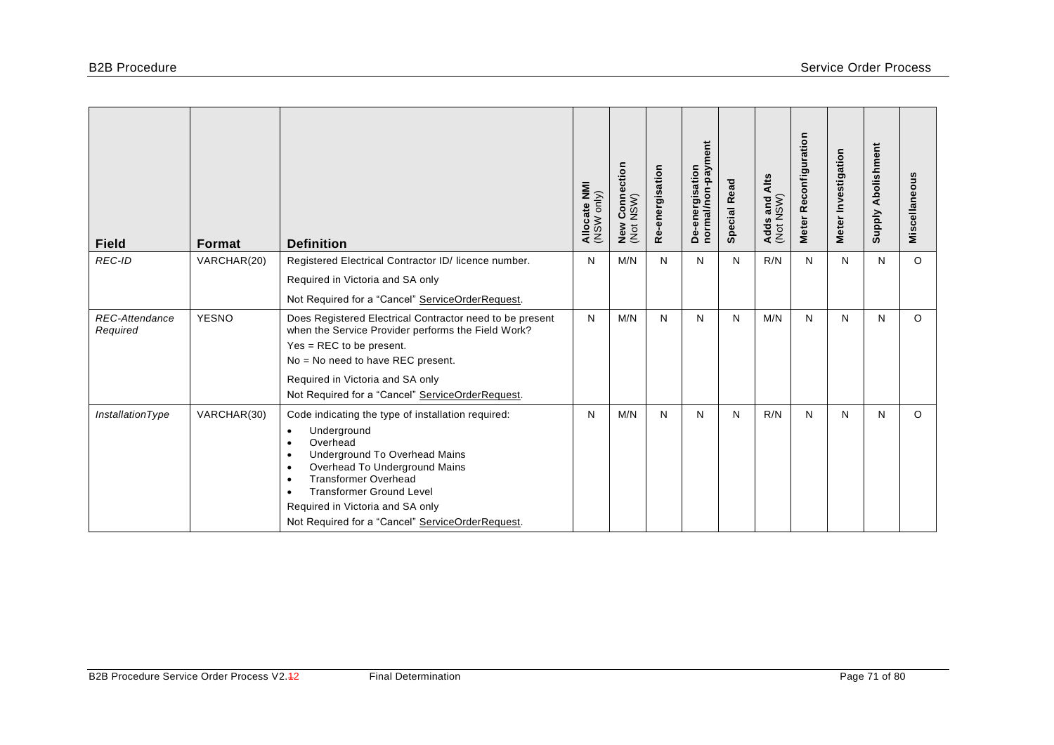| Field | Format | Definition | Allocate NMI (NSW only) | New Connection (Not NSW) | Re-energisation | De-energisation normal/non-payment | Special Read | Adds and Alts (Not NSW) | Meter Reconfiguration | Meter Investigation | Supply Abolishment | Miscellaneous |
|---|---|---|---|---|---|---|---|---|---|---|---|---|
| *REC-ID* | VARCHAR(20) | Registered Electrical Contractor ID/ licence number.<br><br>Required in Victoria and SA only<br><br>Not Required for a "Cancel" ServiceOrderRequest. | N | M/N | N | N | N | R/N | N | N | N | O |
| *REC-Attendance Required* | YESNO | Does Registered Electrical Contractor need to be present when the Service Provider performs the Field Work?<br><br>Yes = REC to be present.<br><br>No = No need to have REC present.<br><br>Required in Victoria and SA only<br><br>Not Required for a "Cancel" ServiceOrderRequest. | N | M/N | N | N | N | M/N | N | N | N | O |
| *InstallationType* | VARCHAR(30) | Code indicating the type of installation required:<br>• Underground<br>• Overhead<br>• Underground To Overhead Mains<br>• Overhead To Underground Mains<br>• Transformer Overhead<br>• Transformer Ground Level<br><br>Required in Victoria and SA only<br><br>Not Required for a "Cancel" ServiceOrderRequest. | N | M/N | N | N | N | R/N | N | N | N | O |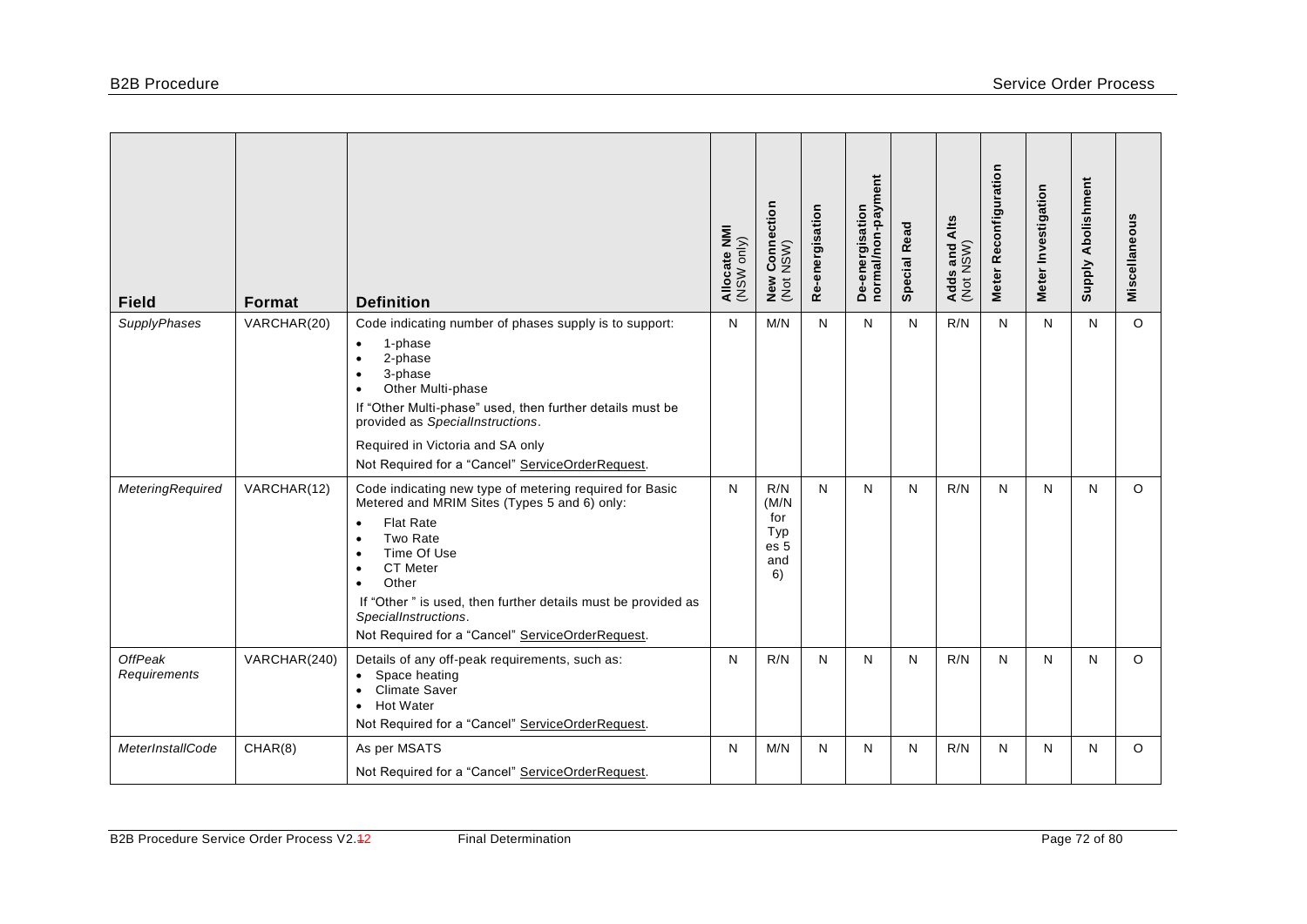| Field | Format | Definition | Allocate NMI (NSW only) | New Connection (Not NSW) | Re-energisation | De-energisation normal/non-payment | Special Read | Adds and Alts (Not NSW) | Meter Reconfiguration | Meter Investigation | Supply Abolishment | Miscellaneous |
|---|---|---|---|---|---|---|---|---|---|---|---|---|
| *SupplyPhases* | VARCHAR(20) | Code indicating number of phases supply is to support:<br>• 1-phase<br>• 2-phase<br>• 3-phase<br>• Other Multi-phase<br>If "Other Multi-phase" used, then further details must be provided as *SpecialInstructions*.<br>Required in Victoria and SA only<br>Not Required for a "Cancel" ServiceOrderRequest. | N | M/N | N | N | N | R/N | N | N | N | O |
| *MeteringRequired* | VARCHAR(12) | Code indicating new type of metering required for Basic Metered and MRIM Sites (Types 5 and 6) only:<br>• Flat Rate<br>• Two Rate<br>• Time Of Use<br>• CT Meter<br>• Other<br>If "Other " is used, then further details must be provided as *SpecialInstructions*.<br>Not Required for a "Cancel" ServiceOrderRequest. | N | R/N (M/N for Types 5 and 6) | N | N | N | R/N | N | N | N | O |
| *OffPeak Requirements* | VARCHAR(240) | Details of any off-peak requirements, such as:<br>• Space heating<br>• Climate Saver<br>• Hot Water<br>Not Required for a "Cancel" ServiceOrderRequest. | N | R/N | N | N | N | R/N | N | N | N | O |
| *MeterInstallCode* | CHAR(8) | As per MSATS<br>Not Required for a "Cancel" ServiceOrderRequest. | N | M/N | N | N | N | R/N | N | N | N | O |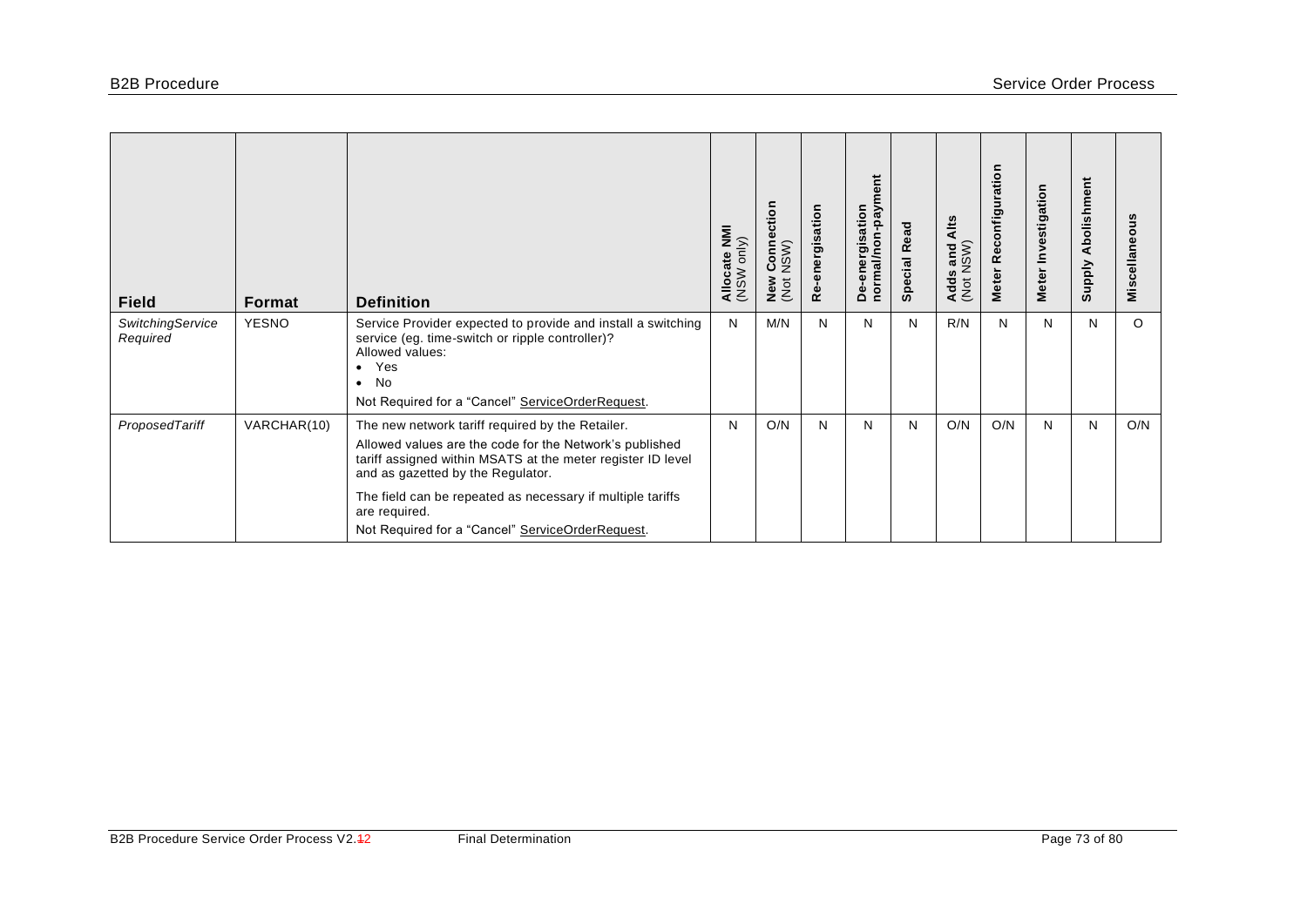| Field | Format | Definition | Allocate NMI (NSW only) | New Connection (Not NSW) | Re-energisation | De-energisation normal/non-payment | Special Read | Adds and Alts (Not NSW) | Meter Reconfiguration | Meter Investigation | Supply Abolishment | Miscellaneous |
|---|---|---|---|---|---|---|---|---|---|---|---|---|
| *SwitchingService Required* | YESNO | Service Provider expected to provide and install a switching service (eg. time-switch or ripple controller)?<br>Allowed values:<br>• Yes<br>• No<br>Not Required for a "Cancel" ServiceOrderRequest. | N | M/N | N | N | N | R/N | N | N | N | O |
| *ProposedTariff* | VARCHAR(10) | The new network tariff required by the Retailer.<br>Allowed values are the code for the Network's published tariff assigned within MSATS at the meter register ID level and as gazetted by the Regulator.<br>The field can be repeated as necessary if multiple tariffs are required.<br>Not Required for a "Cancel" ServiceOrderRequest. | N | O/N | N | N | N | O/N | O/N | N | N | O/N |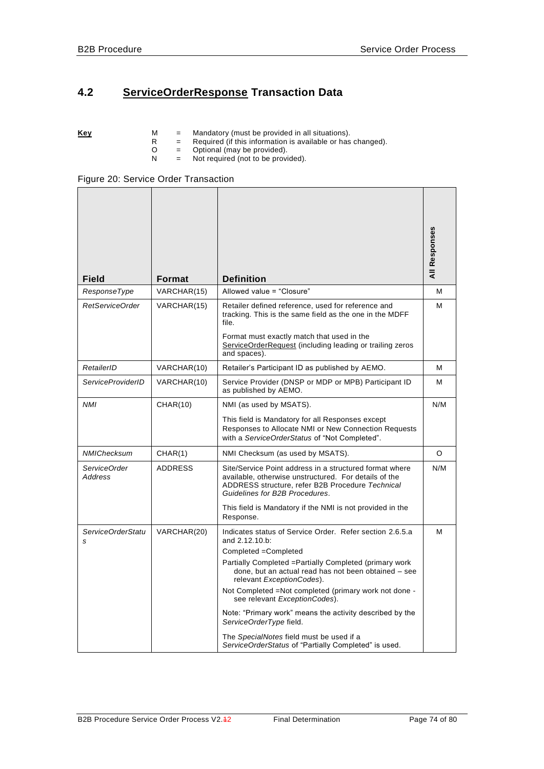## 4.2 ServiceOrderResponse Transaction Data

**Key**

M = Mandatory (must be provided in all situations).
R = Required (if this information is available or has changed).
O = Optional (may be provided).
N = Not required (not to be provided).

Figure 20: Service Order Transaction

| Field | Format | Definition | All Responses |
|---|---|---|---|
| *ResponseType* | VARCHAR(15) | Allowed value = "Closure" | M |
| *RetServiceOrder* | VARCHAR(15) | Retailer defined reference, used for reference and tracking. This is the same field as the one in the MDFF file.<br><br>Format must exactly match that used in the ServiceOrderRequest (including leading or trailing zeros and spaces). | M |
| *RetailerID* | VARCHAR(10) | Retailer's Participant ID as published by AEMO. | M |
| *ServiceProviderID* | VARCHAR(10) | Service Provider (DNSP or MDP or MPB) Participant ID as published by AEMO. | M |
| *NMI* | CHAR(10) | NMI (as used by MSATS).<br><br>This field is Mandatory for all Responses except Responses to Allocate NMI or New Connection Requests with a *ServiceOrderStatus* of "Not Completed". | N/M |
| *NMIChecksum* | CHAR(1) | NMI Checksum (as used by MSATS). | O |
| *ServiceOrder Address* | ADDRESS | Site/Service Point address in a structured format where available, otherwise unstructured. For details of the ADDRESS structure, refer B2B Procedure *Technical Guidelines for B2B Procedures*.<br><br>This field is Mandatory if the NMI is not provided in the Response. | N/M |
| *ServiceOrderStatus* | VARCHAR(20) | Indicates status of Service Order. Refer section 2.6.5.a and 2.12.10.b:<br>Completed =Completed<br>Partially Completed =Partially Completed (primary work done, but an actual read has not been obtained – see relevant *ExceptionCodes*).<br>Not Completed =Not completed (primary work not done - see relevant *ExceptionCodes*).<br><br>Note: "Primary work" means the activity described by the *ServiceOrderType* field.<br><br>The *SpecialNotes* field must be used if a *ServiceOrderStatus* of "Partially Completed" is used. | M |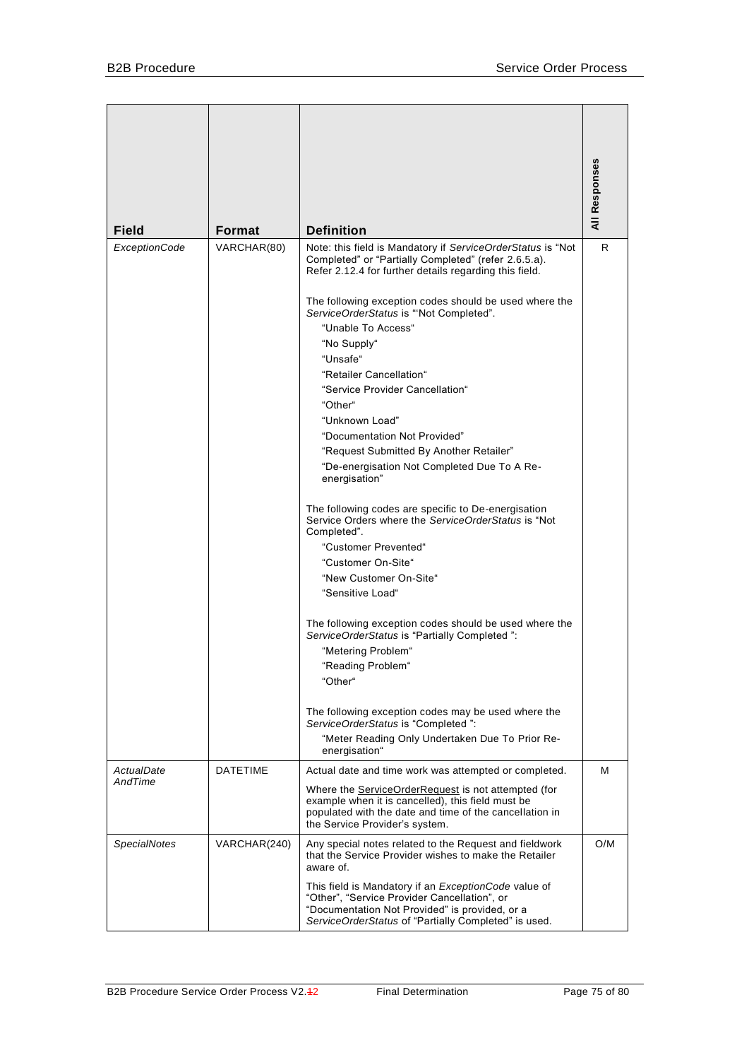| Field | Format | Definition | All Responses |
|---|---|---|---|
| *ExceptionCode* | VARCHAR(80) | Note: this field is Mandatory if *ServiceOrderStatus* is "Not Completed" or "Partially Completed" (refer 2.6.5.a). Refer 2.12.4 for further details regarding this field.<br><br>The following exception codes should be used where the *ServiceOrderStatus* is "'Not Completed".<br>"Unable To Access"<br>"No Supply"<br>"Unsafe"<br>"Retailer Cancellation"<br>"Service Provider Cancellation"<br>"Other"<br>"Unknown Load"<br>"Documentation Not Provided"<br>"Request Submitted By Another Retailer"<br>"De-energisation Not Completed Due To A Re-energisation"<br><br>The following codes are specific to De-energisation Service Orders where the *ServiceOrderStatus* is "Not Completed".<br>"Customer Prevented"<br>"Customer On-Site"<br>"New Customer On-Site"<br>"Sensitive Load"<br><br>The following exception codes should be used where the *ServiceOrderStatus* is "Partially Completed ":<br>"Metering Problem"<br>"Reading Problem"<br>"Other"<br><br>The following exception codes may be used where the *ServiceOrderStatus* is "Completed ":<br>"Meter Reading Only Undertaken Due To Prior Re-energisation" | R |
| *ActualDate AndTime* | DATETIME | Actual date and time work was attempted or completed.<br><br>Where the ServiceOrderRequest is not attempted (for example when it is cancelled), this field must be populated with the date and time of the cancellation in the Service Provider's system. | M |
| *SpecialNotes* | VARCHAR(240) | Any special notes related to the Request and fieldwork that the Service Provider wishes to make the Retailer aware of.<br><br>This field is Mandatory if an *ExceptionCode* value of "Other", "Service Provider Cancellation", or "Documentation Not Provided" is provided, or a *ServiceOrderStatus* of "Partially Completed" is used. | O/M |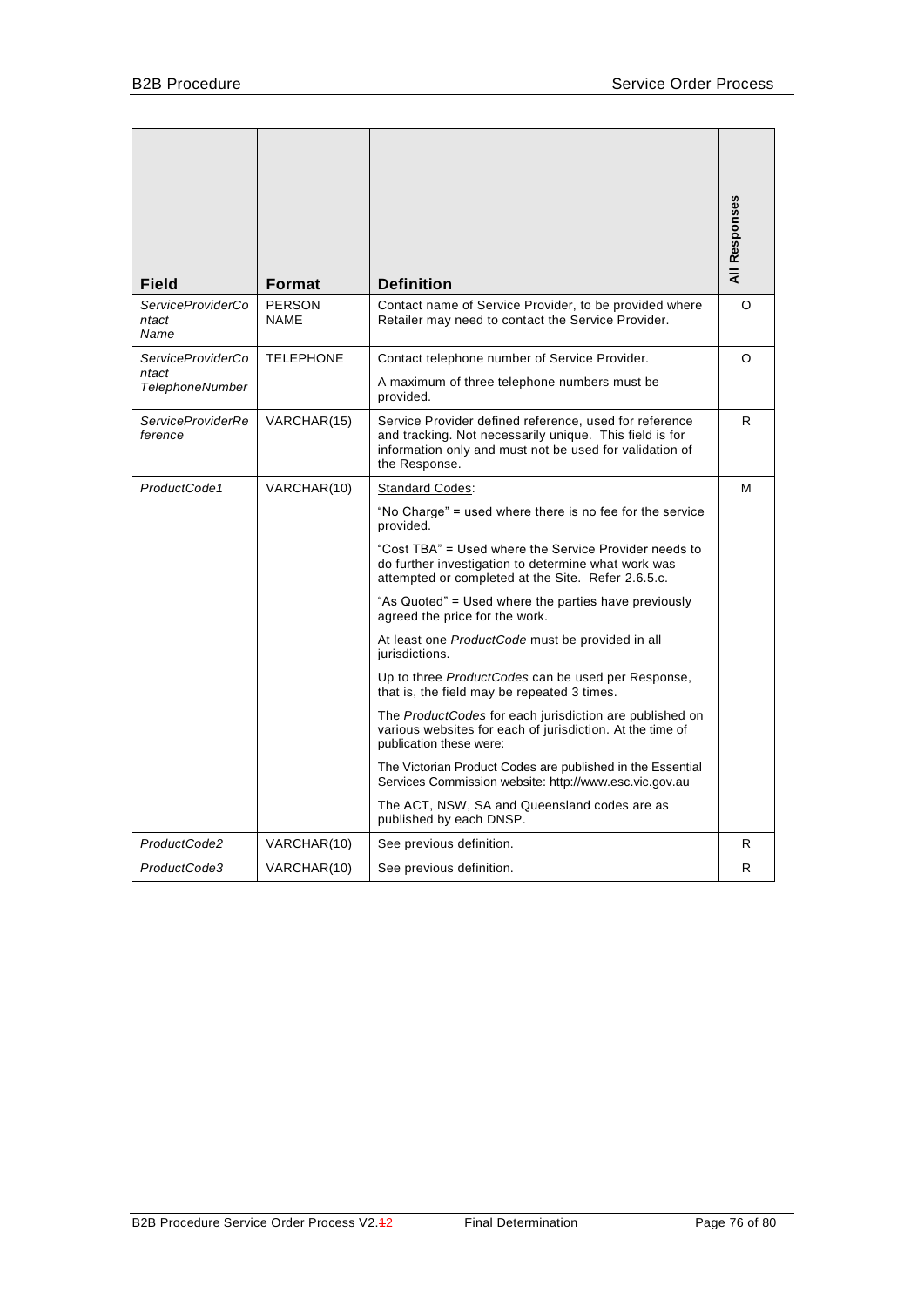| Field | Format | Definition | All Responses |
| --- | --- | --- | --- |
| *ServiceProviderContact Name* | PERSON NAME | Contact name of Service Provider, to be provided where Retailer may need to contact the Service Provider. | O |
| *ServiceProviderContact TelephoneNumber* | TELEPHONE | Contact telephone number of Service Provider.<br><br>A maximum of three telephone numbers must be provided. | O |
| *ServiceProviderReference* | VARCHAR(15) | Service Provider defined reference, used for reference and tracking. Not necessarily unique. This field is for information only and must not be used for validation of the Response. | R |
| *ProductCode1* | VARCHAR(10) | Standard Codes:<br><br>"No Charge" = used where there is no fee for the service provided.<br><br>"Cost TBA" = Used where the Service Provider needs to do further investigation to determine what work was attempted or completed at the Site. Refer 2.6.5.c.<br><br>"As Quoted" = Used where the parties have previously agreed the price for the work.<br><br>At least one *ProductCode* must be provided in all jurisdictions.<br><br>Up to three *ProductCodes* can be used per Response, that is, the field may be repeated 3 times.<br><br>The *ProductCodes* for each jurisdiction are published on various websites for each of jurisdiction. At the time of publication these were:<br><br>The Victorian Product Codes are published in the Essential Services Commission website: http://www.esc.vic.gov.au<br><br>The ACT, NSW, SA and Queensland codes are as published by each DNSP. | M |
| *ProductCode2* | VARCHAR(10) | See previous definition. | R |
| *ProductCode3* | VARCHAR(10) | See previous definition. | R |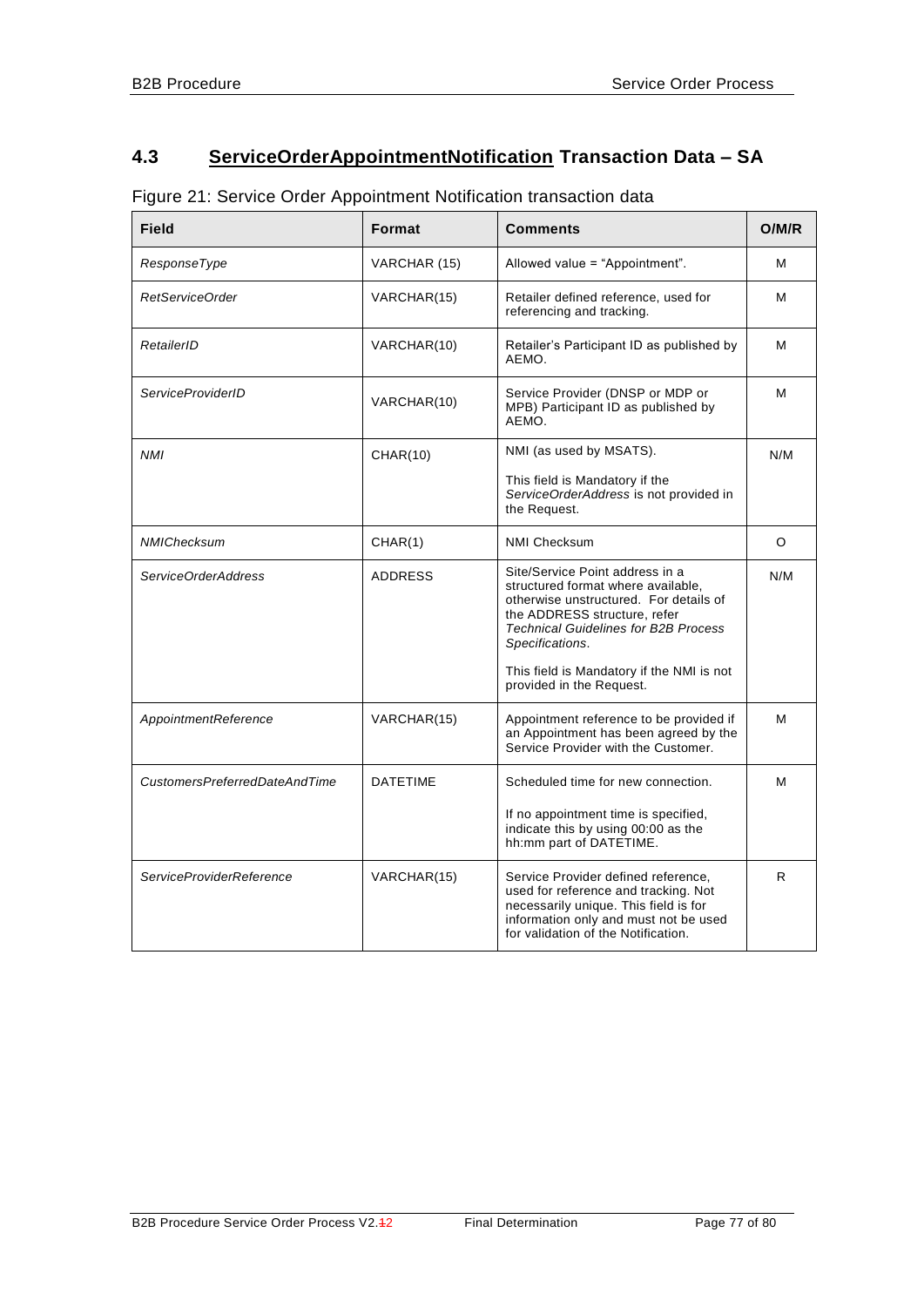## 4.3 ServiceOrderAppointmentNotification Transaction Data – SA

Figure 21: Service Order Appointment Notification transaction data

| Field | Format | Comments | O/M/R |
|---|---|---|---|
| *ResponseType* | VARCHAR (15) | Allowed value = "Appointment". | M |
| *RetServiceOrder* | VARCHAR(15) | Retailer defined reference, used for referencing and tracking. | M |
| *RetailerID* | VARCHAR(10) | Retailer's Participant ID as published by AEMO. | M |
| *ServiceProviderID* | VARCHAR(10) | Service Provider (DNSP or MDP or MPB) Participant ID as published by AEMO. | M |
| *NMI* | CHAR(10) | NMI (as used by MSATS).<br><br>This field is Mandatory if the *ServiceOrderAddress* is not provided in the Request. | N/M |
| *NMIChecksum* | CHAR(1) | NMI Checksum | O |
| *ServiceOrderAddress* | ADDRESS | Site/Service Point address in a structured format where available, otherwise unstructured. For details of the ADDRESS structure, refer *Technical Guidelines for B2B Process Specifications*.<br><br>This field is Mandatory if the NMI is not provided in the Request. | N/M |
| *AppointmentReference* | VARCHAR(15) | Appointment reference to be provided if an Appointment has been agreed by the Service Provider with the Customer. | M |
| *CustomersPreferredDateAndTime* | DATETIME | Scheduled time for new connection.<br><br>If no appointment time is specified, indicate this by using 00:00 as the hh:mm part of DATETIME. | M |
| *ServiceProviderReference* | VARCHAR(15) | Service Provider defined reference, used for reference and tracking. Not necessarily unique. This field is for information only and must not be used for validation of the Notification. | R |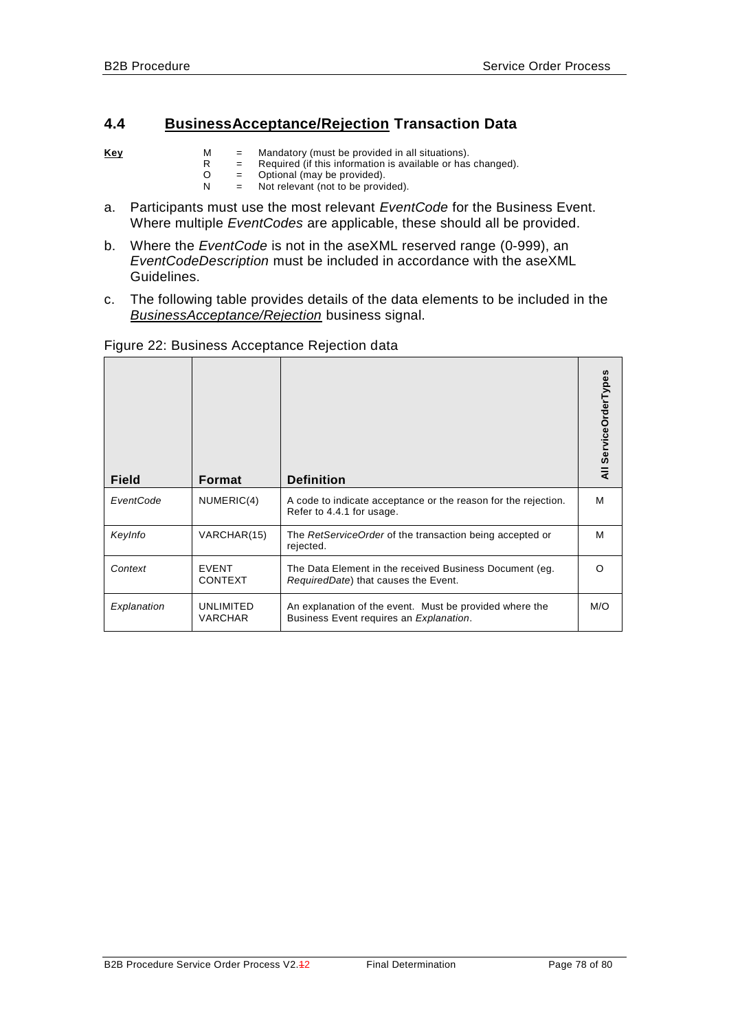## 4.4 BusinessAcceptance/Rejection Transaction Data

**Key**

M = Mandatory (must be provided in all situations).
R = Required (if this information is available or has changed).
O = Optional (may be provided).
N = Not relevant (not to be provided).

a. Participants must use the most relevant *EventCode* for the Business Event. Where multiple *EventCodes* are applicable, these should all be provided.

b. Where the *EventCode* is not in the aseXML reserved range (0-999), an *EventCodeDescription* must be included in accordance with the aseXML Guidelines.

c. The following table provides details of the data elements to be included in the *BusinessAcceptance/Rejection* business signal.

Figure 22: Business Acceptance Rejection data

| Field | Format | Definition | All ServiceOrderTypes |
|---|---|---|---|
| *EventCode* | NUMERIC(4) | A code to indicate acceptance or the reason for the rejection. Refer to 4.4.1 for usage. | M |
| *KeyInfo* | VARCHAR(15) | The *RetServiceOrder* of the transaction being accepted or rejected. | M |
| *Context* | EVENT CONTEXT | The Data Element in the received Business Document (eg. *RequiredDate*) that causes the Event. | O |
| *Explanation* | UNLIMITED VARCHAR | An explanation of the event. Must be provided where the Business Event requires an *Explanation*. | M/O |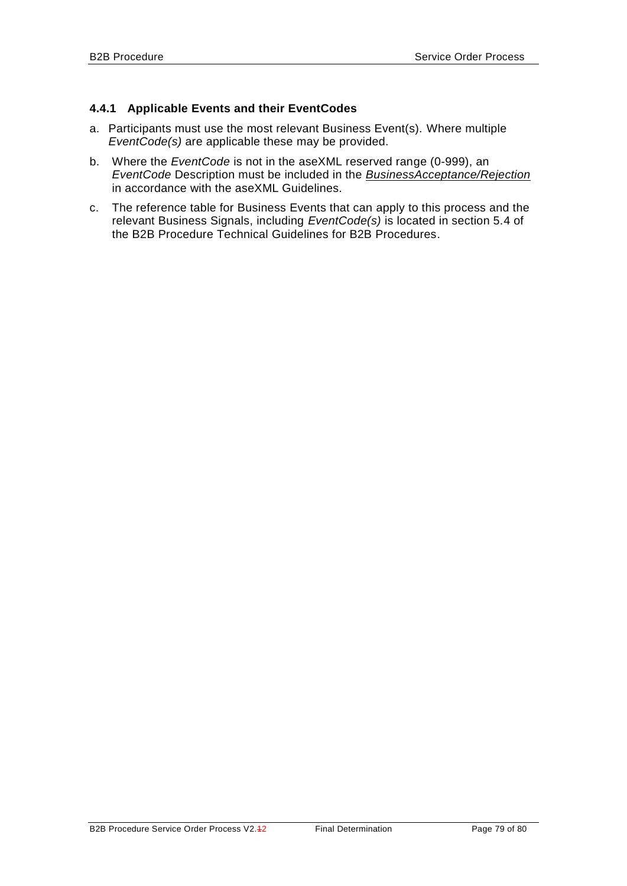### 4.4.1 Applicable Events and their EventCodes

a. Participants must use the most relevant Business Event(s). Where multiple *EventCode(s)* are applicable these may be provided.

b. Where the *EventCode* is not in the aseXML reserved range (0-999), an *EventCode* Description must be included in the *BusinessAcceptance/Rejection* in accordance with the aseXML Guidelines.

c. The reference table for Business Events that can apply to this process and the relevant Business Signals, including *EventCode(s)* is located in section 5.4 of the B2B Procedure Technical Guidelines for B2B Procedures.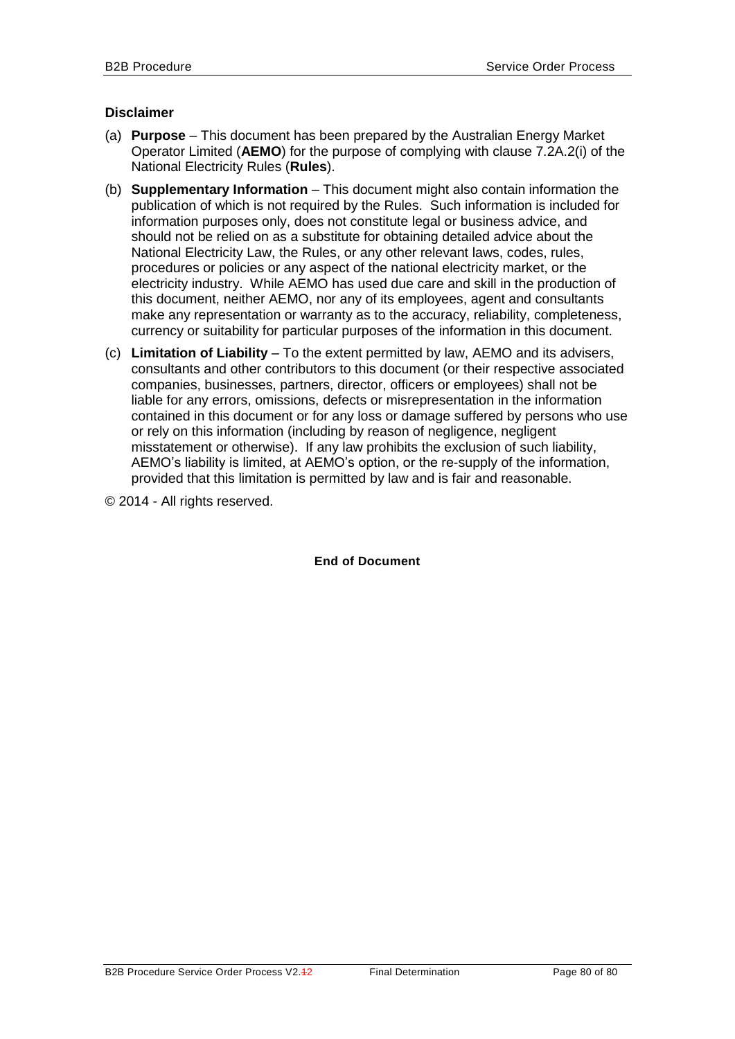**Disclaimer**

(a) **Purpose** – This document has been prepared by the Australian Energy Market Operator Limited (**AEMO**) for the purpose of complying with clause 7.2A.2(i) of the National Electricity Rules (**Rules**).

(b) **Supplementary Information** – This document might also contain information the publication of which is not required by the Rules. Such information is included for information purposes only, does not constitute legal or business advice, and should not be relied on as a substitute for obtaining detailed advice about the National Electricity Law, the Rules, or any other relevant laws, codes, rules, procedures or policies or any aspect of the national electricity market, or the electricity industry. While AEMO has used due care and skill in the production of this document, neither AEMO, nor any of its employees, agent and consultants make any representation or warranty as to the accuracy, reliability, completeness, currency or suitability for particular purposes of the information in this document.

(c) **Limitation of Liability** – To the extent permitted by law, AEMO and its advisers, consultants and other contributors to this document (or their respective associated companies, businesses, partners, director, officers or employees) shall not be liable for any errors, omissions, defects or misrepresentation in the information contained in this document or for any loss or damage suffered by persons who use or rely on this information (including by reason of negligence, negligent misstatement or otherwise). If any law prohibits the exclusion of such liability, AEMO's liability is limited, at AEMO's option, or the re-supply of the information, provided that this limitation is permitted by law and is fair and reasonable.

© 2014 - All rights reserved.

**End of Document**